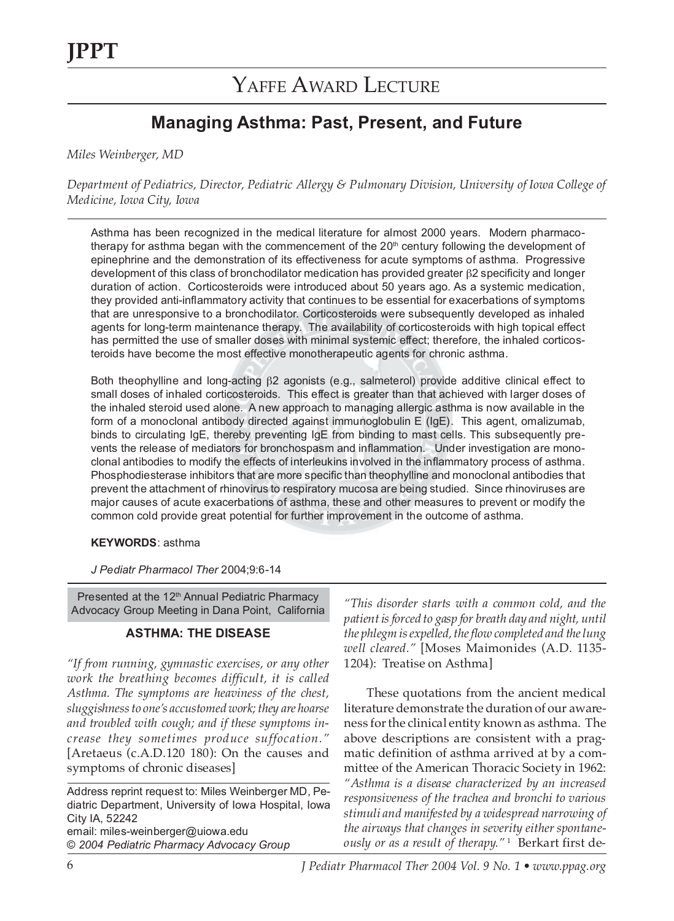JPPT

# Yaffe Award Lecture

## Managing Asthma: Past, Present, and Future

*Miles Weinberger, MD*

*Department of Pediatrics, Director, Pediatric Allergy & Pulmonary Division, University of Iowa College of Medicine, Iowa City, Iowa*

Asthma has been recognized in the medical literature for almost 2000 years. Modern pharmacotherapy for asthma began with the commencement of the 20th century following the development of epinephrine and the demonstration of its effectiveness for acute symptoms of asthma. Progressive development of this class of bronchodilator medication has provided greater β2 specificity and longer duration of action. Corticosteroids were introduced about 50 years ago. As a systemic medication, they provided anti-inflammatory activity that continues to be essential for exacerbations of symptoms that are unresponsive to a bronchodilator. Corticosteroids were subsequently developed as inhaled agents for long-term maintenance therapy. The availability of corticosteroids with high topical effect has permitted the use of smaller doses with minimal systemic effect; therefore, the inhaled corticosteroids have become the most effective monotherapeutic agents for chronic asthma.

Both theophylline and long-acting β2 agonists (e.g., salmeterol) provide additive clinical effect to small doses of inhaled corticosteroids. This effect is greater than that achieved with larger doses of the inhaled steroid used alone. A new approach to managing allergic asthma is now available in the form of a monoclonal antibody directed against immunoglobulin E (IgE). This agent, omalizumab, binds to circulating IgE, thereby preventing IgE from binding to mast cells. This subsequently prevents the release of mediators for bronchospasm and inflammation. Under investigation are monoclonal antibodies to modify the effects of interleukins involved in the inflammatory process of asthma. Phosphodiesterase inhibitors that are more specific than theophylline and monoclonal antibodies that prevent the attachment of rhinovirus to respiratory mucosa are being studied. Since rhinoviruses are major causes of acute exacerbations of asthma, these and other measures to prevent or modify the common cold provide great potential for further improvement in the outcome of asthma.

**KEYWORDS**: asthma

*J Pediatr Pharmacol Ther* 2004;9:6-14

Presented at the 12th Annual Pediatric Pharmacy Advocacy Group Meeting in Dana Point, California

### ASTHMA: THE DISEASE

*"If from running, gymnastic exercises, or any other work the breathing becomes difficult, it is called Asthma. The symptoms are heaviness of the chest, sluggishness to one's accustomed work; they are hoarse and troubled with cough; and if these symptoms increase they sometimes produce suffocation."* [Aretaeus (c.A.D.120 180): On the causes and symptoms of chronic diseases]

*"This disorder starts with a common cold, and the patient is forced to gasp for breath day and night, until the phlegm is expelled, the flow completed and the lung well cleared."* [Moses Maimonides (A.D. 1135-1204): Treatise on Asthma]

These quotations from the ancient medical literature demonstrate the duration of our awareness for the clinical entity known as asthma. The above descriptions are consistent with a pragmatic definition of asthma arrived at by a committee of the American Thoracic Society in 1962: *"Asthma is a disease characterized by an increased responsiveness of the trachea and bronchi to various stimuli and manifested by a widespread narrowing of the airways that changes in severity either spontaneously or as a result of therapy."* [1] Berkart first de-

Address reprint request to: Miles Weinberger MD, Pediatric Department, University of Iowa Hospital, Iowa City IA, 52242
email: miles-weinberger@uiowa.edu
*© 2004 Pediatric Pharmacy Advocacy Group*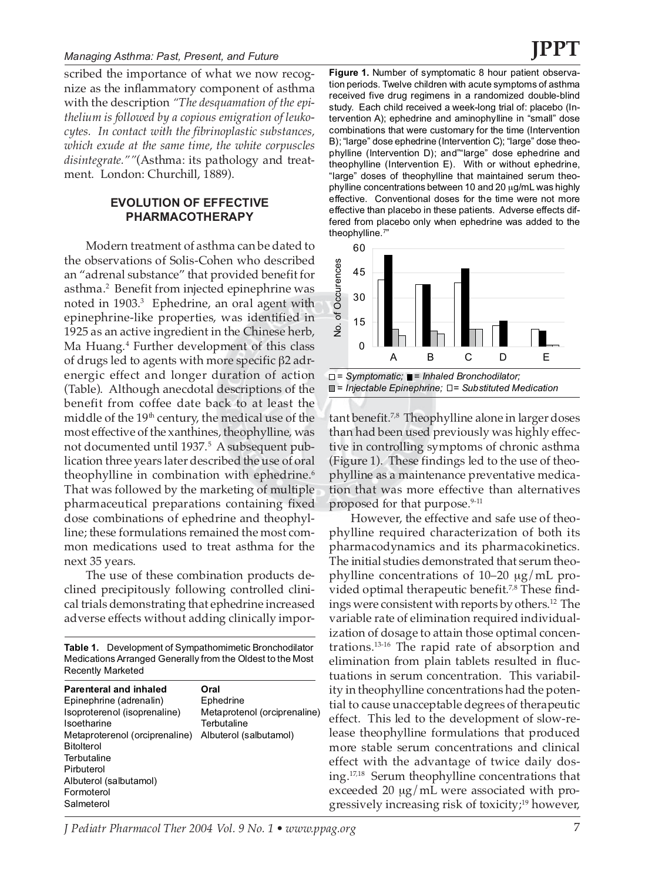scribed the importance of what we now recognize as the inflammatory component of asthma with the description *"The desquamation of the epithelium is followed by a copious emigration of leukocytes. In contact with the fibrinoplastic substances, which exude at the same time, the white corpuscles disintegrate.""*(Asthma: its pathology and treatment. London: Churchill, 1889).

## EVOLUTION OF EFFECTIVE PHARMACOTHERAPY

Modern treatment of asthma can be dated to the observations of Solis-Cohen who described an "adrenal substance" that provided benefit for asthma.[2] Benefit from injected epinephrine was noted in 1903.[3] Ephedrine, an oral agent with epinephrine-like properties, was identified in 1925 as an active ingredient in the Chinese herb, Ma Huang.[4] Further development of this class of drugs led to agents with more specific β2 adrenergic effect and longer duration of action (Table). Although anecdotal descriptions of the benefit from coffee date back to at least the middle of the 19th century, the medical use of the most effective of the xanthines, theophylline, was not documented until 1937.[5] A subsequent publication three years later described the use of oral theophylline in combination with ephedrine.[6] That was followed by the marketing of multiple pharmaceutical preparations containing fixed dose combinations of ephedrine and theophylline; these formulations remained the most common medications used to treat asthma for the next 35 years.

The use of these combination products declined precipitously following controlled clinical trials demonstrating that ephedrine increased adverse effects without adding clinically important benefit.[7,8] Theophylline alone in larger doses than had been used previously was highly effective in controlling symptoms of chronic asthma (Figure 1). These findings led to the use of theophylline as a maintenance preventative medication that was more effective than alternatives proposed for that purpose.[9-11]

However, the effective and safe use of theophylline required characterization of both its pharmacodynamics and its pharmacokinetics. The initial studies demonstrated that serum theophylline concentrations of 10–20 μg/mL provided optimal therapeutic benefit.[7,8] These findings were consistent with reports by others.[12] The variable rate of elimination required individualization of dosage to attain those optimal concentrations.[13-16] The rapid rate of absorption and elimination from plain tablets resulted in fluctuations in serum concentration. This variability in theophylline concentrations had the potential to cause unacceptable degrees of therapeutic effect. This led to the development of slow-release theophylline formulations that produced more stable serum concentrations and clinical effect with the advantage of twice daily dosing.[17,18] Serum theophylline concentrations that exceeded 20 μg/mL were associated with progressively increasing risk of toxicity;[19] however,

**Table 1.** Development of Sympathomimetic Bronchodilator Medications Arranged Generally from the Oldest to the Most Recently Marketed

| Parenteral and inhaled | Oral |
|---|---|
| Epinephrine (adrenalin) | Ephedrine |
| Isoproterenol (isoprenaline) | Metaprotenol (orciprenaline) |
| Isoetharine | Terbutaline |
| Metaproterenol (orciprenaline) | Albuterol (salbutamol) |
| Bitolterol | |
| Terbutaline | |
| Pirbuterol | |
| Albuterol (salbutamol) | |
| Formoterol | |
| Salmeterol | |

**Figure 1.** Number of symptomatic 8 hour patient observation periods. Twelve children with acute symptoms of asthma received five drug regimens in a randomized double-blind study. Each child received a week-long trial of: placebo (Intervention A); ephedrine and aminophylline in "small" dose combinations that were customary for the time (Intervention B); "large" dose ephedrine (Intervention C); "large" dose theophylline (Intervention D); and"“large" dose ephedrine and theophylline (Intervention E). With or without ephedrine, "large" doses of theophylline that maintained serum theophylline concentrations between 10 and 20 μg/mL was highly effective. Conventional doses for the time were not more effective than placebo in these patients. Adverse effects differed from placebo only when ephedrine was added to the theophylline.[7]"

□ = *Symptomatic;* ■ = *Inhaled Bronchodilator;* ▩ = *Injectable Epinephrine;* □ = *Substituted Medication*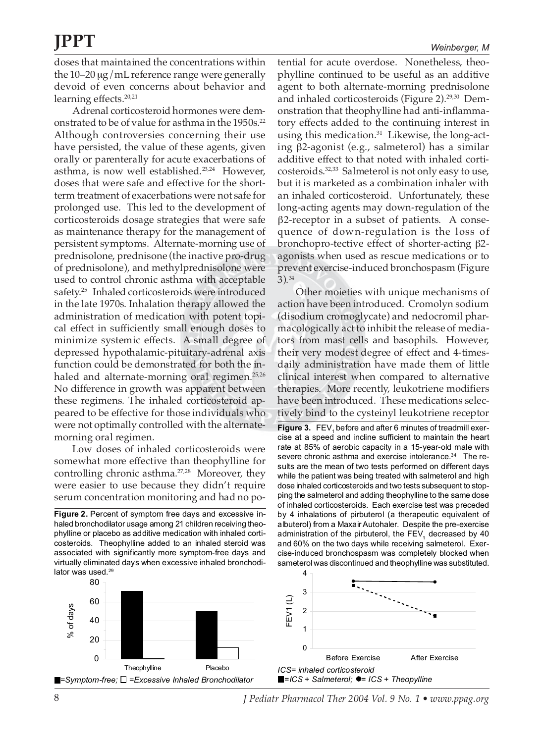doses that maintained the concentrations within the 10–20 μg/mL reference range were generally devoid of even concerns about behavior and learning effects.[20,21]

Adrenal corticosteroid hormones were demonstrated to be of value for asthma in the 1950s.[22] Although controversies concerning their use have persisted, the value of these agents, given orally or parenterally for acute exacerbations of asthma, is now well established.[23,24] However, doses that were safe and effective for the short-term treatment of exacerbations were not safe for prolonged use. This led to the development of corticosteroids dosage strategies that were safe as maintenance therapy for the management of persistent symptoms. Alternate-morning use of prednisolone, prednisone (the inactive pro-drug of prednisolone), and methylprednisolone were used to control chronic asthma with acceptable safety.[25] Inhaled corticosteroids were introduced in the late 1970s. Inhalation therapy allowed the administration of medication with potent topical effect in sufficiently small enough doses to minimize systemic effects. A small degree of depressed hypothalamic-pituitary-adrenal axis function could be demonstrated for both the inhaled and alternate-morning oral regimen.[25,26] No difference in growth was apparent between these regimens. The inhaled corticosteroid appeared to be effective for those individuals who were not optimally controlled with the alternate-morning oral regimen.

Low doses of inhaled corticosteroids were somewhat more effective than theophylline for controlling chronic asthma.[27,28] Moreover, they were easier to use because they didn't require serum concentration monitoring and had no potential for acute overdose. Nonetheless, theophylline continued to be useful as an additive agent to both alternate-morning prednisolone and inhaled corticosteroids (Figure 2).[29,30] Demonstration that theophylline had anti-inflammatory effects added to the continuing interest in using this medication.[31] Likewise, the long-acting β2-agonist (e.g., salmeterol) has a similar additive effect to that noted with inhaled corticosteroids.[32,33] Salmeterol is not only easy to use, but it is marketed as a combination inhaler with an inhaled corticosteroid. Unfortunately, these long-acting agents may down-regulation of the β2-receptor in a subset of patients. A consequence of down-regulation is the loss of bronchopro-tective effect of shorter-acting β2-agonists when used as rescue medications or to prevent exercise-induced bronchospasm (Figure 3).[34]

Other moieties with unique mechanisms of action have been introduced. Cromolyn sodium (disodium cromoglycate) and nedocromil pharmacologically act to inhibit the release of mediators from mast cells and basophils. However, their very modest degree of effect and 4-times-daily administration have made them of little clinical interest when compared to alternative therapies. More recently, leukotriene modifiers have been introduced. These medications selectively bind to the cysteinyl leukotriene receptor

**Figure 2.** Percent of symptom free days and excessive inhaled bronchodilator usage among 21 children receiving theophylline or placebo as additive medication with inhaled corticosteroids. Theophylline added to an inhaled steroid was associated with significantly more symptom-free days and virtually eliminated days when excessive inhaled bronchodilator was used.[29]

■=Symptom-free; □ =Excessive Inhaled Bronchodilator

**Figure 3.** $FEV_1$ before and after 6 minutes of treadmill exercise at a speed and incline sufficient to maintain the heart rate at 85% of aerobic capacity in a 15-year-old male with severe chronic asthma and exercise intolerance.[34] The results are the mean of two tests performed on different days while the patient was being treated with salmeterol and high dose inhaled corticosteroids and two tests subsequent to stopping the salmeterol and adding theophylline to the same dose of inhaled corticosteroids. Each exercise test was preceded by 4 inhalations of pirbuterol (a therapeutic equivalent of albuterol) from a Maxair Autohaler. Despite the pre-exercise administration of the pirbuterol, the $FEV_1$ decreased by 40 and 60% on the two days while receiving salmeterol. Exercise-induced bronchospasm was completely blocked when sameterol was discontinued and theophylline was substituted.

ICS= inhaled corticosteroid
■=ICS + Salmeterol; ●= ICS + Theopylline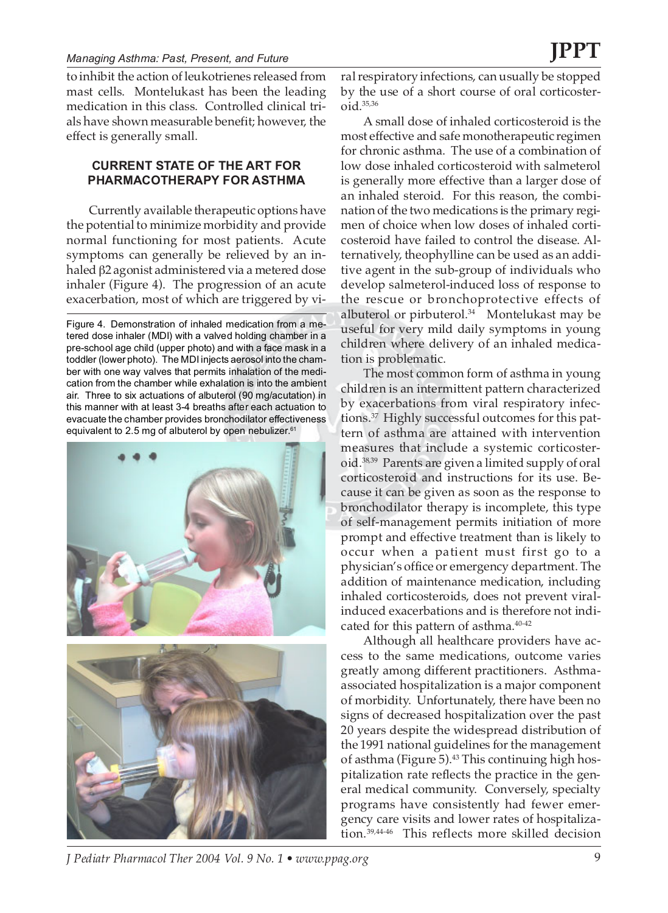to inhibit the action of leukotrienes released from mast cells. Montelukast has been the leading medication in this class. Controlled clinical trials have shown measurable benefit; however, the effect is generally small.

## CURRENT STATE OF THE ART FOR PHARMACOTHERAPY FOR ASTHMA

Currently available therapeutic options have the potential to minimize morbidity and provide normal functioning for most patients. Acute symptoms can generally be relieved by an inhaled β2 agonist administered via a metered dose inhaler (Figure 4). The progression of an acute exacerbation, most of which are triggered by viral respiratory infections, can usually be stopped by the use of a short course of oral corticosteroid.[35,36]

Figure 4. Demonstration of inhaled medication from a metered dose inhaler (MDI) with a valved holding chamber in a pre-school age child (upper photo) and with a face mask in a toddler (lower photo). The MDI injects aerosol into the chamber with one way valves that permits inhalation of the medication from the chamber while exhalation is into the ambient air. Three to six actuations of albuterol (90 mg/acutation) in this manner with at least 3-4 breaths after each actuation to evacuate the chamber provides bronchodilator effectiveness equivalent to 2.5 mg of albuterol by open nebulizer.[61]

A small dose of inhaled corticosteroid is the most effective and safe monotherapeutic regimen for chronic asthma. The use of a combination of low dose inhaled corticosteroid with salmeterol is generally more effective than a larger dose of an inhaled steroid. For this reason, the combination of the two medications is the primary regimen of choice when low doses of inhaled corticosteroid have failed to control the disease. Alternatively, theophylline can be used as an additive agent in the sub-group of individuals who develop salmeterol-induced loss of response to the rescue or bronchoprotective effects of albuterol or pirbuterol.[34] Montelukast may be useful for very mild daily symptoms in young children where delivery of an inhaled medication is problematic.

The most common form of asthma in young children is an intermittent pattern characterized by exacerbations from viral respiratory infections.[37] Highly successful outcomes for this pattern of asthma are attained with intervention measures that include a systemic corticosteroid.[38,39] Parents are given a limited supply of oral corticosteroid and instructions for its use. Because it can be given as soon as the response to bronchodilator therapy is incomplete, this type of self-management permits initiation of more prompt and effective treatment than is likely to occur when a patient must first go to a physician's office or emergency department. The addition of maintenance medication, including inhaled corticosteroids, does not prevent viral-induced exacerbations and is therefore not indicated for this pattern of asthma.[40-42]

Although all healthcare providers have access to the same medications, outcome varies greatly among different practitioners. Asthma-associated hospitalization is a major component of morbidity. Unfortunately, there have been no signs of decreased hospitalization over the past 20 years despite the widespread distribution of the 1991 national guidelines for the management of asthma (Figure 5).[43] This continuing high hospitalization rate reflects the practice in the general medical community. Conversely, specialty programs have consistently had fewer emergency care visits and lower rates of hospitalization.[39,44-46] This reflects more skilled decision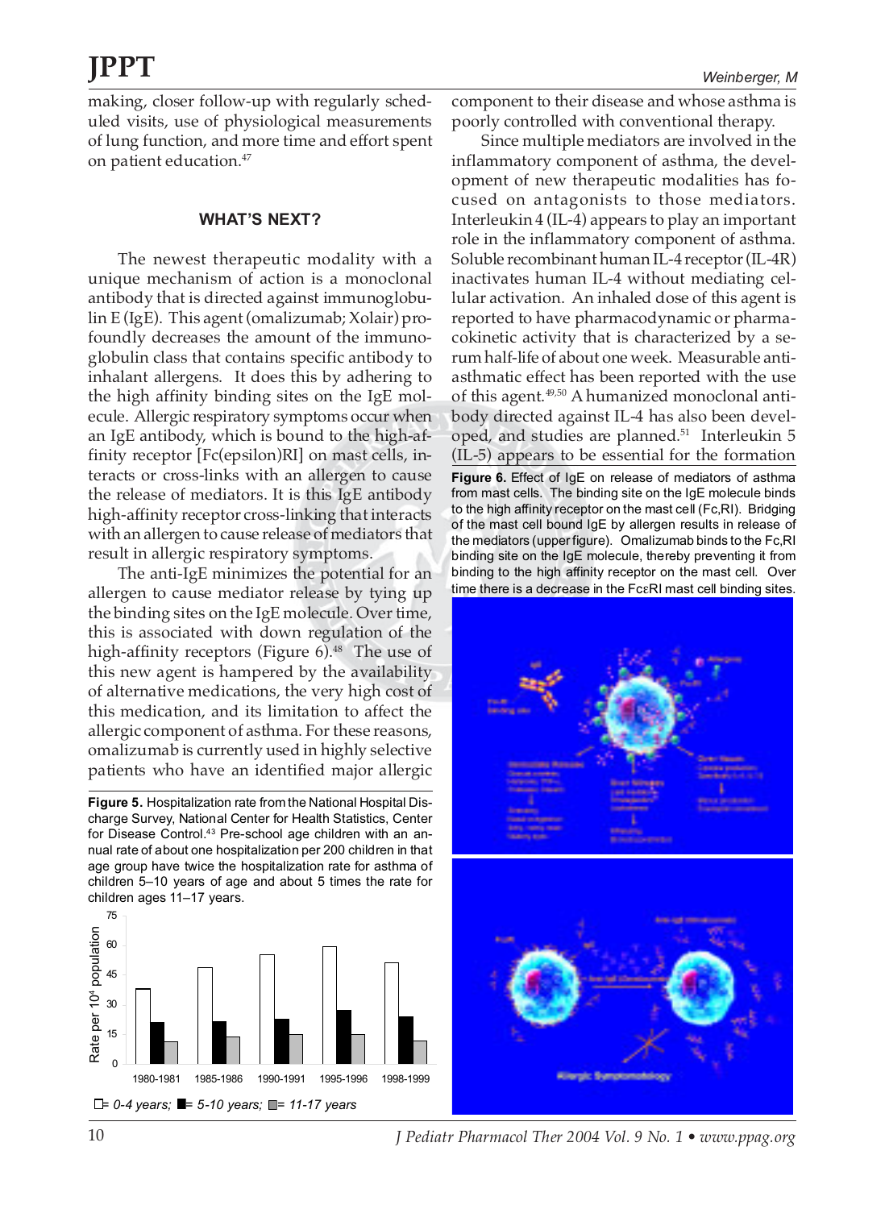making, closer follow-up with regularly scheduled visits, use of physiological measurements of lung function, and more time and effort spent on patient education.[47]

### WHAT'S NEXT?

The newest therapeutic modality with a unique mechanism of action is a monoclonal antibody that is directed against immunoglobulin E (IgE). This agent (omalizumab; Xolair) profoundly decreases the amount of the immunoglobulin class that contains specific antibody to inhalant allergens. It does this by adhering to the high affinity binding sites on the IgE molecule. Allergic respiratory symptoms occur when an IgE antibody, which is bound to the high-affinity receptor [Fc(epsilon)RI] on mast cells, interacts or cross-links with an allergen to cause the release of mediators. It is this IgE antibody high-affinity receptor cross-linking that interacts with an allergen to cause release of mediators that result in allergic respiratory symptoms.

The anti-IgE minimizes the potential for an allergen to cause mediator release by tying up the binding sites on the IgE molecule. Over time, this is associated with down regulation of the high-affinity receptors (Figure 6).[48] The use of this new agent is hampered by the availability of alternative medications, the very high cost of this medication, and its limitation to affect the allergic component of asthma. For these reasons, omalizumab is currently used in highly selective patients who have an identified major allergic component to their disease and whose asthma is poorly controlled with conventional therapy.

Since multiple mediators are involved in the inflammatory component of asthma, the development of new therapeutic modalities has focused on antagonists to those mediators. Interleukin 4 (IL-4) appears to play an important role in the inflammatory component of asthma. Soluble recombinant human IL-4 receptor (IL-4R) inactivates human IL-4 without mediating cellular activation. An inhaled dose of this agent is reported to have pharmacodynamic or pharmacokinetic activity that is characterized by a serum half-life of about one week. Measurable antiasthmatic effect has been reported with the use of this agent.[49,50] A humanized monoclonal antibody directed against IL-4 has also been developed, and studies are planned.[51] Interleukin 5 (IL-5) appears to be essential for the formation

**Figure 5.** Hospitalization rate from the National Hospital Discharge Survey, National Center for Health Statistics, Center for Disease Control.[43] Pre-school age children with an annual rate of about one hospitalization per 200 children in that age group have twice the hospitalization rate for asthma of children 5–10 years of age and about 5 times the rate for children ages 11–17 years.

□= *0-4 years;* ■= *5-10 years;* ▩= *11-17 years*

**Figure 6.** Effect of IgE on release of mediators of asthma from mast cells. The binding site on the IgE molecule binds to the high affinity receptor on the mast cell (Fc,RI). Bridging of the mast cell bound IgE by allergen results in release of the mediators (upper figure). Omalizumab binds to the Fc,RI binding site on the IgE molecule, thereby preventing it from binding to the high affinity receptor on the mast cell. Over time there is a decrease in the FcεRI mast cell binding sites.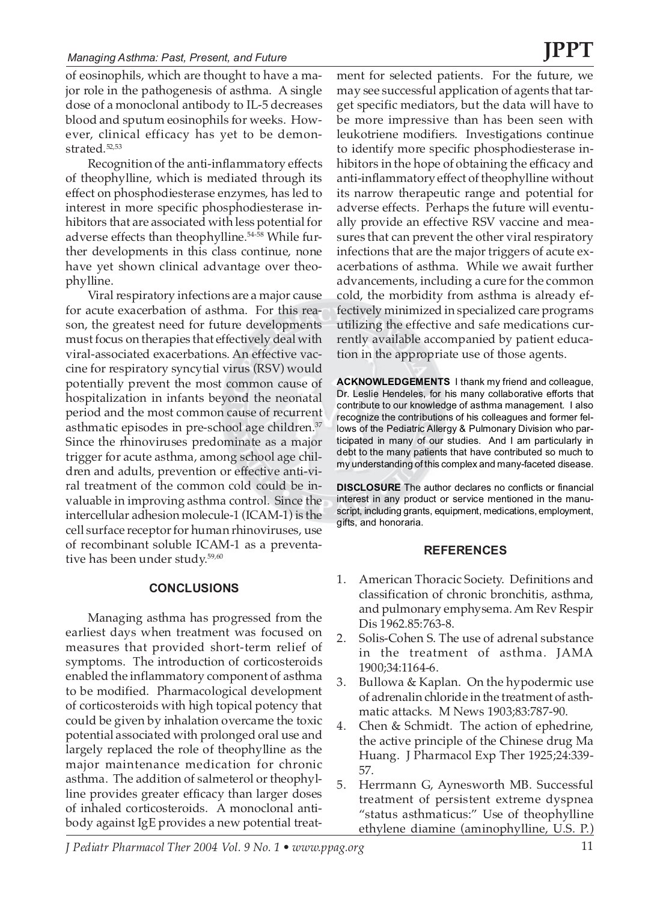of eosinophils, which are thought to have a major role in the pathogenesis of asthma. A single dose of a monoclonal antibody to IL-5 decreases blood and sputum eosinophils for weeks. However, clinical efficacy has yet to be demonstrated.[52,53]

Recognition of the anti-inflammatory effects of theophylline, which is mediated through its effect on phosphodiesterase enzymes, has led to interest in more specific phosphodiesterase inhibitors that are associated with less potential for adverse effects than theophylline.[54-58] While further developments in this class continue, none have yet shown clinical advantage over theophylline.

Viral respiratory infections are a major cause for acute exacerbation of asthma. For this reason, the greatest need for future developments must focus on therapies that effectively deal with viral-associated exacerbations. An effective vaccine for respiratory syncytial virus (RSV) would potentially prevent the most common cause of hospitalization in infants beyond the neonatal period and the most common cause of recurrent asthmatic episodes in pre-school age children.[37] Since the rhinoviruses predominate as a major trigger for acute asthma, among school age children and adults, prevention or effective anti-viral treatment of the common cold could be invaluable in improving asthma control. Since the intercellular adhesion molecule-1 (ICAM-1) is the cell surface receptor for human rhinoviruses, use of recombinant soluble ICAM-1 as a preventative has been under study.[59,60]

## CONCLUSIONS

Managing asthma has progressed from the earliest days when treatment was focused on measures that provided short-term relief of symptoms. The introduction of corticosteroids enabled the inflammatory component of asthma to be modified. Pharmacological development of corticosteroids with high topical potency that could be given by inhalation overcame the toxic potential associated with prolonged oral use and largely replaced the role of theophylline as the major maintenance medication for chronic asthma. The addition of salmeterol or theophylline provides greater efficacy than larger doses of inhaled corticosteroids. A monoclonal antibody against IgE provides a new potential treatment for selected patients. For the future, we may see successful application of agents that target specific mediators, but the data will have to be more impressive than has been seen with leukotriene modifiers. Investigations continue to identify more specific phosphodiesterase inhibitors in the hope of obtaining the efficacy and anti-inflammatory effect of theophylline without its narrow therapeutic range and potential for adverse effects. Perhaps the future will eventually provide an effective RSV vaccine and measures that can prevent the other viral respiratory infections that are the major triggers of acute exacerbations of asthma. While we await further advancements, including a cure for the common cold, the morbidity from asthma is already effectively minimized in specialized care programs utilizing the effective and safe medications currently available accompanied by patient education in the appropriate use of those agents.

**ACKNOWLEDGEMENTS** I thank my friend and colleague, Dr. Leslie Hendeles, for his many collaborative efforts that contribute to our knowledge of asthma management. I also recognize the contributions of his colleagues and former fellows of the Pediatric Allergy & Pulmonary Division who participated in many of our studies. And I am particularly in debt to the many patients that have contributed so much to my understanding of this complex and many-faceted disease.

**DISCLOSURE** The author declares no conflicts or financial interest in any product or service mentioned in the manuscript, including grants, equipment, medications, employment, gifts, and honoraria.

## REFERENCES

1. American Thoracic Society. Definitions and classification of chronic bronchitis, asthma, and pulmonary emphysema. Am Rev Respir Dis 1962.85:763-8.
2. Solis-Cohen S. The use of adrenal substance in the treatment of asthma. JAMA 1900;34:1164-6.
3. Bullowa & Kaplan. On the hypodermic use of adrenalin chloride in the treatment of asthmatic attacks. M News 1903;83:787-90.
4. Chen & Schmidt. The action of ephedrine, the active principle of the Chinese drug Ma Huang. J Pharmacol Exp Ther 1925;24:339-57.
5. Herrmann G, Aynesworth MB. Successful treatment of persistent extreme dyspnea "status asthmaticus:" Use of theophylline ethylene diamine (aminophylline, U.S. P.)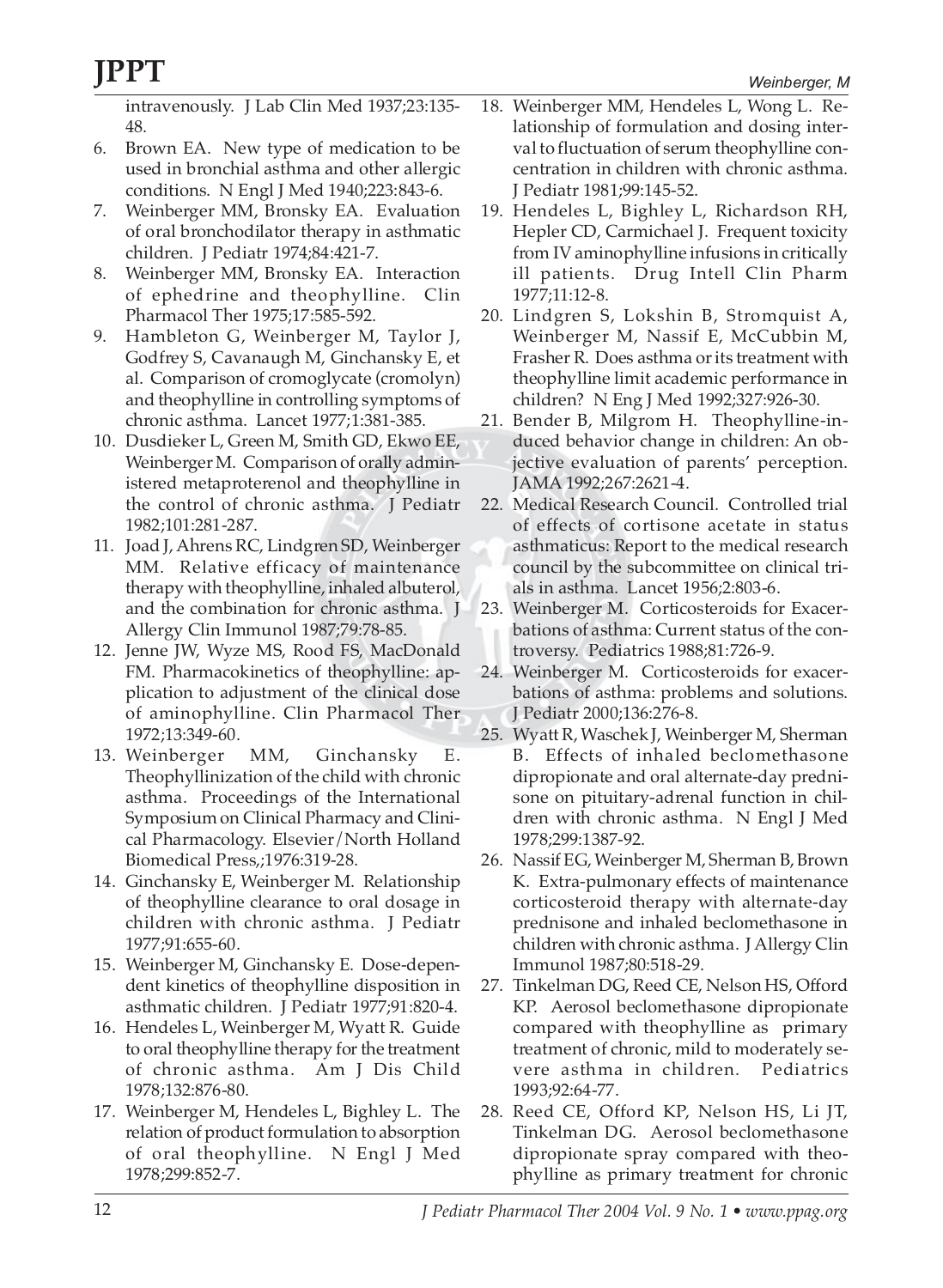intravenously. J Lab Clin Med 1937;23:135-48.

6. Brown EA. New type of medication to be used in bronchial asthma and other allergic conditions. N Engl J Med 1940;223:843-6.
7. Weinberger MM, Bronsky EA. Evaluation of oral bronchodilator therapy in asthmatic children. J Pediatr 1974;84:421-7.
8. Weinberger MM, Bronsky EA. Interaction of ephedrine and theophylline. Clin Pharmacol Ther 1975;17:585-592.
9. Hambleton G, Weinberger M, Taylor J, Godfrey S, Cavanaugh M, Ginchansky E, et al. Comparison of cromoglycate (cromolyn) and theophylline in controlling symptoms of chronic asthma. Lancet 1977;1:381-385.
10. Dusdieker L, Green M, Smith GD, Ekwo EE, Weinberger M. Comparison of orally administered metaproterenol and theophylline in the control of chronic asthma. J Pediatr 1982;101:281-287.
11. Joad J, Ahrens RC, Lindgren SD, Weinberger MM. Relative efficacy of maintenance therapy with theophylline, inhaled albuterol, and the combination for chronic asthma. J Allergy Clin Immunol 1987;79:78-85.
12. Jenne JW, Wyze MS, Rood FS, MacDonald FM. Pharmacokinetics of theophylline: application to adjustment of the clinical dose of aminophylline. Clin Pharmacol Ther 1972;13:349-60.
13. Weinberger MM, Ginchansky E. Theophyllinization of the child with chronic asthma. Proceedings of the International Symposium on Clinical Pharmacy and Clinical Pharmacology. Elsevier/North Holland Biomedical Press,;1976:319-28.
14. Ginchansky E, Weinberger M. Relationship of theophylline clearance to oral dosage in children with chronic asthma. J Pediatr 1977;91:655-60.
15. Weinberger M, Ginchansky E. Dose-dependent kinetics of theophylline disposition in asthmatic children. J Pediatr 1977;91:820-4.
16. Hendeles L, Weinberger M, Wyatt R. Guide to oral theophylline therapy for the treatment of chronic asthma. Am J Dis Child 1978;132:876-80.
17. Weinberger M, Hendeles L, Bighley L. The relation of product formulation to absorption of oral theophylline. N Engl J Med 1978;299:852-7.
18. Weinberger MM, Hendeles L, Wong L. Relationship of formulation and dosing interval to fluctuation of serum theophylline concentration in children with chronic asthma. J Pediatr 1981;99:145-52.
19. Hendeles L, Bighley L, Richardson RH, Hepler CD, Carmichael J. Frequent toxicity from IV aminophylline infusions in critically ill patients. Drug Intell Clin Pharm 1977;11:12-8.
20. Lindgren S, Lokshin B, Stromquist A, Weinberger M, Nassif E, McCubbin M, Frasher R. Does asthma or its treatment with theophylline limit academic performance in children? N Eng J Med 1992;327:926-30.
21. Bender B, Milgrom H. Theophylline-induced behavior change in children: An objective evaluation of parents' perception. JAMA 1992;267:2621-4.
22. Medical Research Council. Controlled trial of effects of cortisone acetate in status asthmaticus: Report to the medical research council by the subcommittee on clinical trials in asthma. Lancet 1956;2:803-6.
23. Weinberger M. Corticosteroids for Exacerbations of asthma: Current status of the controversy. Pediatrics 1988;81:726-9.
24. Weinberger M. Corticosteroids for exacerbations of asthma: problems and solutions. J Pediatr 2000;136:276-8.
25. Wyatt R, Waschek J, Weinberger M, Sherman B. Effects of inhaled beclomethasone dipropionate and oral alternate-day prednisone on pituitary-adrenal function in children with chronic asthma. N Engl J Med 1978;299:1387-92.
26. Nassif EG, Weinberger M, Sherman B, Brown K. Extra-pulmonary effects of maintenance corticosteroid therapy with alternate-day prednisone and inhaled beclomethasone in children with chronic asthma. J Allergy Clin Immunol 1987;80:518-29.
27. Tinkelman DG, Reed CE, Nelson HS, Offord KP. Aerosol beclomethasone dipropionate compared with theophylline as primary treatment of chronic, mild to moderately severe asthma in children. Pediatrics 1993;92:64-77.
28. Reed CE, Offord KP, Nelson HS, Li JT, Tinkelman DG. Aerosol beclomethasone dipropionate spray compared with theophylline as primary treatment for chronic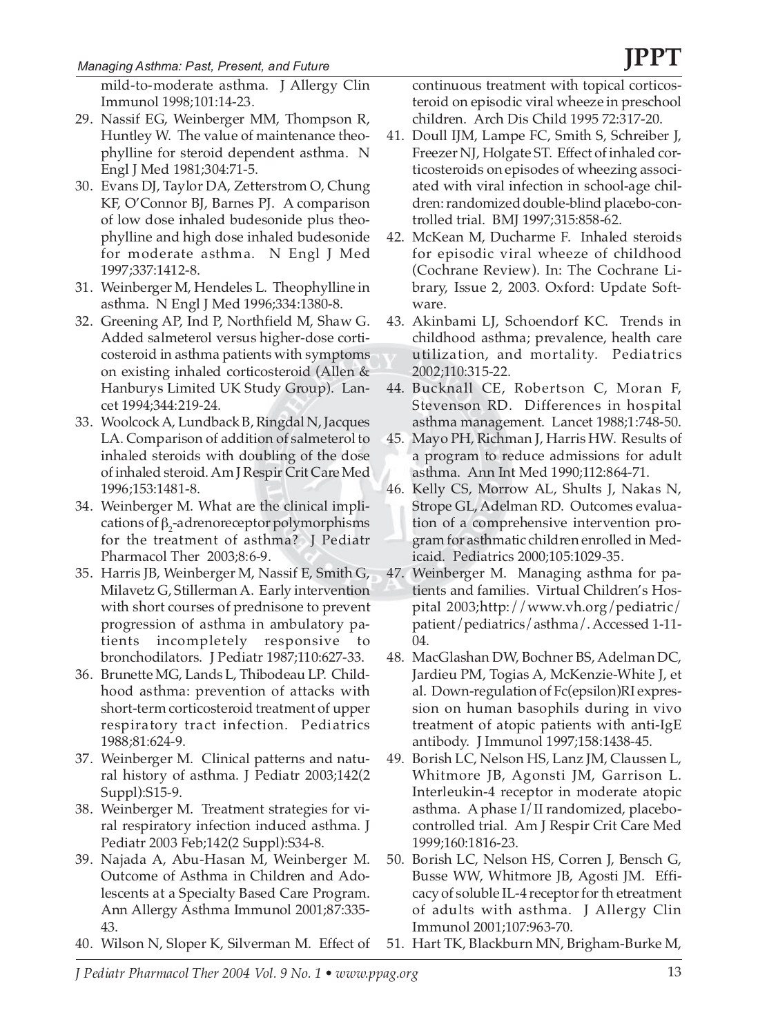mild-to-moderate asthma. J Allergy Clin Immunol 1998;101:14-23.

29. Nassif EG, Weinberger MM, Thompson R, Huntley W. The value of maintenance theophylline for steroid dependent asthma. N Engl J Med 1981;304:71-5.
30. Evans DJ, Taylor DA, Zetterstrom O, Chung KF, O'Connor BJ, Barnes PJ. A comparison of low dose inhaled budesonide plus theophylline and high dose inhaled budesonide for moderate asthma. N Engl J Med 1997;337:1412-8.
31. Weinberger M, Hendeles L. Theophylline in asthma. N Engl J Med 1996;334:1380-8.
32. Greening AP, Ind P, Northfield M, Shaw G. Added salmeterol versus higher-dose corticosteroid in asthma patients with symptoms on existing inhaled corticosteroid (Allen & Hanburys Limited UK Study Group). Lancet 1994;344:219-24.
33. Woolcock A, Lundback B, Ringdal N, Jacques LA. Comparison of addition of salmeterol to inhaled steroids with doubling of the dose of inhaled steroid. Am J Respir Crit Care Med 1996;153:1481-8.
34. Weinberger M. What are the clinical implications of $\beta_2$-adrenoreceptor polymorphisms for the treatment of asthma? J Pediatr Pharmacol Ther 2003;8:6-9.
35. Harris JB, Weinberger M, Nassif E, Smith G, Milavetz G, Stillerman A. Early intervention with short courses of prednisone to prevent progression of asthma in ambulatory patients incompletely responsive to bronchodilators. J Pediatr 1987;110:627-33.
36. Brunette MG, Lands L, Thibodeau LP. Childhood asthma: prevention of attacks with short-term corticosteroid treatment of upper respiratory tract infection. Pediatrics 1988;81:624-9.
37. Weinberger M. Clinical patterns and natural history of asthma. J Pediatr 2003;142(2 Suppl):S15-9.
38. Weinberger M. Treatment strategies for viral respiratory infection induced asthma. J Pediatr 2003 Feb;142(2 Suppl):S34-8.
39. Najada A, Abu-Hasan M, Weinberger M. Outcome of Asthma in Children and Adolescents at a Specialty Based Care Program. Ann Allergy Asthma Immunol 2001;87:335-43.
40. Wilson N, Sloper K, Silverman M. Effect of continuous treatment with topical corticosteroid on episodic viral wheeze in preschool children. Arch Dis Child 1995 72:317-20.
41. Doull IJM, Lampe FC, Smith S, Schreiber J, Freezer NJ, Holgate ST. Effect of inhaled corticosteroids on episodes of wheezing associated with viral infection in school-age children: randomized double-blind placebo-controlled trial. BMJ 1997;315:858-62.
42. McKean M, Ducharme F. Inhaled steroids for episodic viral wheeze of childhood (Cochrane Review). In: The Cochrane Library, Issue 2, 2003. Oxford: Update Software.
43. Akinbami LJ, Schoendorf KC. Trends in childhood asthma; prevalence, health care utilization, and mortality. Pediatrics 2002;110:315-22.
44. Bucknall CE, Robertson C, Moran F, Stevenson RD. Differences in hospital asthma management. Lancet 1988;1:748-50.
45. Mayo PH, Richman J, Harris HW. Results of a program to reduce admissions for adult asthma. Ann Int Med 1990;112:864-71.
46. Kelly CS, Morrow AL, Shults J, Nakas N, Strope GL, Adelman RD. Outcomes evaluation of a comprehensive intervention program for asthmatic children enrolled in Medicaid. Pediatrics 2000;105:1029-35.
47. Weinberger M. Managing asthma for patients and families. Virtual Children's Hospital 2003;http://www.vh.org/pediatric/patient/pediatrics/asthma/. Accessed 1-11-04.
48. MacGlashan DW, Bochner BS, Adelman DC, Jardieu PM, Togias A, McKenzie-White J, et al. Down-regulation of Fc(epsilon)RI expression on human basophils during in vivo treatment of atopic patients with anti-IgE antibody. J Immunol 1997;158:1438-45.
49. Borish LC, Nelson HS, Lanz JM, Claussen L, Whitmore JB, Agonsti JM, Garrison L. Interleukin-4 receptor in moderate atopic asthma. A phase I/II randomized, placebo-controlled trial. Am J Respir Crit Care Med 1999;160:1816-23.
50. Borish LC, Nelson HS, Corren J, Bensch G, Busse WW, Whitmore JB, Agosti JM. Efficacy of soluble IL-4 receptor for th etreatment of adults with asthma. J Allergy Clin Immunol 2001;107:963-70.
51. Hart TK, Blackburn MN, Brigham-Burke M,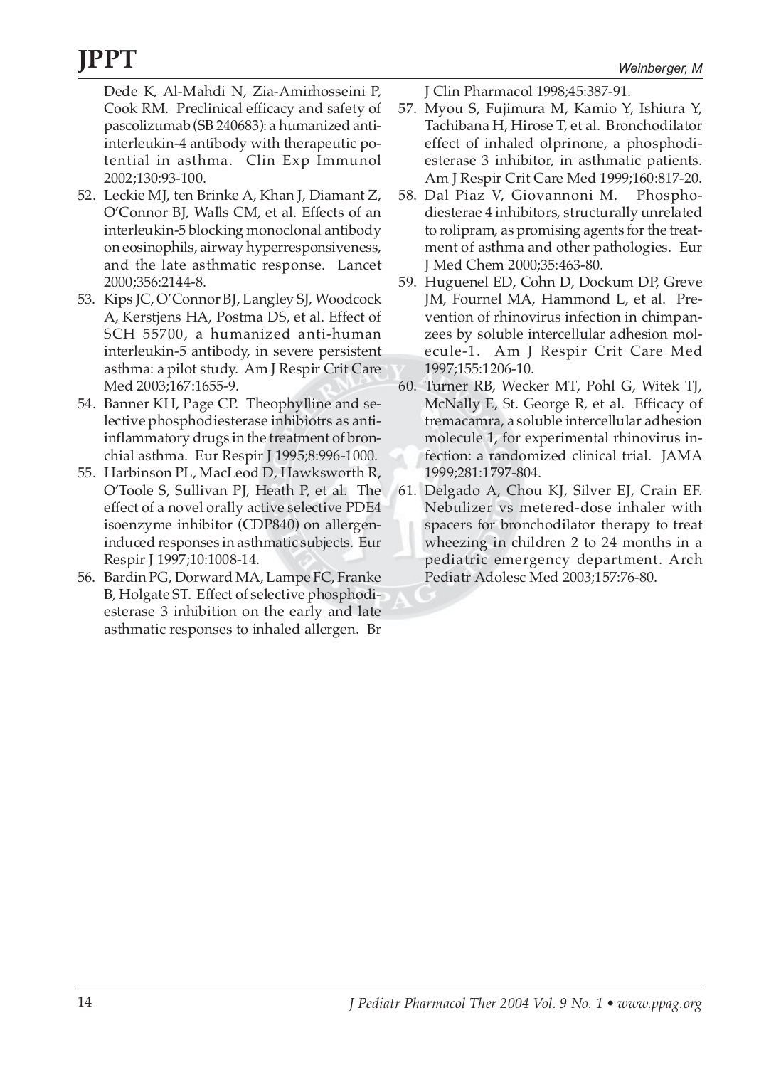Dede K, Al-Mahdi N, Zia-Amirhosseini P, Cook RM. Preclinical efficacy and safety of pascolizumab (SB 240683): a humanized anti-interleukin-4 antibody with therapeutic potential in asthma. Clin Exp Immunol 2002;130:93-100.

52. Leckie MJ, ten Brinke A, Khan J, Diamant Z, O'Connor BJ, Walls CM, et al. Effects of an interleukin-5 blocking monoclonal antibody on eosinophils, airway hyperresponsiveness, and the late asthmatic response. Lancet 2000;356:2144-8.
53. Kips JC, O'Connor BJ, Langley SJ, Woodcock A, Kerstjens HA, Postma DS, et al. Effect of SCH 55700, a humanized anti-human interleukin-5 antibody, in severe persistent asthma: a pilot study. Am J Respir Crit Care Med 2003;167:1655-9.
54. Banner KH, Page CP. Theophylline and selective phosphodiesterase inhibiotrs as anti-inflammatory drugs in the treatment of bronchial asthma. Eur Respir J 1995;8:996-1000.
55. Harbinson PL, MacLeod D, Hawksworth R, O'Toole S, Sullivan PJ, Heath P, et al. The effect of a novel orally active selective PDE4 isoenzyme inhibitor (CDP840) on allergen-induced responses in asthmatic subjects. Eur Respir J 1997;10:1008-14.
56. Bardin PG, Dorward MA, Lampe FC, Franke B, Holgate ST. Effect of selective phosphodiesterase 3 inhibition on the early and late asthmatic responses to inhaled allergen. Br J Clin Pharmacol 1998;45:387-91.
57. Myou S, Fujimura M, Kamio Y, Ishiura Y, Tachibana H, Hirose T, et al. Bronchodilator effect of inhaled olprinone, a phosphodiesterase 3 inhibitor, in asthmatic patients. Am J Respir Crit Care Med 1999;160:817-20.
58. Dal Piaz V, Giovannoni M. Phosphodiesterae 4 inhibitors, structurally unrelated to rolipram, as promising agents for the treatment of asthma and other pathologies. Eur J Med Chem 2000;35:463-80.
59. Huguenel ED, Cohn D, Dockum DP, Greve JM, Fournel MA, Hammond L, et al. Prevention of rhinovirus infection in chimpanzees by soluble intercellular adhesion molecule-1. Am J Respir Crit Care Med 1997;155:1206-10.
60. Turner RB, Wecker MT, Pohl G, Witek TJ, McNally E, St. George R, et al. Efficacy of tremacamra, a soluble intercellular adhesion molecule 1, for experimental rhinovirus infection: a randomized clinical trial. JAMA 1999;281:1797-804.
61. Delgado A, Chou KJ, Silver EJ, Crain EF. Nebulizer vs metered-dose inhaler with spacers for bronchodilator therapy to treat wheezing in children 2 to 24 months in a pediatric emergency department. Arch Pediatr Adolesc Med 2003;157:76-80.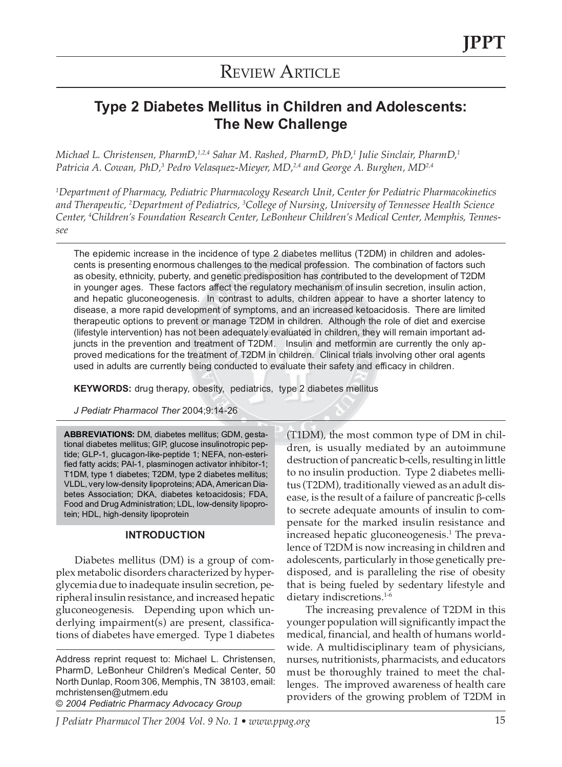# Review Article

## Type 2 Diabetes Mellitus in Children and Adolescents: The New Challenge

*Michael L. Christensen, PharmD,[1,2,4] Sahar M. Rashed, PharmD, PhD,[1] Julie Sinclair, PharmD,[1] Patricia A. Cowan, PhD,[3] Pedro Velasquez-Mieyer, MD,[2,4] and George A. Burghen, MD[2,4]*

*[1]Department of Pharmacy, Pediatric Pharmacology Research Unit, Center for Pediatric Pharmacokinetics and Therapeutic, [2]Department of Pediatrics, [3]College of Nursing, University of Tennessee Health Science Center, [4]Children's Foundation Research Center, LeBonheur Children's Medical Center, Memphis, Tennessee*

The epidemic increase in the incidence of type 2 diabetes mellitus (T2DM) in children and adolescents is presenting enormous challenges to the medical profession. The combination of factors such as obesity, ethnicity, puberty, and genetic predisposition has contributed to the development of T2DM in younger ages. These factors affect the regulatory mechanism of insulin secretion, insulin action, and hepatic gluconeogenesis. In contrast to adults, children appear to have a shorter latency to disease, a more rapid development of symptoms, and an increased ketoacidosis. There are limited therapeutic options to prevent or manage T2DM in children. Although the role of diet and exercise (lifestyle intervention) has not been adequately evaluated in children, they will remain important adjuncts in the prevention and treatment of T2DM. Insulin and metformin are currently the only approved medications for the treatment of T2DM in children. Clinical trials involving other oral agents used in adults are currently being conducted to evaluate their safety and efficacy in children.

**KEYWORDS:** drug therapy, obesity, pediatrics, type 2 diabetes mellitus

*J Pediatr Pharmacol Ther* 2004;9:14-26

**ABBREVIATIONS:** DM, diabetes mellitus; GDM, gestational diabetes mellitus; GIP, glucose insulinotropic peptide; GLP-1, glucagon-like-peptide 1; NEFA, non-esterified fatty acids; PAI-1, plasminogen activator inhibitor-1; T1DM, type 1 diabetes; T2DM, type 2 diabetes mellitus; VLDL, very low-density lipoproteins; ADA, American Diabetes Association; DKA, diabetes ketoacidosis; FDA, Food and Drug Administration; LDL, low-density lipoprotein; HDL, high-density lipoprotein

### INTRODUCTION

Diabetes mellitus (DM) is a group of complex metabolic disorders characterized by hyperglycemia due to inadequate insulin secretion, peripheral insulin resistance, and increased hepatic gluconeogenesis. Depending upon which underlying impairment(s) are present, classifications of diabetes have emerged. Type 1 diabetes (T1DM), the most common type of DM in children, is usually mediated by an autoimmune destruction of pancreatic b-cells, resulting in little to no insulin production. Type 2 diabetes mellitus (T2DM), traditionally viewed as an adult disease, is the result of a failure of pancreatic β-cells to secrete adequate amounts of insulin to compensate for the marked insulin resistance and increased hepatic gluconeogenesis.[1] The prevalence of T2DM is now increasing in children and adolescents, particularly in those genetically predisposed, and is paralleling the rise of obesity that is being fueled by sedentary lifestyle and dietary indiscretions.[1-6]

The increasing prevalence of T2DM in this younger population will significantly impact the medical, financial, and health of humans worldwide. A multidisciplinary team of physicians, nurses, nutritionists, pharmacists, and educators must be thoroughly trained to meet the challenges. The improved awareness of health care providers of the growing problem of T2DM in

Address reprint request to: Michael L. Christensen, PharmD, LeBonheur Children's Medical Center, 50 North Dunlap, Room 306, Memphis, TN 38103, email: mchristensen@utmem.edu
© 2004 Pediatric Pharmacy Advocacy Group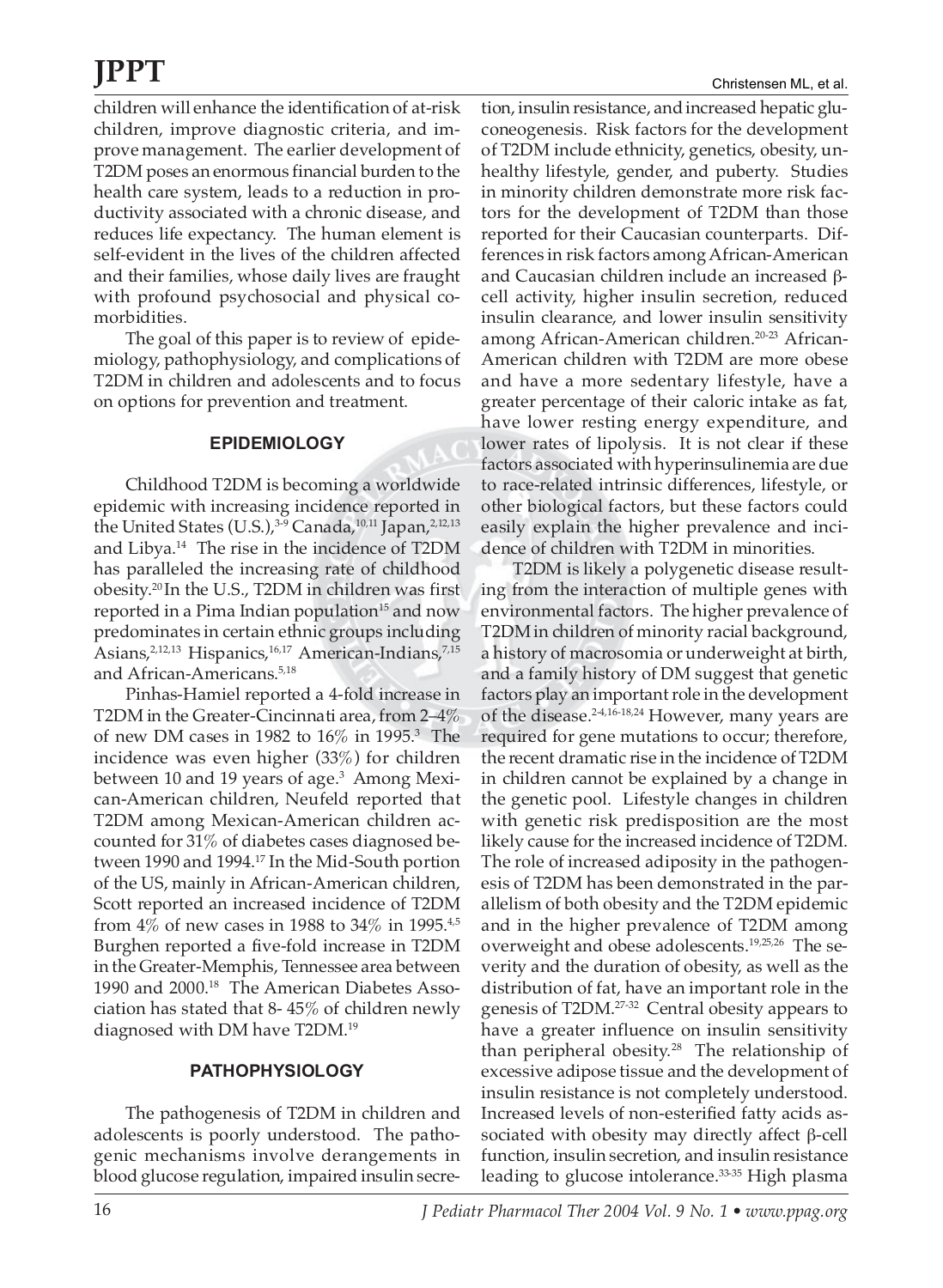children will enhance the identification of at-risk children, improve diagnostic criteria, and improve management. The earlier development of T2DM poses an enormous financial burden to the health care system, leads to a reduction in productivity associated with a chronic disease, and reduces life expectancy. The human element is self-evident in the lives of the children affected and their families, whose daily lives are fraught with profound psychosocial and physical co-morbidities.

The goal of this paper is to review of epidemiology, pathophysiology, and complications of T2DM in children and adolescents and to focus on options for prevention and treatment.

## EPIDEMIOLOGY

Childhood T2DM is becoming a worldwide epidemic with increasing incidence reported in the United States (U.S.),[3-9] Canada,[10,11] Japan,[2,12,13] and Libya.[14] The rise in the incidence of T2DM has paralleled the increasing rate of childhood obesity.[20] In the U.S., T2DM in children was first reported in a Pima Indian population[15] and now predominates in certain ethnic groups including Asians,[2,12,13] Hispanics,[16,17] American-Indians,[7,15] and African-Americans.[5,18]

Pinhas-Hamiel reported a 4-fold increase in T2DM in the Greater-Cincinnati area, from 2–4% of new DM cases in 1982 to 16% in 1995.[3] The incidence was even higher (33%) for children between 10 and 19 years of age.[3] Among Mexican-American children, Neufeld reported that T2DM among Mexican-American children accounted for 31% of diabetes cases diagnosed between 1990 and 1994.[17] In the Mid-South portion of the US, mainly in African-American children, Scott reported an increased incidence of T2DM from 4% of new cases in 1988 to 34% in 1995.[4,5] Burghen reported a five-fold increase in T2DM in the Greater-Memphis, Tennessee area between 1990 and 2000.[18] The American Diabetes Association has stated that 8- 45% of children newly diagnosed with DM have T2DM.[19]

## PATHOPHYSIOLOGY

The pathogenesis of T2DM in children and adolescents is poorly understood. The pathogenic mechanisms involve derangements in blood glucose regulation, impaired insulin secretion, insulin resistance, and increased hepatic gluconeogenesis. Risk factors for the development of T2DM include ethnicity, genetics, obesity, unhealthy lifestyle, gender, and puberty. Studies in minority children demonstrate more risk factors for the development of T2DM than those reported for their Caucasian counterparts. Differences in risk factors among African-American and Caucasian children include an increased β-cell activity, higher insulin secretion, reduced insulin clearance, and lower insulin sensitivity among African-American children.[20-23] African-American children with T2DM are more obese and have a more sedentary lifestyle, have a greater percentage of their caloric intake as fat, have lower resting energy expenditure, and lower rates of lipolysis. It is not clear if these factors associated with hyperinsulinemia are due to race-related intrinsic differences, lifestyle, or other biological factors, but these factors could easily explain the higher prevalence and incidence of children with T2DM in minorities.

T2DM is likely a polygenetic disease resulting from the interaction of multiple genes with environmental factors. The higher prevalence of T2DM in children of minority racial background, a history of macrosomia or underweight at birth, and a family history of DM suggest that genetic factors play an important role in the development of the disease.[2-4,16-18,24] However, many years are required for gene mutations to occur; therefore, the recent dramatic rise in the incidence of T2DM in children cannot be explained by a change in the genetic pool. Lifestyle changes in children with genetic risk predisposition are the most likely cause for the increased incidence of T2DM. The role of increased adiposity in the pathogenesis of T2DM has been demonstrated in the parallelism of both obesity and the T2DM epidemic and in the higher prevalence of T2DM among overweight and obese adolescents.[19,25,26] The severity and the duration of obesity, as well as the distribution of fat, have an important role in the genesis of T2DM.[27-32] Central obesity appears to have a greater influence on insulin sensitivity than peripheral obesity.[28] The relationship of excessive adipose tissue and the development of insulin resistance is not completely understood. Increased levels of non-esterified fatty acids associated with obesity may directly affect β-cell function, insulin secretion, and insulin resistance leading to glucose intolerance.[33-35] High plasma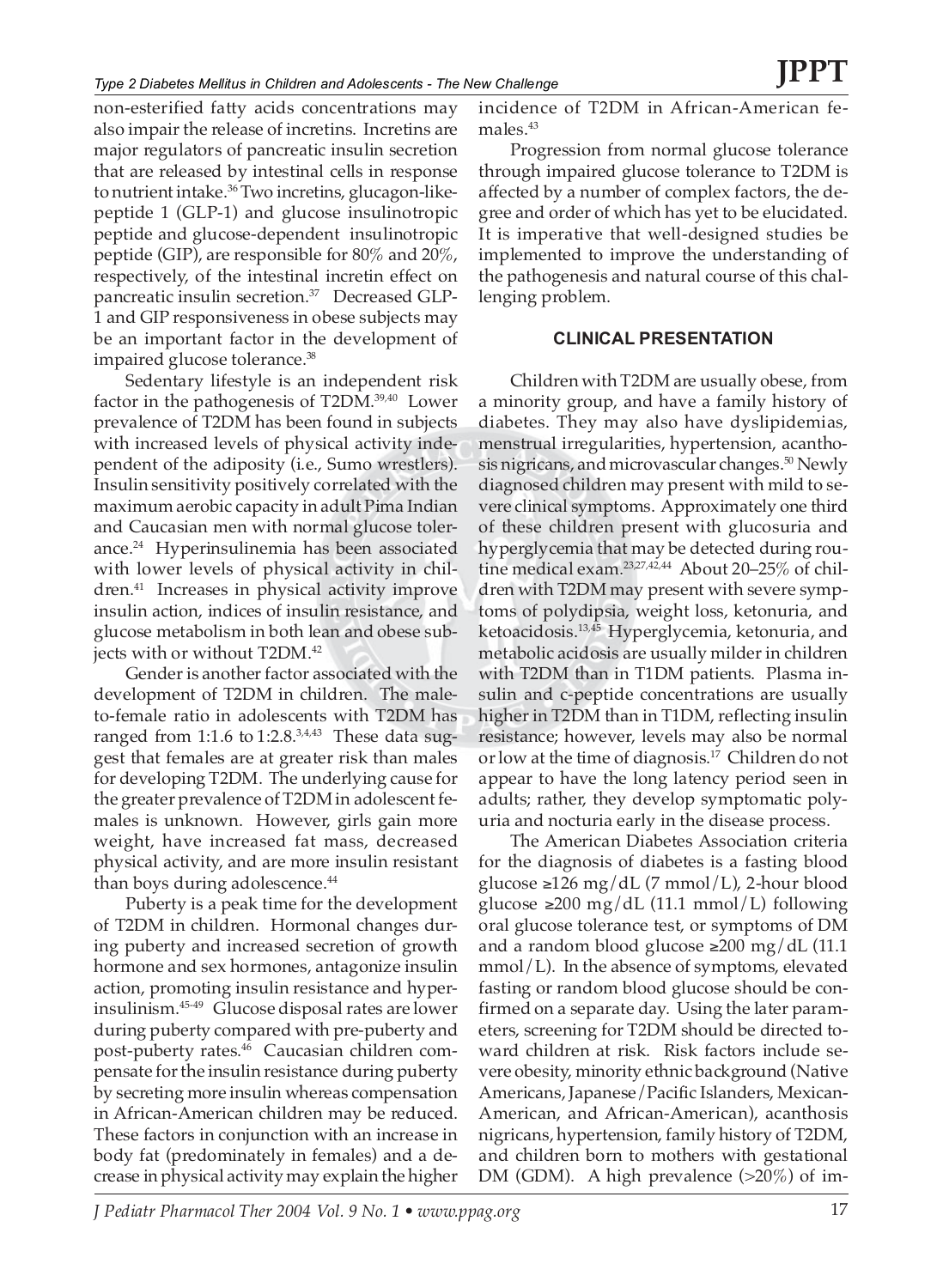non-esterified fatty acids concentrations may also impair the release of incretins. Incretins are major regulators of pancreatic insulin secretion that are released by intestinal cells in response to nutrient intake.[36] Two incretins, glucagon-like-peptide 1 (GLP-1) and glucose insulinotropic peptide and glucose-dependent insulinotropic peptide (GIP), are responsible for 80% and 20%, respectively, of the intestinal incretin effect on pancreatic insulin secretion.[37] Decreased GLP-1 and GIP responsiveness in obese subjects may be an important factor in the development of impaired glucose tolerance.[38]

Sedentary lifestyle is an independent risk factor in the pathogenesis of T2DM.[39,40] Lower prevalence of T2DM has been found in subjects with increased levels of physical activity independent of the adiposity (i.e., Sumo wrestlers). Insulin sensitivity positively correlated with the maximum aerobic capacity in adult Pima Indian and Caucasian men with normal glucose tolerance.[24] Hyperinsulinemia has been associated with lower levels of physical activity in children.[41] Increases in physical activity improve insulin action, indices of insulin resistance, and glucose metabolism in both lean and obese subjects with or without T2DM.[42]

Gender is another factor associated with the development of T2DM in children. The male-to-female ratio in adolescents with T2DM has ranged from 1:1.6 to 1:2.8.[3,4,43] These data suggest that females are at greater risk than males for developing T2DM. The underlying cause for the greater prevalence of T2DM in adolescent females is unknown. However, girls gain more weight, have increased fat mass, decreased physical activity, and are more insulin resistant than boys during adolescence.[44]

Puberty is a peak time for the development of T2DM in children. Hormonal changes during puberty and increased secretion of growth hormone and sex hormones, antagonize insulin action, promoting insulin resistance and hyperinsulinism.[45-49] Glucose disposal rates are lower during puberty compared with pre-puberty and post-puberty rates.[46] Caucasian children compensate for the insulin resistance during puberty by secreting more insulin whereas compensation in African-American children may be reduced. These factors in conjunction with an increase in body fat (predominately in females) and a decrease in physical activity may explain the higher incidence of T2DM in African-American females.[43]

Progression from normal glucose tolerance through impaired glucose tolerance to T2DM is affected by a number of complex factors, the degree and order of which has yet to be elucidated. It is imperative that well-designed studies be implemented to improve the understanding of the pathogenesis and natural course of this challenging problem.

## CLINICAL PRESENTATION

Children with T2DM are usually obese, from a minority group, and have a family history of diabetes. They may also have dyslipidemias, menstrual irregularities, hypertension, acanthosis nigricans, and microvascular changes.[50] Newly diagnosed children may present with mild to severe clinical symptoms. Approximately one third of these children present with glucosuria and hyperglycemia that may be detected during routine medical exam.[23,27,42,44] About 20–25% of children with T2DM may present with severe symptoms of polydipsia, weight loss, ketonuria, and ketoacidosis.[13,45] Hyperglycemia, ketonuria, and metabolic acidosis are usually milder in children with T2DM than in T1DM patients. Plasma insulin and c-peptide concentrations are usually higher in T2DM than in T1DM, reflecting insulin resistance; however, levels may also be normal or low at the time of diagnosis.[17] Children do not appear to have the long latency period seen in adults; rather, they develop symptomatic polyuria and nocturia early in the disease process.

The American Diabetes Association criteria for the diagnosis of diabetes is a fasting blood glucose ≥126 mg/dL (7 mmol/L), 2-hour blood glucose ≥200 mg/dL (11.1 mmol/L) following oral glucose tolerance test, or symptoms of DM and a random blood glucose ≥200 mg/dL (11.1 mmol/L). In the absence of symptoms, elevated fasting or random blood glucose should be confirmed on a separate day. Using the later parameters, screening for T2DM should be directed toward children at risk. Risk factors include severe obesity, minority ethnic background (Native Americans, Japanese/Pacific Islanders, Mexican-American, and African-American), acanthosis nigricans, hypertension, family history of T2DM, and children born to mothers with gestational DM (GDM). A high prevalence (>20%) of im-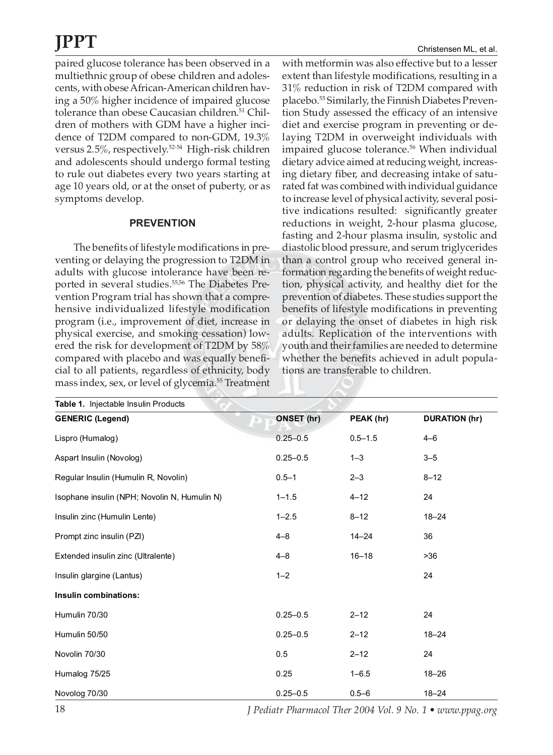paired glucose tolerance has been observed in a multiethnic group of obese children and adolescents, with obese African-American children having a 50% higher incidence of impaired glucose tolerance than obese Caucasian children.[51] Children of mothers with GDM have a higher incidence of T2DM compared to non-GDM, 19.3% versus 2.5%, respectively.[52-54] High-risk children and adolescents should undergo formal testing to rule out diabetes every two years starting at age 10 years old, or at the onset of puberty, or as symptoms develop.

## PREVENTION

The benefits of lifestyle modifications in preventing or delaying the progression to T2DM in adults with glucose intolerance have been reported in several studies.[55,56] The Diabetes Prevention Program trial has shown that a comprehensive individualized lifestyle modification program (i.e., improvement of diet, increase in physical exercise, and smoking cessation) lowered the risk for development of T2DM by 58% compared with placebo and was equally beneficial to all patients, regardless of ethnicity, body mass index, sex, or level of glycemia.[55] Treatment with metformin was also effective but to a lesser extent than lifestyle modifications, resulting in a 31% reduction in risk of T2DM compared with placebo.[55] Similarly, the Finnish Diabetes Prevention Study assessed the efficacy of an intensive diet and exercise program in preventing or delaying T2DM in overweight individuals with impaired glucose tolerance.[56] When individual dietary advice aimed at reducing weight, increasing dietary fiber, and decreasing intake of saturated fat was combined with individual guidance to increase level of physical activity, several positive indications resulted: significantly greater reductions in weight, 2-hour plasma glucose, fasting and 2-hour plasma insulin, systolic and diastolic blood pressure, and serum triglycerides than a control group who received general information regarding the benefits of weight reduction, physical activity, and healthy diet for the prevention of diabetes. These studies support the benefits of lifestyle modifications in preventing or delaying the onset of diabetes in high risk adults. Replication of the interventions with youth and their families are needed to determine whether the benefits achieved in adult populations are transferable to children.

**Table 1.** Injectable Insulin Products

| GENERIC (Legend) | ONSET (hr) | PEAK (hr) | DURATION (hr) |
|---|---|---|---|
| Lispro (Humalog) | 0.25–0.5 | 0.5–1.5 | 4–6 |
| Aspart Insulin (Novolog) | 0.25–0.5 | 1–3 | 3–5 |
| Regular Insulin (Humulin R, Novolin) | 0.5–1 | 2–3 | 8–12 |
| Isophane insulin (NPH; Novolin N, Humulin N) | 1–1.5 | 4–12 | 24 |
| Insulin zinc (Humulin Lente) | 1–2.5 | 8–12 | 18–24 |
| Prompt zinc insulin (PZI) | 4–8 | 14–24 | 36 |
| Extended insulin zinc (Ultralente) | 4–8 | 16–18 | >36 |
| Insulin glargine (Lantus) | 1–2 | | 24 |
| **Insulin combinations:** | | | |
| Humulin 70/30 | 0.25–0.5 | 2–12 | 24 |
| Humulin 50/50 | 0.25–0.5 | 2–12 | 18–24 |
| Novolin 70/30 | 0.5 | 2–12 | 24 |
| Humalog 75/25 | 0.25 | 1–6.5 | 18–26 |
| Novolog 70/30 | 0.25–0.5 | 0.5–6 | 18–24 |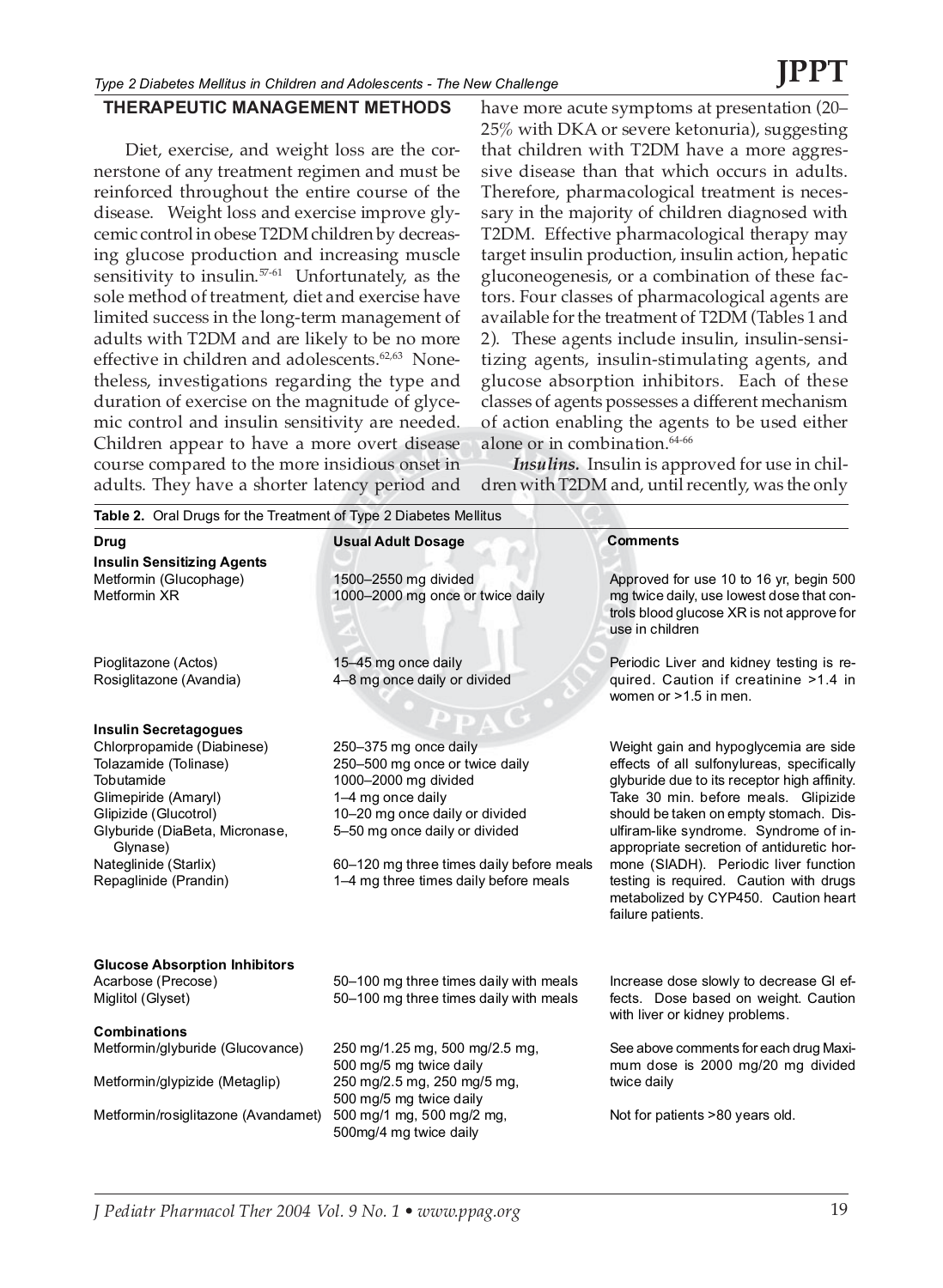## THERAPEUTIC MANAGEMENT METHODS

Diet, exercise, and weight loss are the cornerstone of any treatment regimen and must be reinforced throughout the entire course of the disease. Weight loss and exercise improve glycemic control in obese T2DM children by decreasing glucose production and increasing muscle sensitivity to insulin.[57-61] Unfortunately, as the sole method of treatment, diet and exercise have limited success in the long-term management of adults with T2DM and are likely to be no more effective in children and adolescents.[62,63] Nonetheless, investigations regarding the type and duration of exercise on the magnitude of glycemic control and insulin sensitivity are needed. Children appear to have a more overt disease course compared to the more insidious onset in adults. They have a shorter latency period and have more acute symptoms at presentation (20–25% with DKA or severe ketonuria), suggesting that children with T2DM have a more aggressive disease than that which occurs in adults. Therefore, pharmacological treatment is necessary in the majority of children diagnosed with T2DM. Effective pharmacological therapy may target insulin production, insulin action, hepatic gluconeogenesis, or a combination of these factors. Four classes of pharmacological agents are available for the treatment of T2DM (Tables 1 and 2). These agents include insulin, insulin-sensitizing agents, insulin-stimulating agents, and glucose absorption inhibitors. Each of these classes of agents possesses a different mechanism of action enabling the agents to be used either alone or in combination.[64-66]

***Insulins.*** Insulin is approved for use in children with T2DM and, until recently, was the only

**Table 2.** Oral Drugs for the Treatment of Type 2 Diabetes Mellitus

| Drug | Usual Adult Dosage | Comments |
|---|---|---|
| **Insulin Sensitizing Agents** | | |
| Metformin (Glucophage) | 1500–2550 mg divided | Approved for use 10 to 16 yr, begin 500 mg twice daily, use lowest dose that controls blood glucose XR is not approve for use in children |
| Metformin XR | 1000–2000 mg once or twice daily | |
| Pioglitazone (Actos) | 15–45 mg once daily | Periodic Liver and kidney testing is required. Caution if creatinine >1.4 in women or >1.5 in men. |
| Rosiglitazone (Avandia) | 4–8 mg once daily or divided | |
| **Insulin Secretagogues** | | |
| Chlorpropamide (Diabinese) | 250–375 mg once daily | Weight gain and hypoglycemia are side effects of all sulfonylureas, specifically glyburide due to its receptor high affinity. Take 30 min. before meals. Glipizide should be taken on empty stomach. Disulfiram-like syndrome. Syndrome of inappropriate secretion of antiduretic hormone (SIADH). Periodic liver function testing is required. Caution with drugs metabolized by CYP450. Caution heart failure patients. |
| Tolazamide (Tolinase) | 250–500 mg once or twice daily | |
| Tobutamide | 1000–2000 mg divided | |
| Glimepiride (Amaryl) | 1–4 mg once daily | |
| Glipizide (Glucotrol) | 10–20 mg once daily or divided | |
| Glyburide (DiaBeta, Micronase, Glynase) | 5–50 mg once daily or divided | |
| Nateglinide (Starlix) | 60–120 mg three times daily before meals | |
| Repaglinide (Prandin) | 1–4 mg three times daily before meals | |
| **Glucose Absorption Inhibitors** | | |
| Acarbose (Precose) | 50–100 mg three times daily with meals | Increase dose slowly to decrease GI effects. Dose based on weight. Caution with liver or kidney problems. |
| Miglitol (Glyset) | 50–100 mg three times daily with meals | |
| **Combinations** | | |
| Metformin/glyburide (Glucovance) | 250 mg/1.25 mg, 500 mg/2.5 mg, 500 mg/5 mg twice daily | See above comments for each drug Maximum dose is 2000 mg/20 mg divided twice daily |
| Metformin/glypizide (Metaglip) | 250 mg/2.5 mg, 250 mg/5 mg, 500 mg/5 mg twice daily | |
| Metformin/rosiglitazone (Avandamet) | 500 mg/1 mg, 500 mg/2 mg, 500mg/4 mg twice daily | Not for patients >80 years old. |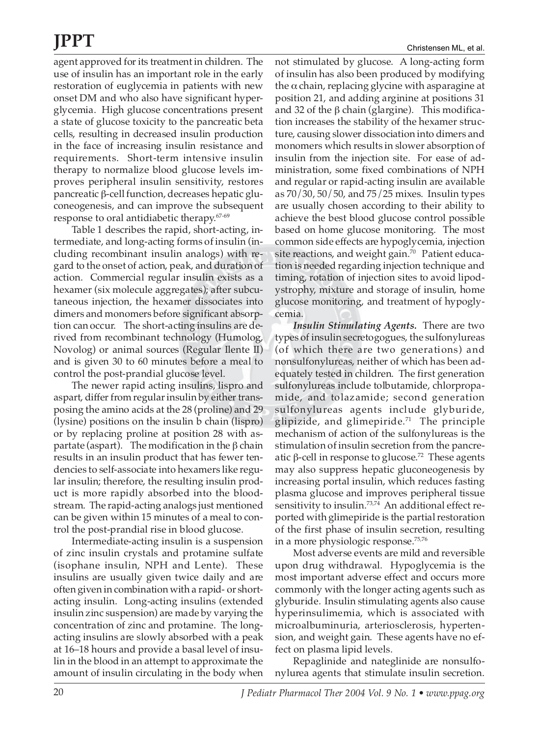agent approved for its treatment in children. The use of insulin has an important role in the early restoration of euglycemia in patients with new onset DM and who also have significant hyperglycemia. High glucose concentrations present a state of glucose toxicity to the pancreatic beta cells, resulting in decreased insulin production in the face of increasing insulin resistance and requirements. Short-term intensive insulin therapy to normalize blood glucose levels improves peripheral insulin sensitivity, restores pancreatic β-cell function, decreases hepatic gluconeogenesis, and can improve the subsequent response to oral antidiabetic therapy.[67-69]

Table 1 describes the rapid, short-acting, intermediate, and long-acting forms of insulin (including recombinant insulin analogs) with regard to the onset of action, peak, and duration of action. Commercial regular insulin exists as a hexamer (six molecule aggregates); after subcutaneous injection, the hexamer dissociates into dimers and monomers before significant absorption can occur. The short-acting insulins are derived from recombinant technology (Humolog, Novolog) or animal sources (Regular Ilente II) and is given 30 to 60 minutes before a meal to control the post-prandial glucose level.

The newer rapid acting insulins, lispro and aspart, differ from regular insulin by either transposing the amino acids at the 28 (proline) and 29 (lysine) positions on the insulin b chain (lispro) or by replacing proline at position 28 with aspartate (aspart). The modification in the β chain results in an insulin product that has fewer tendencies to self-associate into hexamers like regular insulin; therefore, the resulting insulin product is more rapidly absorbed into the bloodstream. The rapid-acting analogs just mentioned can be given within 15 minutes of a meal to control the post-prandial rise in blood glucose.

Intermediate-acting insulin is a suspension of zinc insulin crystals and protamine sulfate (isophane insulin, NPH and Lente). These insulins are usually given twice daily and are often given in combination with a rapid- or short-acting insulin. Long-acting insulins (extended insulin zinc suspension) are made by varying the concentration of zinc and protamine. The long-acting insulins are slowly absorbed with a peak at 16–18 hours and provide a basal level of insulin in the blood in an attempt to approximate the amount of insulin circulating in the body when not stimulated by glucose. A long-acting form of insulin has also been produced by modifying the α chain, replacing glycine with asparagine at position 21, and adding arginine at positions 31 and 32 of the β chain (glargine). This modification increases the stability of the hexamer structure, causing slower dissociation into dimers and monomers which results in slower absorption of insulin from the injection site. For ease of administration, some fixed combinations of NPH and regular or rapid-acting insulin are available as 70/30, 50/50, and 75/25 mixes. Insulin types are usually chosen according to their ability to achieve the best blood glucose control possible based on home glucose monitoring. The most common side effects are hypoglycemia, injection site reactions, and weight gain.[70] Patient education is needed regarding injection technique and timing, rotation of injection sites to avoid lipodystrophy, mixture and storage of insulin, home glucose monitoring, and treatment of hypoglycemia.

***Insulin Stimulating Agents.*** There are two types of insulin secretogogues, the sulfonylureas (of which there are two generations) and nonsulfonylureas, neither of which has been adequately tested in children. The first generation sulfonylureas include tolbutamide, chlorpropamide, and tolazamide; second generation sulfonylureas agents include glyburide, glipizide, and glimepiride.[71] The principle mechanism of action of the sulfonylureas is the stimulation of insulin secretion from the pancreatic β-cell in response to glucose.[72] These agents may also suppress hepatic gluconeogenesis by increasing portal insulin, which reduces fasting plasma glucose and improves peripheral tissue sensitivity to insulin.[73,74] An additional effect reported with glimepiride is the partial restoration of the first phase of insulin secretion, resulting in a more physiologic response.[75,76]

Most adverse events are mild and reversible upon drug withdrawal. Hypoglycemia is the most important adverse effect and occurs more commonly with the longer acting agents such as glyburide. Insulin stimulating agents also cause hyperinsulimemia, which is associated with microalbuminuria, arteriosclerosis, hypertension, and weight gain. These agents have no effect on plasma lipid levels.

Repaglinide and nateglinide are nonsulfonylurea agents that stimulate insulin secretion.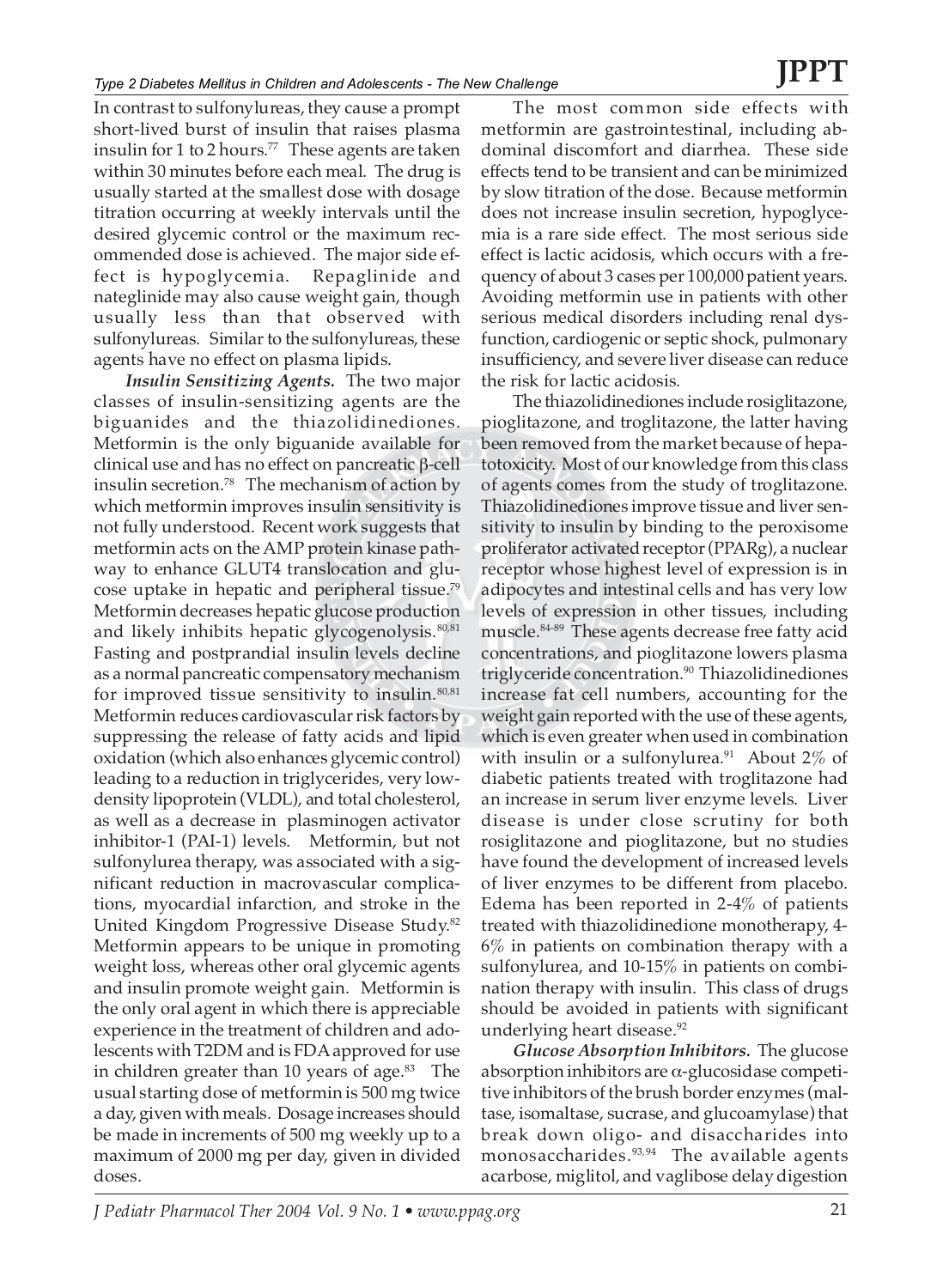In contrast to sulfonylureas, they cause a prompt short-lived burst of insulin that raises plasma insulin for 1 to 2 hours.[77] These agents are taken within 30 minutes before each meal. The drug is usually started at the smallest dose with dosage titration occurring at weekly intervals until the desired glycemic control or the maximum recommended dose is achieved. The major side effect is hypoglycemia. Repaglinide and nateglinide may also cause weight gain, though usually less than that observed with sulfonylureas. Similar to the sulfonylureas, these agents have no effect on plasma lipids.

***Insulin Sensitizing Agents.*** The two major classes of insulin-sensitizing agents are the biguanides and the thiazolidinediones. Metformin is the only biguanide available for clinical use and has no effect on pancreatic β-cell insulin secretion.[78] The mechanism of action by which metformin improves insulin sensitivity is not fully understood. Recent work suggests that metformin acts on the AMP protein kinase pathway to enhance GLUT4 translocation and glucose uptake in hepatic and peripheral tissue.[79] Metformin decreases hepatic glucose production and likely inhibits hepatic glycogenolysis.[80,81] Fasting and postprandial insulin levels decline as a normal pancreatic compensatory mechanism for improved tissue sensitivity to insulin.[80,81] Metformin reduces cardiovascular risk factors by suppressing the release of fatty acids and lipid oxidation (which also enhances glycemic control) leading to a reduction in triglycerides, very low-density lipoprotein (VLDL), and total cholesterol, as well as a decrease in plasminogen activator inhibitor-1 (PAI-1) levels. Metformin, but not sulfonylurea therapy, was associated with a significant reduction in macrovascular complications, myocardial infarction, and stroke in the United Kingdom Progressive Disease Study.[82] Metformin appears to be unique in promoting weight loss, whereas other oral glycemic agents and insulin promote weight gain. Metformin is the only oral agent in which there is appreciable experience in the treatment of children and adolescents with T2DM and is FDA approved for use in children greater than 10 years of age.[83] The usual starting dose of metformin is 500 mg twice a day, given with meals. Dosage increases should be made in increments of 500 mg weekly up to a maximum of 2000 mg per day, given in divided doses.

The most common side effects with metformin are gastrointestinal, including abdominal discomfort and diarrhea. These side effects tend to be transient and can be minimized by slow titration of the dose. Because metformin does not increase insulin secretion, hypoglycemia is a rare side effect. The most serious side effect is lactic acidosis, which occurs with a frequency of about 3 cases per 100,000 patient years. Avoiding metformin use in patients with other serious medical disorders including renal dysfunction, cardiogenic or septic shock, pulmonary insufficiency, and severe liver disease can reduce the risk for lactic acidosis.

The thiazolidinediones include rosiglitazone, pioglitazone, and troglitazone, the latter having been removed from the market because of hepatotoxicity. Most of our knowledge from this class of agents comes from the study of troglitazone. Thiazolidinediones improve tissue and liver sensitivity to insulin by binding to the peroxisome proliferator activated receptor (PPARg), a nuclear receptor whose highest level of expression is in adipocytes and intestinal cells and has very low levels of expression in other tissues, including muscle.[84-89] These agents decrease free fatty acid concentrations, and pioglitazone lowers plasma triglyceride concentration.[90] Thiazolidinediones increase fat cell numbers, accounting for the weight gain reported with the use of these agents, which is even greater when used in combination with insulin or a sulfonylurea.[91] About 2% of diabetic patients treated with troglitazone had an increase in serum liver enzyme levels. Liver disease is under close scrutiny for both rosiglitazone and pioglitazone, but no studies have found the development of increased levels of liver enzymes to be different from placebo. Edema has been reported in 2-4% of patients treated with thiazolidinedione monotherapy, 4-6% in patients on combination therapy with a sulfonylurea, and 10-15% in patients on combination therapy with insulin. This class of drugs should be avoided in patients with significant underlying heart disease.[92]

***Glucose Absorption Inhibitors.*** The glucose absorption inhibitors are α-glucosidase competitive inhibitors of the brush border enzymes (maltase, isomaltase, sucrase, and glucoamylase) that break down oligo- and disaccharides into monosaccharides.[93,94] The available agents acarbose, miglitol, and vaglibose delay digestion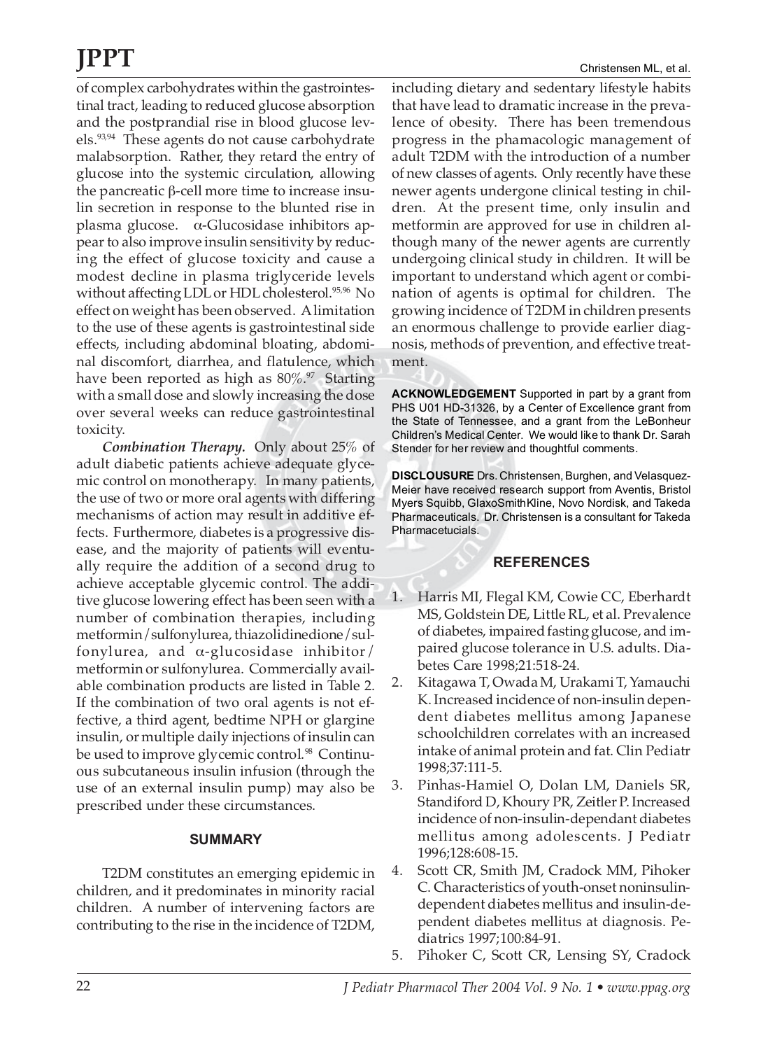of complex carbohydrates within the gastrointestinal tract, leading to reduced glucose absorption and the postprandial rise in blood glucose levels.[93,94] These agents do not cause carbohydrate malabsorption. Rather, they retard the entry of glucose into the systemic circulation, allowing the pancreatic β-cell more time to increase insulin secretion in response to the blunted rise in plasma glucose. α-Glucosidase inhibitors appear to also improve insulin sensitivity by reducing the effect of glucose toxicity and cause a modest decline in plasma triglyceride levels without affecting LDL or HDL cholesterol.[95,96] No effect on weight has been observed. A limitation to the use of these agents is gastrointestinal side effects, including abdominal bloating, abdominal discomfort, diarrhea, and flatulence, which have been reported as high as 80%.[97] Starting with a small dose and slowly increasing the dose over several weeks can reduce gastrointestinal toxicity.

***Combination Therapy.*** Only about 25% of adult diabetic patients achieve adequate glycemic control on monotherapy. In many patients, the use of two or more oral agents with differing mechanisms of action may result in additive effects. Furthermore, diabetes is a progressive disease, and the majority of patients will eventually require the addition of a second drug to achieve acceptable glycemic control. The additive glucose lowering effect has been seen with a number of combination therapies, including metformin/sulfonylurea, thiazolidinedione/sulfonylurea, and α-glucosidase inhibitor/metformin or sulfonylurea. Commercially available combination products are listed in Table 2. If the combination of two oral agents is not effective, a third agent, bedtime NPH or glargine insulin, or multiple daily injections of insulin can be used to improve glycemic control.[98] Continuous subcutaneous insulin infusion (through the use of an external insulin pump) may also be prescribed under these circumstances.

## SUMMARY

T2DM constitutes an emerging epidemic in children, and it predominates in minority racial children. A number of intervening factors are contributing to the rise in the incidence of T2DM, including dietary and sedentary lifestyle habits that have lead to dramatic increase in the prevalence of obesity. There has been tremendous progress in the phamacologic management of adult T2DM with the introduction of a number of new classes of agents. Only recently have these newer agents undergone clinical testing in children. At the present time, only insulin and metformin are approved for use in children although many of the newer agents are currently undergoing clinical study in children. It will be important to understand which agent or combination of agents is optimal for children. The growing incidence of T2DM in children presents an enormous challenge to provide earlier diagnosis, methods of prevention, and effective treatment.

**ACKNOWLEDGEMENT** Supported in part by a grant from PHS U01 HD-31326, by a Center of Excellence grant from the State of Tennessee, and a grant from the LeBonheur Children's Medical Center. We would like to thank Dr. Sarah Stender for her review and thoughtful comments.

**DISCLOUSURE** Drs. Christensen, Burghen, and Velasquez-Meier have received research support from Aventis, Bristol Myers Squibb, GlaxoSmithKline, Novo Nordisk, and Takeda Pharmaceuticals. Dr. Christensen is a consultant for Takeda Pharmacetucials.

## REFERENCES

1. Harris MI, Flegal KM, Cowie CC, Eberhardt MS, Goldstein DE, Little RL, et al. Prevalence of diabetes, impaired fasting glucose, and impaired glucose tolerance in U.S. adults. Diabetes Care 1998;21:518-24.
2. Kitagawa T, Owada M, Urakami T, Yamauchi K. Increased incidence of non-insulin dependent diabetes mellitus among Japanese schoolchildren correlates with an increased intake of animal protein and fat. Clin Pediatr 1998;37:111-5.
3. Pinhas-Hamiel O, Dolan LM, Daniels SR, Standiford D, Khoury PR, Zeitler P. Increased incidence of non-insulin-dependant diabetes mellitus among adolescents. J Pediatr 1996;128:608-15.
4. Scott CR, Smith JM, Cradock MM, Pihoker C. Characteristics of youth-onset noninsulin-dependent diabetes mellitus and insulin-dependent diabetes mellitus at diagnosis. Pediatrics 1997;100:84-91.
5. Pihoker C, Scott CR, Lensing SY, Cradock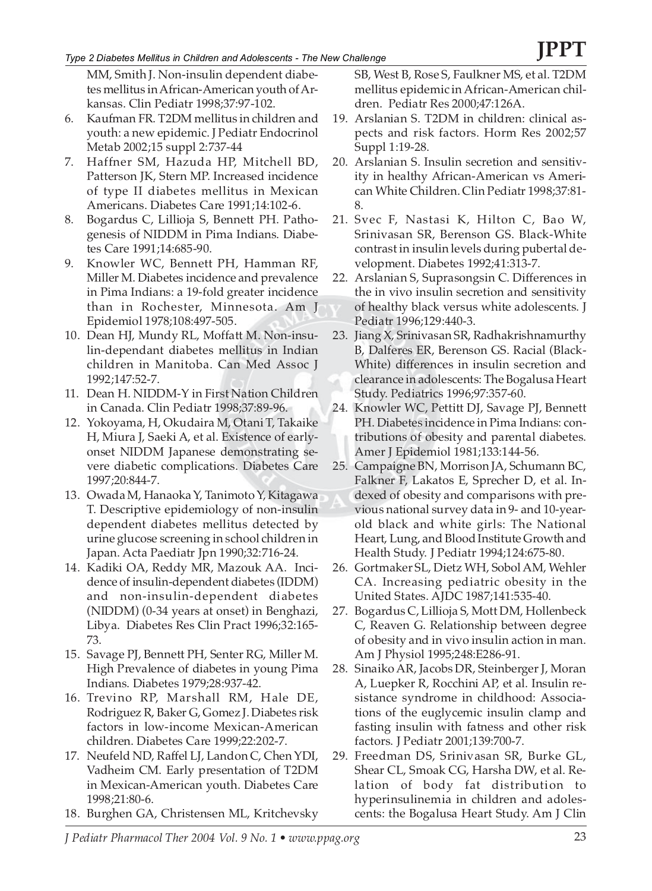MM, Smith J. Non-insulin dependent diabetes mellitus in African-American youth of Arkansas. Clin Pediatr 1998;37:97-102.

6. Kaufman FR. T2DM mellitus in children and youth: a new epidemic. J Pediatr Endocrinol Metab 2002;15 suppl 2:737-44
7. Haffner SM, Hazuda HP, Mitchell BD, Patterson JK, Stern MP. Increased incidence of type II diabetes mellitus in Mexican Americans. Diabetes Care 1991;14:102-6.
8. Bogardus C, Lillioja S, Bennett PH. Pathogenesis of NIDDM in Pima Indians. Diabetes Care 1991;14:685-90.
9. Knowler WC, Bennett PH, Hamman RF, Miller M. Diabetes incidence and prevalence in Pima Indians: a 19-fold greater incidence than in Rochester, Minnesota. Am J Epidemiol 1978;108:497-505.
10. Dean HJ, Mundy RL, Moffatt M. Non-insulin-dependant diabetes mellitus in Indian children in Manitoba. Can Med Assoc J 1992;147:52-7.
11. Dean H. NIDDM-Y in First Nation Children in Canada. Clin Pediatr 1998;37:89-96.
12. Yokoyama, H, Okudaira M, Otani T, Takaike H, Miura J, Saeki A, et al. Existence of early-onset NIDDM Japanese demonstrating severe diabetic complications. Diabetes Care 1997;20:844-7.
13. Owada M, Hanaoka Y, Tanimoto Y, Kitagawa T. Descriptive epidemiology of non-insulin dependent diabetes mellitus detected by urine glucose screening in school children in Japan. Acta Paediatr Jpn 1990;32:716-24.
14. Kadiki OA, Reddy MR, Mazouk AA. Incidence of insulin-dependent diabetes (IDDM) and non-insulin-dependent diabetes (NIDDM) (0-34 years at onset) in Benghazi, Libya. Diabetes Res Clin Pract 1996;32:165-73.
15. Savage PJ, Bennett PH, Senter RG, Miller M. High Prevalence of diabetes in young Pima Indians. Diabetes 1979;28:937-42.
16. Trevino RP, Marshall RM, Hale DE, Rodriguez R, Baker G, Gomez J. Diabetes risk factors in low-income Mexican-American children. Diabetes Care 1999;22:202-7.
17. Neufeld ND, Raffel LJ, Landon C, Chen YDI, Vadheim CM. Early presentation of T2DM in Mexican-American youth. Diabetes Care 1998;21:80-6.
18. Burghen GA, Christensen ML, Kritchevsky SB, West B, Rose S, Faulkner MS, et al. T2DM mellitus epidemic in African-American children. Pediatr Res 2000;47:126A.
19. Arslanian S. T2DM in children: clinical aspects and risk factors. Horm Res 2002;57 Suppl 1:19-28.
20. Arslanian S. Insulin secretion and sensitivity in healthy African-American vs American White Children. Clin Pediatr 1998;37:81-8.
21. Svec F, Nastasi K, Hilton C, Bao W, Srinivasan SR, Berenson GS. Black-White contrast in insulin levels during pubertal development. Diabetes 1992;41:313-7.
22. Arslanian S, Suprasongsin C. Differences in the in vivo insulin secretion and sensitivity of healthy black versus white adolescents. J Pediatr 1996;129:440-3.
23. Jiang X, Srinivasan SR, Radhakrishnamurthy B, Dalferes ER, Berenson GS. Racial (Black-White) differences in insulin secretion and clearance in adolescents: The Bogalusa Heart Study. Pediatrics 1996;97:357-60.
24. Knowler WC, Pettitt DJ, Savage PJ, Bennett PH. Diabetes incidence in Pima Indians: contributions of obesity and parental diabetes. Amer J Epidemiol 1981;133:144-56.
25. Campaigne BN, Morrison JA, Schumann BC, Falkner F, Lakatos E, Sprecher D, et al. Indexed of obesity and comparisons with previous national survey data in 9- and 10-year-old black and white girls: The National Heart, Lung, and Blood Institute Growth and Health Study. J Pediatr 1994;124:675-80.
26. Gortmaker SL, Dietz WH, Sobol AM, Wehler CA. Increasing pediatric obesity in the United States. AJDC 1987;141:535-40.
27. Bogardus C, Lillioja S, Mott DM, Hollenbeck C, Reaven G. Relationship between degree of obesity and in vivo insulin action in man. Am J Physiol 1995;248:E286-91.
28. Sinaiko AR, Jacobs DR, Steinberger J, Moran A, Luepker R, Rocchini AP, et al. Insulin resistance syndrome in childhood: Associations of the euglycemic insulin clamp and fasting insulin with fatness and other risk factors. J Pediatr 2001;139:700-7.
29. Freedman DS, Srinivasan SR, Burke GL, Shear CL, Smoak CG, Harsha DW, et al. Relation of body fat distribution to hyperinsulinemia in children and adolescents: the Bogalusa Heart Study. Am J Clin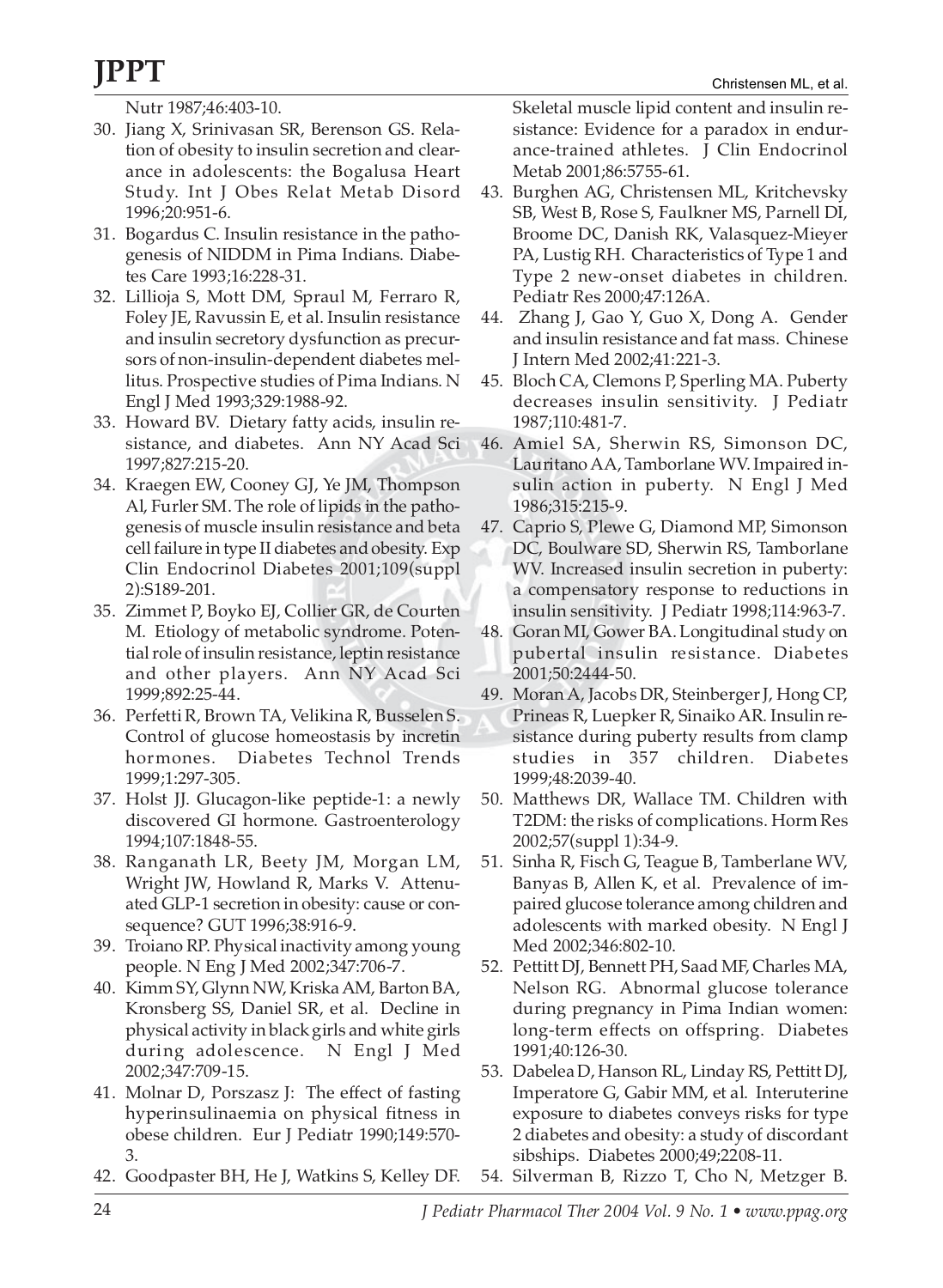Nutr 1987;46:403-10.

30. Jiang X, Srinivasan SR, Berenson GS. Relation of obesity to insulin secretion and clearance in adolescents: the Bogalusa Heart Study. Int J Obes Relat Metab Disord 1996;20:951-6.
31. Bogardus C. Insulin resistance in the pathogenesis of NIDDM in Pima Indians. Diabetes Care 1993;16:228-31.
32. Lillioja S, Mott DM, Spraul M, Ferraro R, Foley JE, Ravussin E, et al. Insulin resistance and insulin secretory dysfunction as precursors of non-insulin-dependent diabetes mellitus. Prospective studies of Pima Indians. N Engl J Med 1993;329:1988-92.
33. Howard BV. Dietary fatty acids, insulin resistance, and diabetes. Ann NY Acad Sci 1997;827:215-20.
34. Kraegen EW, Cooney GJ, Ye JM, Thompson Al, Furler SM. The role of lipids in the pathogenesis of muscle insulin resistance and beta cell failure in type II diabetes and obesity. Exp Clin Endocrinol Diabetes 2001;109(suppl 2):S189-201.
35. Zimmet P, Boyko EJ, Collier GR, de Courten M. Etiology of metabolic syndrome. Potential role of insulin resistance, leptin resistance and other players. Ann NY Acad Sci 1999;892:25-44.
36. Perfetti R, Brown TA, Velikina R, Busselen S. Control of glucose homeostasis by incretin hormones. Diabetes Technol Trends 1999;1:297-305.
37. Holst JJ. Glucagon-like peptide-1: a newly discovered GI hormone. Gastroenterology 1994;107:1848-55.
38. Ranganath LR, Beety JM, Morgan LM, Wright JW, Howland R, Marks V. Attenuated GLP-1 secretion in obesity: cause or consequence? GUT 1996;38:916-9.
39. Troiano RP. Physical inactivity among young people. N Eng J Med 2002;347:706-7.
40. Kimm SY, Glynn NW, Kriska AM, Barton BA, Kronsberg SS, Daniel SR, et al. Decline in physical activity in black girls and white girls during adolescence. N Engl J Med 2002;347:709-15.
41. Molnar D, Porszasz J: The effect of fasting hyperinsulinaemia on physical fitness in obese children. Eur J Pediatr 1990;149:570-3.
42. Goodpaster BH, He J, Watkins S, Kelley DF. Skeletal muscle lipid content and insulin resistance: Evidence for a paradox in endurance-trained athletes. J Clin Endocrinol Metab 2001;86:5755-61.
43. Burghen AG, Christensen ML, Kritchevsky SB, West B, Rose S, Faulkner MS, Parnell DI, Broome DC, Danish RK, Valasquez-Mieyer PA, Lustig RH. Characteristics of Type 1 and Type 2 new-onset diabetes in children. Pediatr Res 2000;47:126A.
44. Zhang J, Gao Y, Guo X, Dong A. Gender and insulin resistance and fat mass. Chinese J Intern Med 2002;41:221-3.
45. Bloch CA, Clemons P, Sperling MA. Puberty decreases insulin sensitivity. J Pediatr 1987;110:481-7.
46. Amiel SA, Sherwin RS, Simonson DC, Lauritano AA, Tamborlane WV. Impaired insulin action in puberty. N Engl J Med 1986;315:215-9.
47. Caprio S, Plewe G, Diamond MP, Simonson DC, Boulware SD, Sherwin RS, Tamborlane WV. Increased insulin secretion in puberty: a compensatory response to reductions in insulin sensitivity. J Pediatr 1998;114:963-7.
48. Goran MI, Gower BA. Longitudinal study on pubertal insulin resistance. Diabetes 2001;50:2444-50.
49. Moran A, Jacobs DR, Steinberger J, Hong CP, Prineas R, Luepker R, Sinaiko AR. Insulin resistance during puberty results from clamp studies in 357 children. Diabetes 1999;48:2039-40.
50. Matthews DR, Wallace TM. Children with T2DM: the risks of complications. Horm Res 2002;57(suppl 1):34-9.
51. Sinha R, Fisch G, Teague B, Tamberlane WV, Banyas B, Allen K, et al. Prevalence of impaired glucose tolerance among children and adolescents with marked obesity. N Engl J Med 2002;346:802-10.
52. Pettitt DJ, Bennett PH, Saad MF, Charles MA, Nelson RG. Abnormal glucose tolerance during pregnancy in Pima Indian women: long-term effects on offspring. Diabetes 1991;40:126-30.
53. Dabelea D, Hanson RL, Linday RS, Pettitt DJ, Imperatore G, Gabir MM, et al. Interuterine exposure to diabetes conveys risks for type 2 diabetes and obesity: a study of discordant sibships. Diabetes 2000;49;2208-11.
54. Silverman B, Rizzo T, Cho N, Metzger B.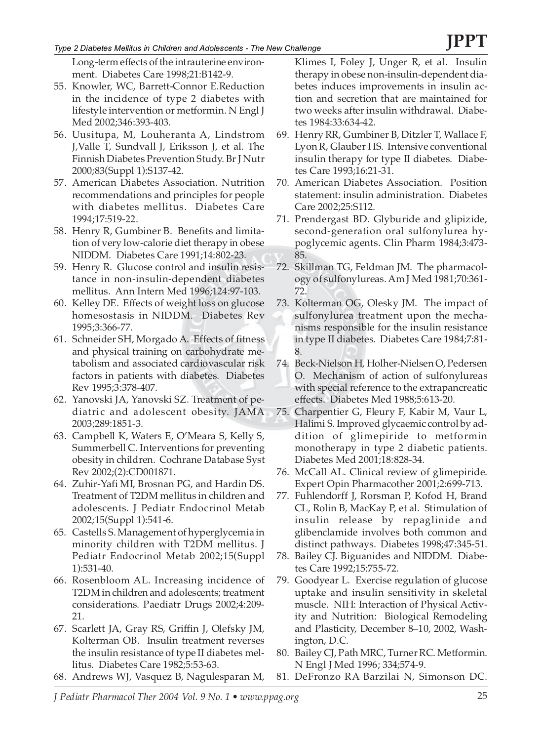Long-term effects of the intrauterine environment. Diabetes Care 1998;21:B142-9.

55. Knowler, WC, Barrett-Connor E.Reduction in the incidence of type 2 diabetes with lifestyle intervention or metformin. N Engl J Med 2002;346:393-403.
56. Uusitupa, M, Louheranta A, Lindstrom J,Valle T, Sundvall J, Eriksson J, et al. The Finnish Diabetes Prevention Study. Br J Nutr 2000;83(Suppl 1):S137-42.
57. American Diabetes Association. Nutrition recommendations and principles for people with diabetes mellitus. Diabetes Care 1994;17:519-22.
58. Henry R, Gumbiner B. Benefits and limitation of very low-calorie diet therapy in obese NIDDM. Diabetes Care 1991;14:802-23.
59. Henry R. Glucose control and insulin resistance in non-insulin-dependent diabetes mellitus. Ann Intern Med 1996;124:97-103.
60. Kelley DE. Effects of weight loss on glucose homesostasis in NIDDM. Diabetes Rev 1995;3:366-77.
61. Schneider SH, Morgado A. Effects of fitness and physical training on carbohydrate metabolism and associated cardiovascular risk factors in patients with diabetes. Diabetes Rev 1995;3:378-407.
62. Yanovski JA, Yanovski SZ. Treatment of pediatric and adolescent obesity. JAMA 2003;289:1851-3.
63. Campbell K, Waters E, O'Meara S, Kelly S, Summerbell C. Interventions for preventing obesity in children. Cochrane Database Syst Rev 2002;(2):CD001871.
64. Zuhir-Yafi MI, Brosnan PG, and Hardin DS. Treatment of T2DM mellitus in children and adolescents. J Pediatr Endocrinol Metab 2002;15(Suppl 1):541-6.
65. Castells S. Management of hyperglycemia in minority children with T2DM mellitus. J Pediatr Endocrinol Metab 2002;15(Suppl 1):531-40.
66. Rosenbloom AL. Increasing incidence of T2DM in children and adolescents; treatment considerations. Paediatr Drugs 2002;4:209-21.
67. Scarlett JA, Gray RS, Griffin J, Olefsky JM, Kolterman OB. Insulin treatment reverses the insulin resistance of type II diabetes mellitus. Diabetes Care 1982;5:53-63.
68. Andrews WJ, Vasquez B, Nagulesparan M, Klimes I, Foley J, Unger R, et al. Insulin therapy in obese non-insulin-dependent diabetes induces improvements in insulin action and secretion that are maintained for two weeks after insulin withdrawal. Diabetes 1984:33:634-42.
69. Henry RR, Gumbiner B, Ditzler T, Wallace F, Lyon R, Glauber HS. Intensive conventional insulin therapy for type II diabetes. Diabetes Care 1993;16:21-31.
70. American Diabetes Association. Position statement: insulin administration. Diabetes Care 2002;25:S112.
71. Prendergast BD. Glyburide and glipizide, second-generation oral sulfonylurea hypoglycemic agents. Clin Pharm 1984;3:473-85.
72. Skillman TG, Feldman JM. The pharmacology of sulfonylureas. Am J Med 1981;70:361-72.
73. Kolterman OG, Olesky JM. The impact of sulfonylurea treatment upon the mechanisms responsible for the insulin resistance in type II diabetes. Diabetes Care 1984;7:81-8.
74. Beck-Nielson H, Holher-Nielsen O, Pedersen O. Mechanism of action of sulfonylureas with special reference to the extrapancreatic effects. Diabetes Med 1988;5:613-20.
75. Charpentier G, Fleury F, Kabir M, Vaur L, Halimi S. Improved glycaemic control by addition of glimepiride to metformin monotherapy in type 2 diabetic patients. Diabetes Med 2001;18:828-34.
76. McCall AL. Clinical review of glimepiride. Expert Opin Pharmacother 2001;2:699-713.
77. Fuhlendorff J, Rorsman P, Kofod H, Brand CL, Rolin B, MacKay P, et al. Stimulation of insulin release by repaglinide and glibenclamide involves both common and distinct pathways. Diabetes 1998;47:345-51.
78. Bailey CJ. Biguanides and NIDDM. Diabetes Care 1992;15:755-72.
79. Goodyear L. Exercise regulation of glucose uptake and insulin sensitivity in skeletal muscle. NIH: Interaction of Physical Activity and Nutrition: Biological Remodeling and Plasticity, December 8–10, 2002, Washington, D.C.
80. Bailey CJ, Path MRC, Turner RC. Metformin. N Engl J Med 1996; 334;574-9.
81. DeFronzo RA Barzilai N, Simonson DC.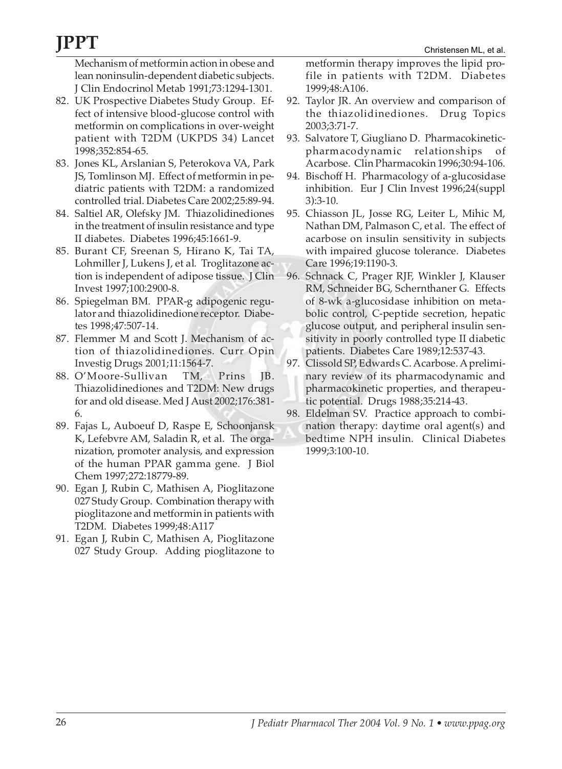Mechanism of metformin action in obese and lean noninsulin-dependent diabetic subjects. J Clin Endocrinol Metab 1991;73:1294-1301.

82. UK Prospective Diabetes Study Group. Effect of intensive blood-glucose control with metformin on complications in over-weight patient with T2DM (UKPDS 34) Lancet 1998;352:854-65.
83. Jones KL, Arslanian S, Peterokova VA, Park JS, Tomlinson MJ. Effect of metformin in pediatric patients with T2DM: a randomized controlled trial. Diabetes Care 2002;25:89-94.
84. Saltiel AR, Olefsky JM. Thiazolidinediones in the treatment of insulin resistance and type II diabetes. Diabetes 1996;45:1661-9.
85. Burant CF, Sreenan S, Hirano K, Tai TA, Lohmiller J, Lukens J, et al. Troglitazone action is independent of adipose tissue. J Clin Invest 1997;100:2900-8.
86. Spiegelman BM. PPAR-g adipogenic regulator and thiazolidinedione receptor. Diabetes 1998;47:507-14.
87. Flemmer M and Scott J. Mechanism of action of thiazolidinediones. Curr Opin Investig Drugs 2001;11:1564-7.
88. O'Moore-Sullivan TM, Prins JB. Thiazolidinediones and T2DM: New drugs for and old disease. Med J Aust 2002;176:381-6.
89. Fajas L, Auboeuf D, Raspe E, Schoonjansk K, Lefebvre AM, Saladin R, et al. The organization, promoter analysis, and expression of the human PPAR gamma gene. J Biol Chem 1997;272:18779-89.
90. Egan J, Rubin C, Mathisen A, Pioglitazone 027 Study Group. Combination therapy with pioglitazone and metformin in patients with T2DM. Diabetes 1999;48:A117
91. Egan J, Rubin C, Mathisen A, Pioglitazone 027 Study Group. Adding pioglitazone to metformin therapy improves the lipid profile in patients with T2DM. Diabetes 1999;48:A106.
92. Taylor JR. An overview and comparison of the thiazolidinediones. Drug Topics 2003;3:71-7.
93. Salvatore T, Giugliano D. Pharmacokinetic-pharmacodynamic relationships of Acarbose. Clin Pharmacokin 1996;30:94-106.
94. Bischoff H. Pharmacology of a-glucosidase inhibition. Eur J Clin Invest 1996;24(suppl 3):3-10.
95. Chiasson JL, Josse RG, Leiter L, Mihic M, Nathan DM, Palmason C, et al. The effect of acarbose on insulin sensitivity in subjects with impaired glucose tolerance. Diabetes Care 1996;19:1190-3.
96. Schnack C, Prager RJF, Winkler J, Klauser RM, Schneider BG, Schernthaner G. Effects of 8-wk a-glucosidase inhibition on metabolic control, C-peptide secretion, hepatic glucose output, and peripheral insulin sensitivity in poorly controlled type II diabetic patients. Diabetes Care 1989;12:537-43.
97. Clissold SP, Edwards C. Acarbose. A preliminary review of its pharmacodynamic and pharmacokinetic properties, and therapeutic potential. Drugs 1988;35:214-43.
98. Eldelman SV. Practice approach to combination therapy: daytime oral agent(s) and bedtime NPH insulin. Clinical Diabetes 1999;3:100-10.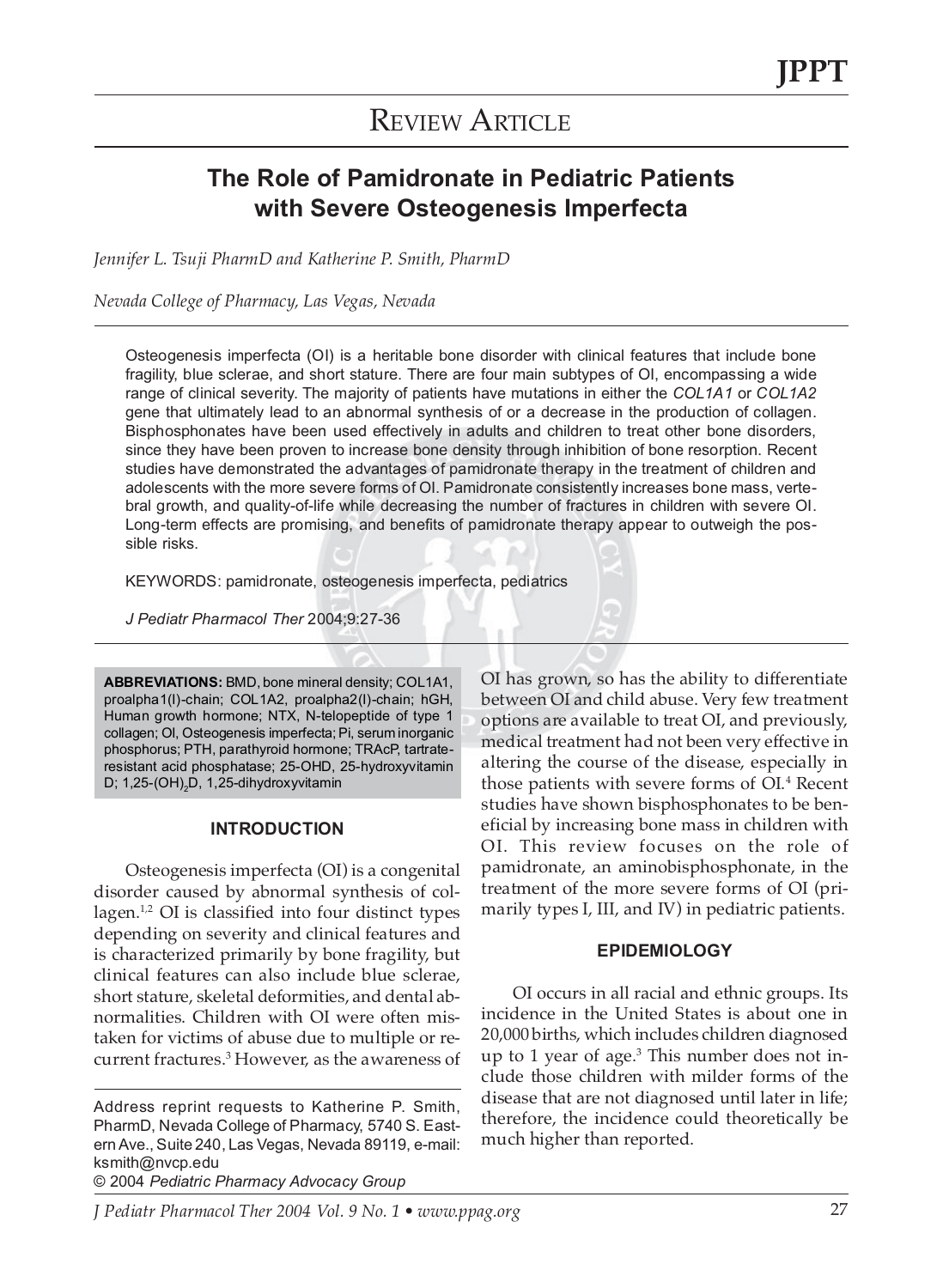# Review Article

## The Role of Pamidronate in Pediatric Patients with Severe Osteogenesis Imperfecta

*Jennifer L. Tsuji PharmD and Katherine P. Smith, PharmD*

*Nevada College of Pharmacy, Las Vegas, Nevada*

Osteogenesis imperfecta (OI) is a heritable bone disorder with clinical features that include bone fragility, blue sclerae, and short stature. There are four main subtypes of OI, encompassing a wide range of clinical severity. The majority of patients have mutations in either the *COL1A1* or *COL1A2* gene that ultimately lead to an abnormal synthesis of or a decrease in the production of collagen. Bisphosphonates have been used effectively in adults and children to treat other bone disorders, since they have been proven to increase bone density through inhibition of bone resorption. Recent studies have demonstrated the advantages of pamidronate therapy in the treatment of children and adolescents with the more severe forms of OI. Pamidronate consistently increases bone mass, vertebral growth, and quality-of-life while decreasing the number of fractures in children with severe OI. Long-term effects are promising, and benefits of pamidronate therapy appear to outweigh the possible risks.

KEYWORDS: pamidronate, osteogenesis imperfecta, pediatrics

*J Pediatr Pharmacol Ther* 2004;9:27-36

**ABBREVIATIONS:** BMD, bone mineral density; COL1A1, proalpha1(I)-chain; COL1A2, proalpha2(I)-chain; hGH, Human growth hormone; NTX, N-telopeptide of type 1 collagen; OI, Osteogenesis imperfecta; Pi, serum inorganic phosphorus; PTH, parathyroid hormone; TRAcP, tartrate-resistant acid phosphatase; 25-OHD, 25-hydroxyvitamin D; 1,25-$(OH)_2$D, 1,25-dihydroxyvitamin

### INTRODUCTION

Osteogenesis imperfecta (OI) is a congenital disorder caused by abnormal synthesis of collagen.[1,2] OI is classified into four distinct types depending on severity and clinical features and is characterized primarily by bone fragility, but clinical features can also include blue sclerae, short stature, skeletal deformities, and dental abnormalities. Children with OI were often mistaken for victims of abuse due to multiple or recurrent fractures.[3] However, as the awareness of OI has grown, so has the ability to differentiate between OI and child abuse. Very few treatment options are available to treat OI, and previously, medical treatment had not been very effective in altering the course of the disease, especially in those patients with severe forms of OI.[4] Recent studies have shown bisphosphonates to be beneficial by increasing bone mass in children with OI. This review focuses on the role of pamidronate, an aminobisphosphonate, in the treatment of the more severe forms of OI (primarily types I, III, and IV) in pediatric patients.

### EPIDEMIOLOGY

OI occurs in all racial and ethnic groups. Its incidence in the United States is about one in 20,000 births, which includes children diagnosed up to 1 year of age.[3] This number does not include those children with milder forms of the disease that are not diagnosed until later in life; therefore, the incidence could theoretically be much higher than reported.

Address reprint requests to Katherine P. Smith, PharmD, Nevada College of Pharmacy, 5740 S. Eastern Ave., Suite 240, Las Vegas, Nevada 89119, e-mail: ksmith@nvcp.edu

© 2004 *Pediatric Pharmacy Advocacy Group*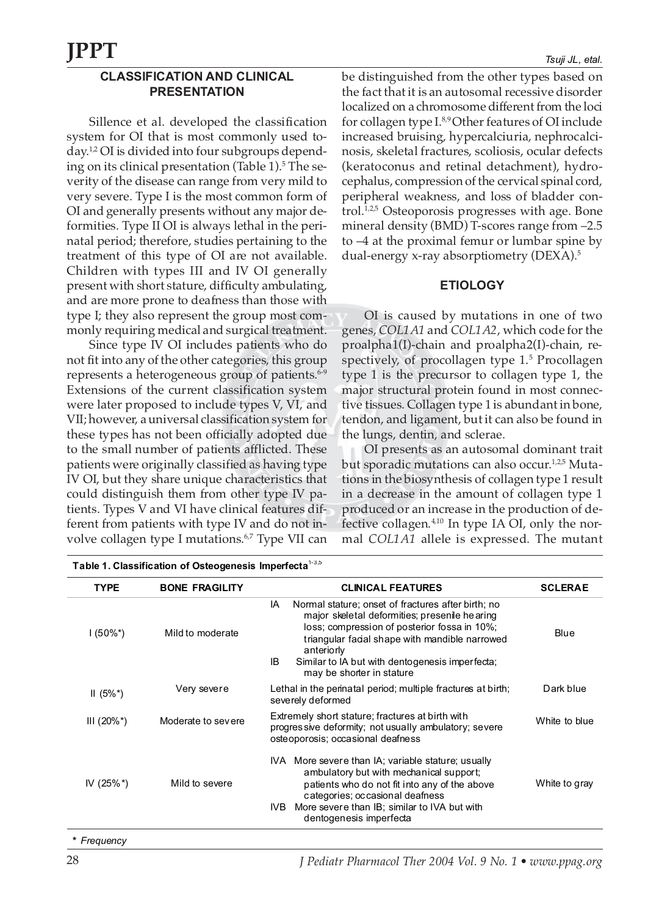## CLASSIFICATION AND CLINICAL PRESENTATION

Sillence et al. developed the classification system for OI that is most commonly used today.[1,2] OI is divided into four subgroups depending on its clinical presentation (Table 1).[5] The severity of the disease can range from very mild to very severe. Type I is the most common form of OI and generally presents without any major deformities. Type II OI is always lethal in the perinatal period; therefore, studies pertaining to the treatment of this type of OI are not available. Children with types III and IV OI generally present with short stature, difficulty ambulating, and are more prone to deafness than those with type I; they also represent the group most commonly requiring medical and surgical treatment.

Since type IV OI includes patients who do not fit into any of the other categories, this group represents a heterogeneous group of patients.[6-9] Extensions of the current classification system were later proposed to include types V, VI, and VII; however, a universal classification system for these types has not been officially adopted due to the small number of patients afflicted. These patients were originally classified as having type IV OI, but they share unique characteristics that could distinguish them from other type IV patients. Types V and VI have clinical features different from patients with type IV and do not involve collagen type I mutations.[6,7] Type VII can be distinguished from the other types based on the fact that it is an autosomal recessive disorder localized on a chromosome different from the loci for collagen type I.[8,9] Other features of OI include increased bruising, hypercalciuria, nephrocalcinosis, skeletal fractures, scoliosis, ocular defects (keratoconus and retinal detachment), hydrocephalus, compression of the cervical spinal cord, peripheral weakness, and loss of bladder control.[1,2,5] Osteoporosis progresses with age. Bone mineral density (BMD) T-scores range from –2.5 to –4 at the proximal femur or lumbar spine by dual-energy x-ray absorptiometry (DEXA).[5]

## ETIOLOGY

OI is caused by mutations in one of two genes, *COL1A1* and *COL1A2*, which code for the proalpha1(I)-chain and proalpha2(I)-chain, respectively, of procollagen type 1.[5] Procollagen type 1 is the precursor to collagen type 1, the major structural protein found in most connective tissues. Collagen type 1 is abundant in bone, tendon, and ligament, but it can also be found in the lungs, dentin, and sclerae.

OI presents as an autosomal dominant trait but sporadic mutations can also occur.[1,2,5] Mutations in the biosynthesis of collagen type 1 result in a decrease in the amount of collagen type 1 produced or an increase in the production of defective collagen.[4,10] In type IA OI, only the normal *COL1A1* allele is expressed. The mutant

**Table 1. Classification of Osteogenesis Imperfecta**[1-3,5]

| TYPE | BONE FRAGILITY | CLINICAL FEATURES | SCLERAE |
|---|---|---|---|
| I (50%*) | Mild to moderate | IA Normal stature; onset of fractures after birth; no major skeletal deformities; presenile hearing loss; compression of posterior fossa in 10%; triangular facial shape with mandible narrowed anteriorly<br>IB Similar to IA but with dentogenesis imperfecta; may be shorter in stature | Blue |
| II (5%*) | Very severe | Lethal in the perinatal period; multiple fractures at birth; severely deformed | Dark blue |
| III (20%*) | Moderate to severe | Extremely short stature; fractures at birth with progressive deformity; not usually ambulatory; severe osteoporosis; occasional deafness | White to blue |
| IV (25%*) | Mild to severe | IVA More severe than IA; variable stature; usually ambulatory but with mechanical support; patients who do not fit into any of the above categories; occasional deafness<br>IVB More severe than IB; similar to IVA but with dentogenesis imperfecta | White to gray |

\* *Frequency*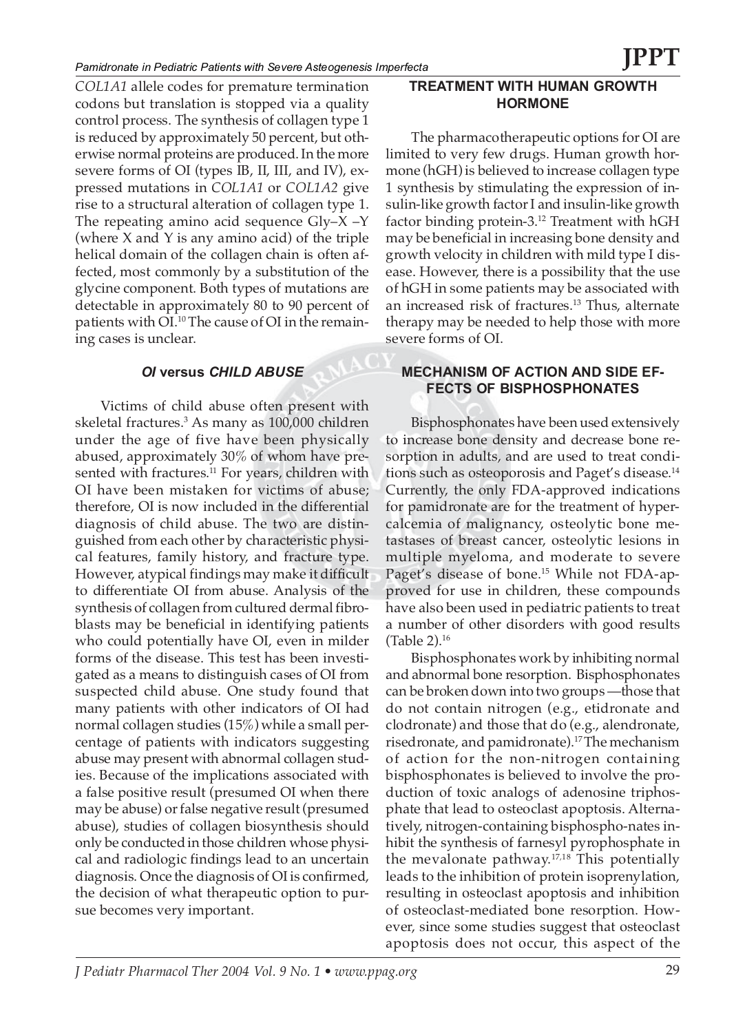*COL1A1* allele codes for premature termination codons but translation is stopped via a quality control process. The synthesis of collagen type 1 is reduced by approximately 50 percent, but otherwise normal proteins are produced. In the more severe forms of OI (types IB, II, III, and IV), expressed mutations in *COL1A1* or *COL1A2* give rise to a structural alteration of collagen type 1. The repeating amino acid sequence Gly–X –Y (where X and Y is any amino acid) of the triple helical domain of the collagen chain is often affected, most commonly by a substitution of the glycine component. Both types of mutations are detectable in approximately 80 to 90 percent of patients with OI.[10] The cause of OI in the remaining cases is unclear.

## *OI* versus *CHILD ABUSE*

Victims of child abuse often present with skeletal fractures.[3] As many as 100,000 children under the age of five have been physically abused, approximately 30% of whom have presented with fractures.[11] For years, children with OI have been mistaken for victims of abuse; therefore, OI is now included in the differential diagnosis of child abuse. The two are distinguished from each other by characteristic physical features, family history, and fracture type. However, atypical findings may make it difficult to differentiate OI from abuse. Analysis of the synthesis of collagen from cultured dermal fibroblasts may be beneficial in identifying patients who could potentially have OI, even in milder forms of the disease. This test has been investigated as a means to distinguish cases of OI from suspected child abuse. One study found that many patients with other indicators of OI had normal collagen studies (15%) while a small percentage of patients with indicators suggesting abuse may present with abnormal collagen studies. Because of the implications associated with a false positive result (presumed OI when there may be abuse) or false negative result (presumed abuse), studies of collagen biosynthesis should only be conducted in those children whose physical and radiologic findings lead to an uncertain diagnosis. Once the diagnosis of OI is confirmed, the decision of what therapeutic option to pursue becomes very important.

## TREATMENT WITH HUMAN GROWTH HORMONE

The pharmacotherapeutic options for OI are limited to very few drugs. Human growth hormone (hGH) is believed to increase collagen type 1 synthesis by stimulating the expression of insulin-like growth factor I and insulin-like growth factor binding protein-3.[12] Treatment with hGH may be beneficial in increasing bone density and growth velocity in children with mild type I disease. However, there is a possibility that the use of hGH in some patients may be associated with an increased risk of fractures.[13] Thus, alternate therapy may be needed to help those with more severe forms of OI.

## MECHANISM OF ACTION AND SIDE EFFECTS OF BISPHOSPHONATES

Bisphosphonates have been used extensively to increase bone density and decrease bone resorption in adults, and are used to treat conditions such as osteoporosis and Paget's disease.[14] Currently, the only FDA-approved indications for pamidronate are for the treatment of hypercalcemia of malignancy, osteolytic bone metastases of breast cancer, osteolytic lesions in multiple myeloma, and moderate to severe Paget's disease of bone.[15] While not FDA-approved for use in children, these compounds have also been used in pediatric patients to treat a number of other disorders with good results (Table 2).[16]

Bisphosphonates work by inhibiting normal and abnormal bone resorption. Bisphosphonates can be broken down into two groups —those that do not contain nitrogen (e.g., etidronate and clodronate) and those that do (e.g., alendronate, risedronate, and pamidronate).[17] The mechanism of action for the non-nitrogen containing bisphosphonates is believed to involve the production of toxic analogs of adenosine triphosphate that lead to osteoclast apoptosis. Alternatively, nitrogen-containing bisphospho-nates inhibit the synthesis of farnesyl pyrophosphate in the mevalonate pathway.[17,18] This potentially leads to the inhibition of protein isoprenylation, resulting in osteoclast apoptosis and inhibition of osteoclast-mediated bone resorption. However, since some studies suggest that osteoclast apoptosis does not occur, this aspect of the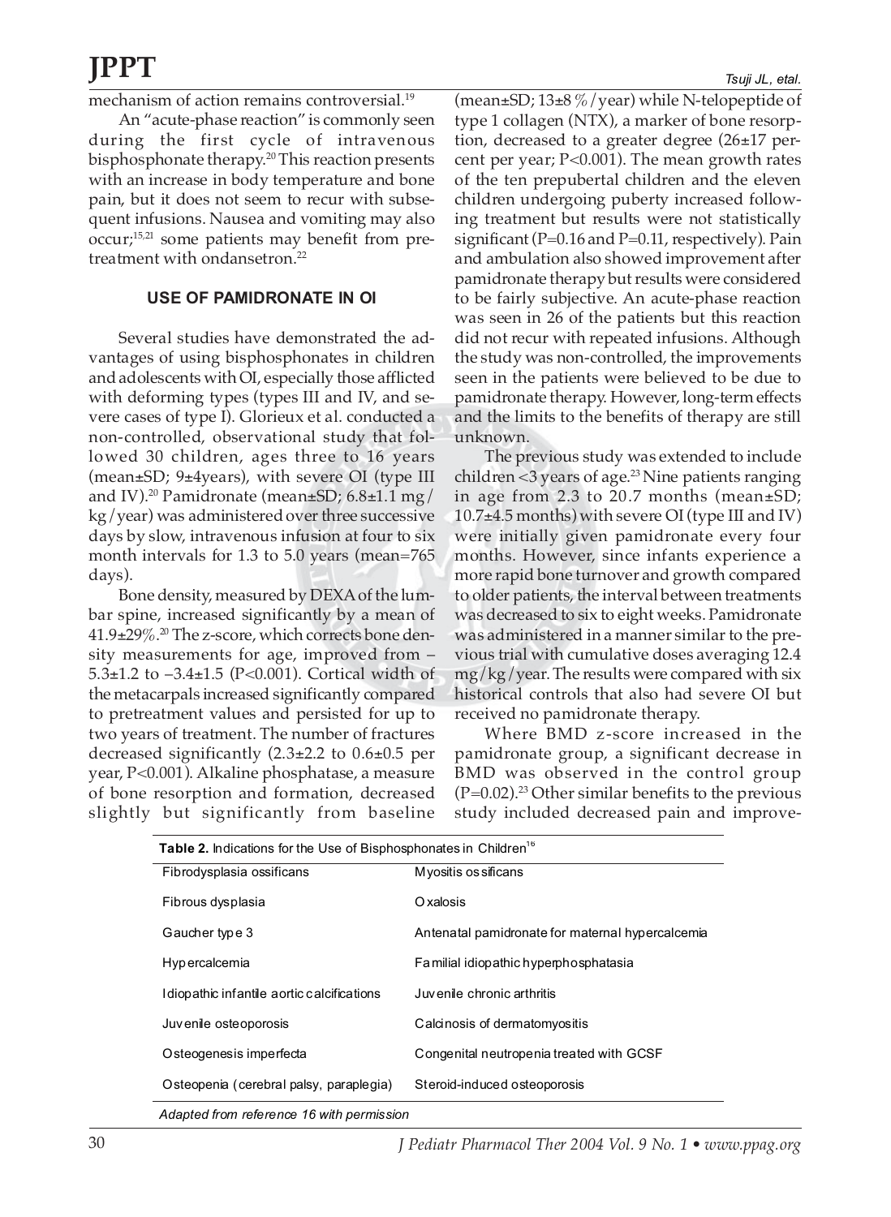mechanism of action remains controversial.[19]

An "acute-phase reaction" is commonly seen during the first cycle of intravenous bisphosphonate therapy.[20] This reaction presents with an increase in body temperature and bone pain, but it does not seem to recur with subsequent infusions. Nausea and vomiting may also occur;[15,21] some patients may benefit from pretreatment with ondansetron.[22]

## USE OF PAMIDRONATE IN OI

Several studies have demonstrated the advantages of using bisphosphonates in children and adolescents with OI, especially those afflicted with deforming types (types III and IV, and severe cases of type I). Glorieux et al. conducted a non-controlled, observational study that followed 30 children, ages three to 16 years (mean±SD; 9±4years), with severe OI (type III and IV).[20] Pamidronate (mean±SD; 6.8±1.1 mg/kg/year) was administered over three successive days by slow, intravenous infusion at four to six month intervals for 1.3 to 5.0 years (mean=765 days).

Bone density, measured by DEXA of the lumbar spine, increased significantly by a mean of 41.9±29%.[20] The z-score, which corrects bone density measurements for age, improved from –5.3±1.2 to –3.4±1.5 (P<0.001). Cortical width of the metacarpals increased significantly compared to pretreatment values and persisted for up to two years of treatment. The number of fractures decreased significantly (2.3±2.2 to 0.6±0.5 per year, P<0.001). Alkaline phosphatase, a measure of bone resorption and formation, decreased slightly but significantly from baseline (mean±SD; 13±8 %/year) while N-telopeptide of type 1 collagen (NTX), a marker of bone resorption, decreased to a greater degree (26±17 percent per year; P<0.001). The mean growth rates of the ten prepubertal children and the eleven children undergoing puberty increased following treatment but results were not statistically significant (P=0.16 and P=0.11, respectively). Pain and ambulation also showed improvement after pamidronate therapy but results were considered to be fairly subjective. An acute-phase reaction was seen in 26 of the patients but this reaction did not recur with repeated infusions. Although the study was non-controlled, the improvements seen in the patients were believed to be due to pamidronate therapy. However, long-term effects and the limits to the benefits of therapy are still unknown.

The previous study was extended to include children <3 years of age.[23] Nine patients ranging in age from 2.3 to 20.7 months (mean±SD; 10.7±4.5 months) with severe OI (type III and IV) were initially given pamidronate every four months. However, since infants experience a more rapid bone turnover and growth compared to older patients, the interval between treatments was decreased to six to eight weeks. Pamidronate was administered in a manner similar to the previous trial with cumulative doses averaging 12.4 mg/kg/year. The results were compared with six historical controls that also had severe OI but received no pamidronate therapy.

Where BMD z-score increased in the pamidronate group, a significant decrease in BMD was observed in the control group (P=0.02).[23] Other similar benefits to the previous study included decreased pain and improve-

**Table 2.** Indications for the Use of Bisphosphonates in Children[16]

| | |
|---|---|
| Fibrodysplasia ossificans | Myositis ossificans |
| Fibrous dysplasia | Oxalosis |
| Gaucher type 3 | Antenatal pamidronate for maternal hypercalcemia |
| Hypercalcemia | Familial idiopathic hyperphosphatasia |
| Idiopathic infantile aortic calcifications | Juvenile chronic arthritis |
| Juvenile osteoporosis | Calcinosis of dermatomyositis |
| Osteogenesis imperfecta | Congenital neutropenia treated with GCSF |
| Osteopenia (cerebral palsy, paraplegia) | Steroid-induced osteoporosis |

*Adapted from reference 16 with permission*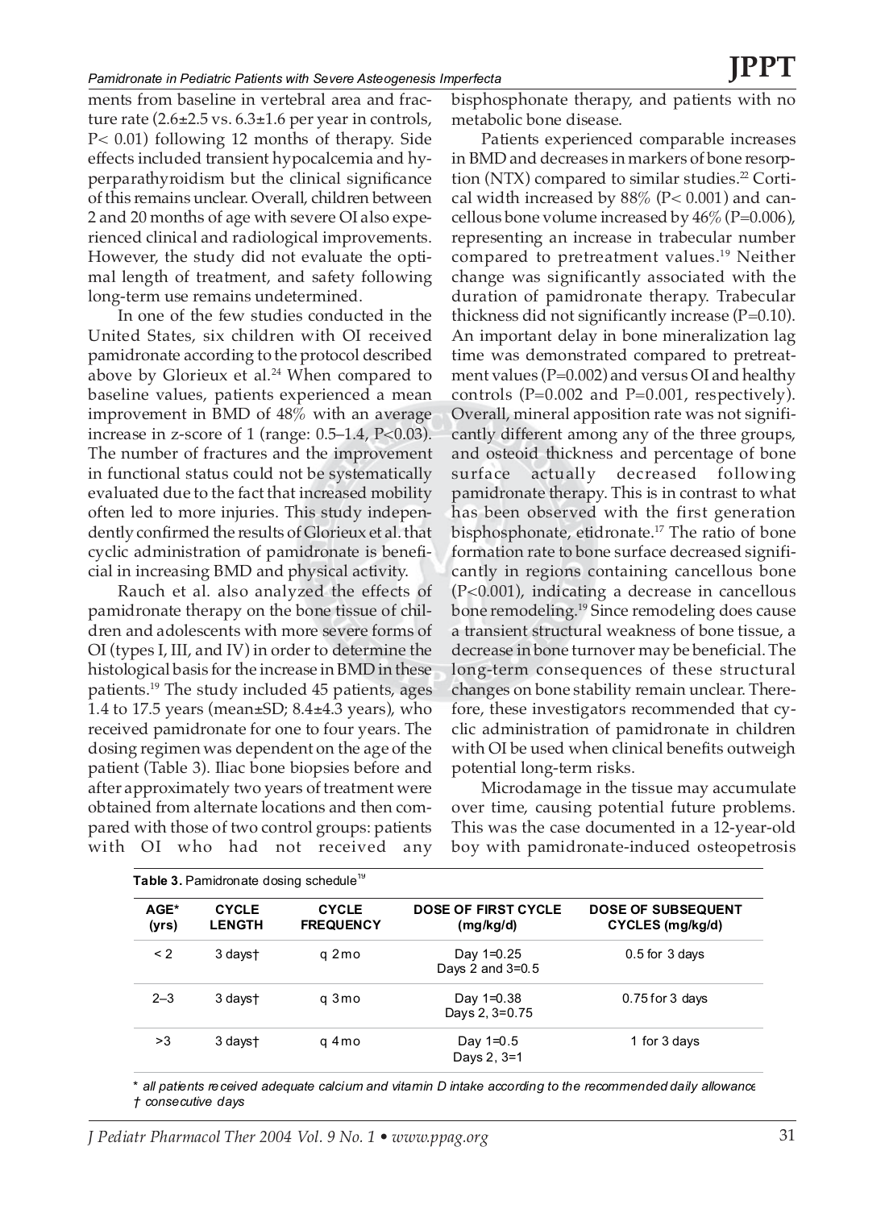ments from baseline in vertebral area and fracture rate (2.6±2.5 vs. 6.3±1.6 per year in controls, $P < 0.01$) following 12 months of therapy. Side effects included transient hypocalcemia and hyperparathyroidism but the clinical significance of this remains unclear. Overall, children between 2 and 20 months of age with severe OI also experienced clinical and radiological improvements. However, the study did not evaluate the optimal length of treatment, and safety following long-term use remains undetermined.

In one of the few studies conducted in the United States, six children with OI received pamidronate according to the protocol described above by Glorieux et al.[24] When compared to baseline values, patients experienced a mean improvement in BMD of 48% with an average increase in z-score of 1 (range: 0.5–1.4, $P<0.03$). The number of fractures and the improvement in functional status could not be systematically evaluated due to the fact that increased mobility often led to more injuries. This study independently confirmed the results of Glorieux et al. that cyclic administration of pamidronate is beneficial in increasing BMD and physical activity.

Rauch et al. also analyzed the effects of pamidronate therapy on the bone tissue of children and adolescents with more severe forms of OI (types I, III, and IV) in order to determine the histological basis for the increase in BMD in these patients.[19] The study included 45 patients, ages 1.4 to 17.5 years (mean±SD; 8.4±4.3 years), who received pamidronate for one to four years. The dosing regimen was dependent on the age of the patient (Table 3). Iliac bone biopsies before and after approximately two years of treatment were obtained from alternate locations and then compared with those of two control groups: patients with OI who had not received any bisphosphonate therapy, and patients with no metabolic bone disease.

Patients experienced comparable increases in BMD and decreases in markers of bone resorption (NTX) compared to similar studies.[22] Cortical width increased by 88% ($P< 0.001$) and cancellous bone volume increased by 46% ($P=0.006$), representing an increase in trabecular number compared to pretreatment values.[19] Neither change was significantly associated with the duration of pamidronate therapy. Trabecular thickness did not significantly increase ($P=0.10$). An important delay in bone mineralization lag time was demonstrated compared to pretreatment values ($P=0.002$) and versus OI and healthy controls ($P=0.002$ and $P=0.001$, respectively). Overall, mineral apposition rate was not significantly different among any of the three groups, and osteoid thickness and percentage of bone surface actually decreased following pamidronate therapy. This is in contrast to what has been observed with the first generation bisphosphonate, etidronate.[17] The ratio of bone formation rate to bone surface decreased significantly in regions containing cancellous bone ($P<0.001$), indicating a decrease in cancellous bone remodeling.[19] Since remodeling does cause a transient structural weakness of bone tissue, a decrease in bone turnover may be beneficial. The long-term consequences of these structural changes on bone stability remain unclear. Therefore, these investigators recommended that cyclic administration of pamidronate in children with OI be used when clinical benefits outweigh potential long-term risks.

Microdamage in the tissue may accumulate over time, causing potential future problems. This was the case documented in a 12-year-old boy with pamidronate-induced osteopetrosis

**Table 3.** Pamidronate dosing schedule[19]

| AGE* (yrs) | CYCLE LENGTH | CYCLE FREQUENCY | DOSE OF FIRST CYCLE (mg/kg/d) | DOSE OF SUBSEQUENT CYCLES (mg/kg/d) |
|---|---|---|---|---|
| < 2 | 3 days† | q 2 mo | Day 1=0.25<br>Days 2 and 3=0.5 | 0.5 for 3 days |
| 2–3 | 3 days† | q 3 mo | Day 1=0.38<br>Days 2, 3=0.75 | 0.75 for 3 days |
| >3 | 3 days† | q 4 mo | Day 1=0.5<br>Days 2, 3=1 | 1 for 3 days |

*\* all patients received adequate calcium and vitamin D intake according to the recommended daily allowance*
*† consecutive days*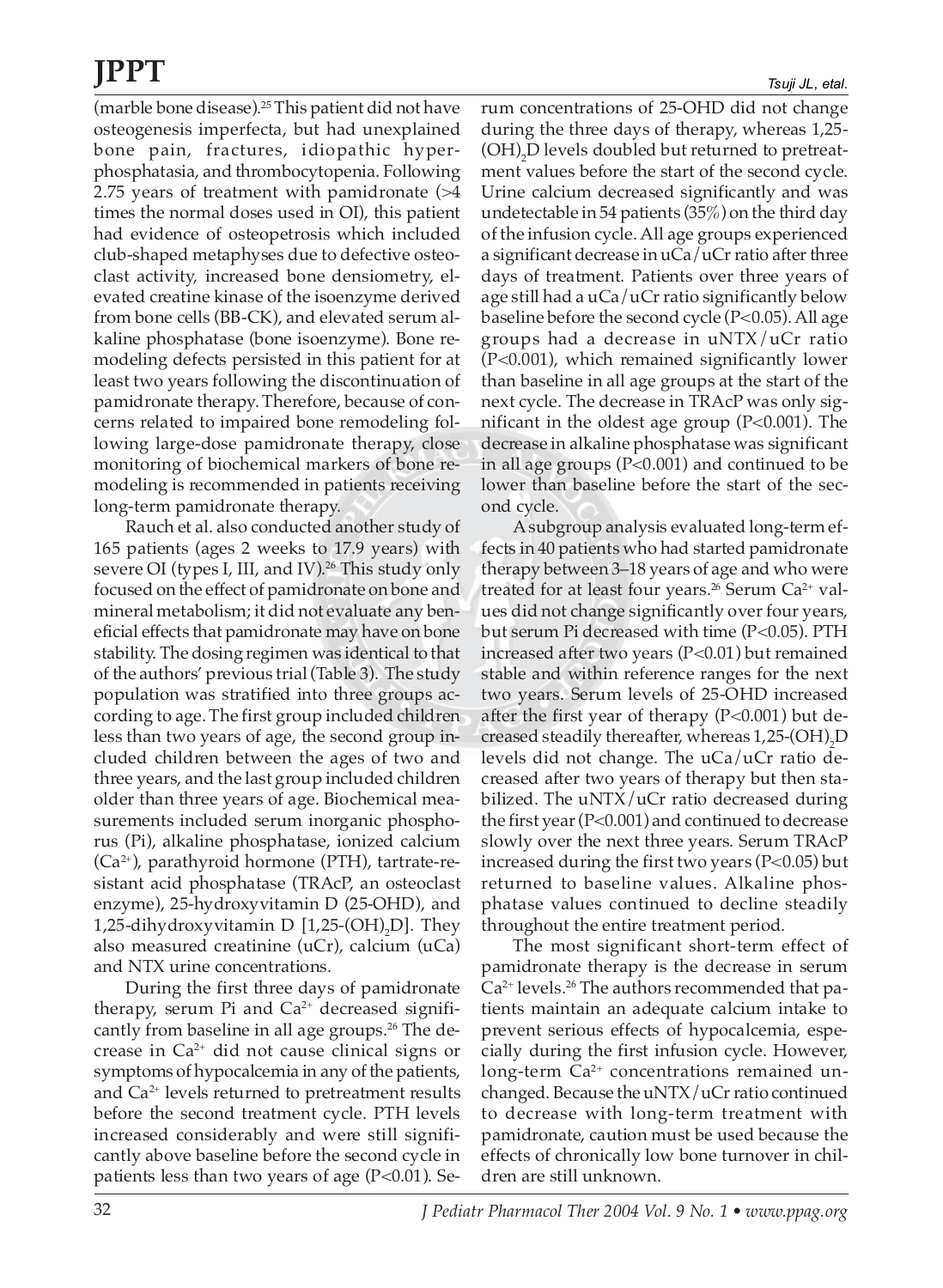(marble bone disease).[25] This patient did not have osteogenesis imperfecta, but had unexplained bone pain, fractures, idiopathic hyperphosphatasia, and thrombocytopenia. Following 2.75 years of treatment with pamidronate (>4 times the normal doses used in OI), this patient had evidence of osteopetrosis which included club-shaped metaphyses due to defective osteoclast activity, increased bone densiometry, elevated creatine kinase of the isoenzyme derived from bone cells (BB-CK), and elevated serum alkaline phosphatase (bone isoenzyme). Bone remodeling defects persisted in this patient for at least two years following the discontinuation of pamidronate therapy. Therefore, because of concerns related to impaired bone remodeling following large-dose pamidronate therapy, close monitoring of biochemical markers of bone remodeling is recommended in patients receiving long-term pamidronate therapy.

Rauch et al. also conducted another study of 165 patients (ages 2 weeks to 17.9 years) with severe OI (types I, III, and IV).[26] This study only focused on the effect of pamidronate on bone and mineral metabolism; it did not evaluate any beneficial effects that pamidronate may have on bone stability. The dosing regimen was identical to that of the authors' previous trial (Table 3). The study population was stratified into three groups according to age. The first group included children less than two years of age, the second group included children between the ages of two and three years, and the last group included children older than three years of age. Biochemical measurements included serum inorganic phosphorus (Pi), alkaline phosphatase, ionized calcium ($Ca^{2+}$), parathyroid hormone (PTH), tartrate-resistant acid phosphatase (TRAcP, an osteoclast enzyme), 25-hydroxyvitamin D (25-OHD), and 1,25-dihydroxyvitamin D [1,25-$(OH)_2$D]. They also measured creatinine (uCr), calcium (uCa) and NTX urine concentrations.

During the first three days of pamidronate therapy, serum Pi and $Ca^{2+}$ decreased significantly from baseline in all age groups.[26] The decrease in $Ca^{2+}$ did not cause clinical signs or symptoms of hypocalcemia in any of the patients, and $Ca^{2+}$ levels returned to pretreatment results before the second treatment cycle. PTH levels increased considerably and were still significantly above baseline before the second cycle in patients less than two years of age ($P<0.01$). Serum concentrations of 25-OHD did not change during the three days of therapy, whereas 1,25-$(OH)_2$D levels doubled but returned to pretreatment values before the start of the second cycle. Urine calcium decreased significantly and was undetectable in 54 patients (35%) on the third day of the infusion cycle. All age groups experienced a significant decrease in uCa/uCr ratio after three days of treatment. Patients over three years of age still had a uCa/uCr ratio significantly below baseline before the second cycle ($P<0.05$). All age groups had a decrease in uNTX/uCr ratio ($P<0.001$), which remained significantly lower than baseline in all age groups at the start of the next cycle. The decrease in TRAcP was only significant in the oldest age group ($P<0.001$). The decrease in alkaline phosphatase was significant in all age groups ($P<0.001$) and continued to be lower than baseline before the start of the second cycle.

A subgroup analysis evaluated long-term effects in 40 patients who had started pamidronate therapy between 3–18 years of age and who were treated for at least four years.[26] Serum $Ca^{2+}$ values did not change significantly over four years, but serum Pi decreased with time ($P<0.05$). PTH increased after two years ($P<0.01$) but remained stable and within reference ranges for the next two years. Serum levels of 25-OHD increased after the first year of therapy ($P<0.001$) but decreased steadily thereafter, whereas 1,25-$(OH)_2$D levels did not change. The uCa/uCr ratio decreased after two years of therapy but then stabilized. The uNTX/uCr ratio decreased during the first year ($P<0.001$) and continued to decrease slowly over the next three years. Serum TRAcP increased during the first two years ($P<0.05$) but returned to baseline values. Alkaline phosphatase values continued to decline steadily throughout the entire treatment period.

The most significant short-term effect of pamidronate therapy is the decrease in serum $Ca^{2+}$ levels.[26] The authors recommended that patients maintain an adequate calcium intake to prevent serious effects of hypocalcemia, especially during the first infusion cycle. However, long-term $Ca^{2+}$ concentrations remained unchanged. Because the uNTX/uCr ratio continued to decrease with long-term treatment with pamidronate, caution must be used because the effects of chronically low bone turnover in children are still unknown.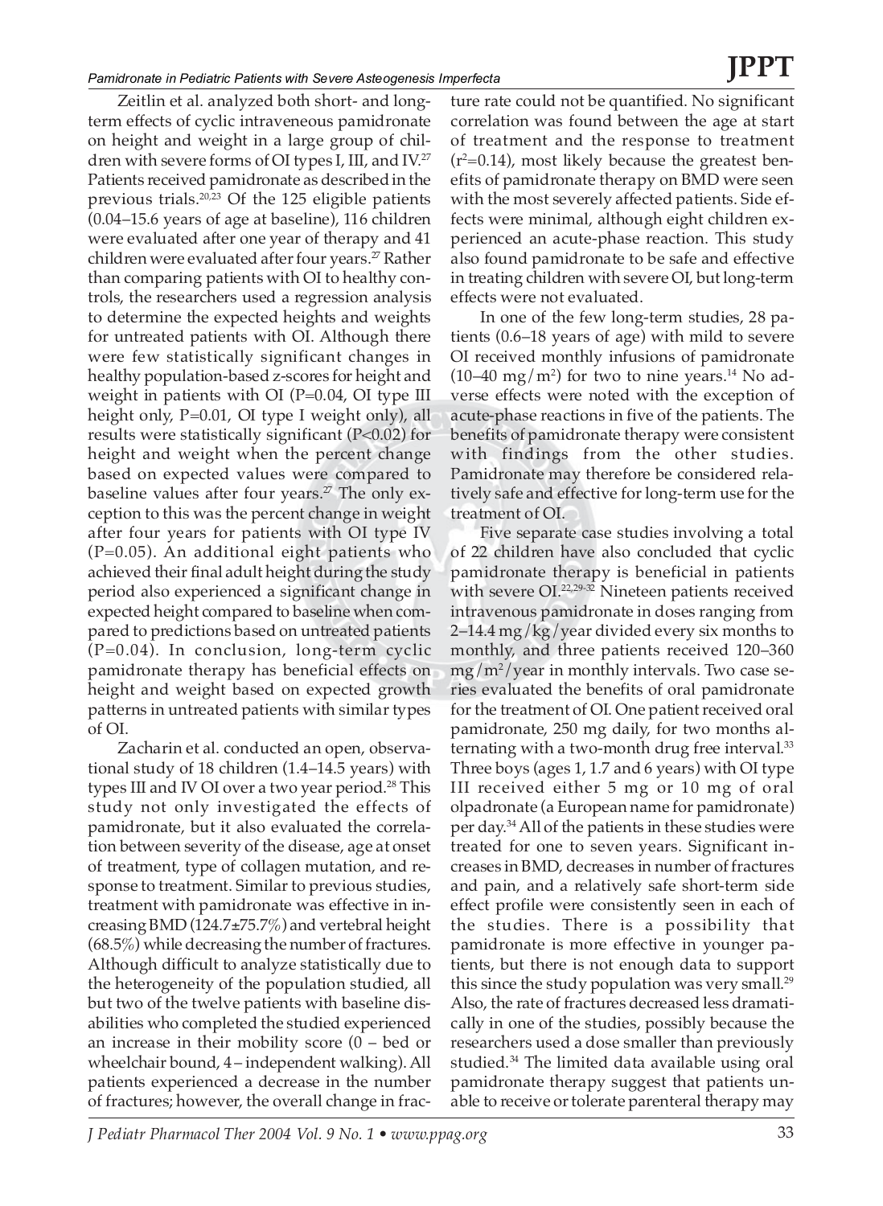Zeitlin et al. analyzed both short- and long-term effects of cyclic intraveneous pamidronate on height and weight in a large group of children with severe forms of OI types I, III, and IV.[27] Patients received pamidronate as described in the previous trials.[20,23] Of the 125 eligible patients (0.04–15.6 years of age at baseline), 116 children were evaluated after one year of therapy and 41 children were evaluated after four years.[27] Rather than comparing patients with OI to healthy controls, the researchers used a regression analysis to determine the expected heights and weights for untreated patients with OI. Although there were few statistically significant changes in healthy population-based z-scores for height and weight in patients with OI ($P=0.04$, OI type III height only, $P=0.01$, OI type I weight only), all results were statistically significant ($P<0.02$) for height and weight when the percent change based on expected values were compared to baseline values after four years.[27] The only exception to this was the percent change in weight after four years for patients with OI type IV ($P=0.05$). An additional eight patients who achieved their final adult height during the study period also experienced a significant change in expected height compared to baseline when compared to predictions based on untreated patients ($P=0.04$). In conclusion, long-term cyclic pamidronate therapy has beneficial effects on height and weight based on expected growth patterns in untreated patients with similar types of OI.

Zacharin et al. conducted an open, observational study of 18 children (1.4–14.5 years) with types III and IV OI over a two year period.[28] This study not only investigated the effects of pamidronate, but it also evaluated the correlation between severity of the disease, age at onset of treatment, type of collagen mutation, and response to treatment. Similar to previous studies, treatment with pamidronate was effective in increasing BMD (124.7±75.7%) and vertebral height (68.5%) while decreasing the number of fractures. Although difficult to analyze statistically due to the heterogeneity of the population studied, all but two of the twelve patients with baseline disabilities who completed the studied experienced an increase in their mobility score (0 – bed or wheelchair bound, 4 – independent walking). All patients experienced a decrease in the number of fractures; however, the overall change in fracture rate could not be quantified. No significant correlation was found between the age at start of treatment and the response to treatment ($r^2=0.14$), most likely because the greatest benefits of pamidronate therapy on BMD were seen with the most severely affected patients. Side effects were minimal, although eight children experienced an acute-phase reaction. This study also found pamidronate to be safe and effective in treating children with severe OI, but long-term effects were not evaluated.

In one of the few long-term studies, 28 patients (0.6–18 years of age) with mild to severe OI received monthly infusions of pamidronate (10–40 mg/m$^2$) for two to nine years.[14] No adverse effects were noted with the exception of acute-phase reactions in five of the patients. The benefits of pamidronate therapy were consistent with findings from the other studies. Pamidronate may therefore be considered relatively safe and effective for long-term use for the treatment of OI.

Five separate case studies involving a total of 22 children have also concluded that cyclic pamidronate therapy is beneficial in patients with severe OI.[22,29-32] Nineteen patients received intravenous pamidronate in doses ranging from 2–14.4 mg/kg/year divided every six months to monthly, and three patients received 120–360 mg/m$^2$/year in monthly intervals. Two case series evaluated the benefits of oral pamidronate for the treatment of OI. One patient received oral pamidronate, 250 mg daily, for two months alternating with a two-month drug free interval.[33] Three boys (ages 1, 1.7 and 6 years) with OI type III received either 5 mg or 10 mg of oral olpadronate (a European name for pamidronate) per day.[34] All of the patients in these studies were treated for one to seven years. Significant increases in BMD, decreases in number of fractures and pain, and a relatively safe short-term side effect profile were consistently seen in each of the studies. There is a possibility that pamidronate is more effective in younger patients, but there is not enough data to support this since the study population was very small.[29] Also, the rate of fractures decreased less dramatically in one of the studies, possibly because the researchers used a dose smaller than previously studied.[34] The limited data available using oral pamidronate therapy suggest that patients unable to receive or tolerate parenteral therapy may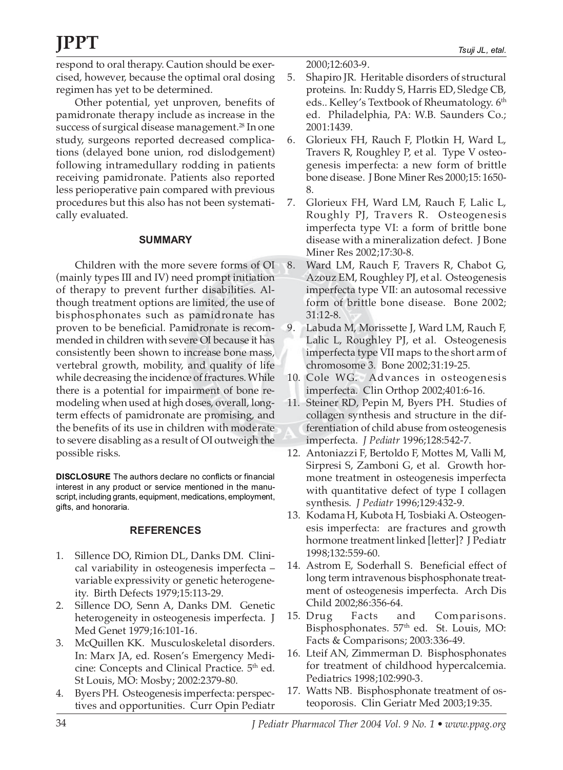respond to oral therapy. Caution should be exercised, however, because the optimal oral dosing regimen has yet to be determined.

Other potential, yet unproven, benefits of pamidronate therapy include as increase in the success of surgical disease management.[28] In one study, surgeons reported decreased complications (delayed bone union, rod dislodgement) following intramedullary rodding in patients receiving pamidronate. Patients also reported less perioperative pain compared with previous procedures but this also has not been systematically evaluated.

## SUMMARY

Children with the more severe forms of OI (mainly types III and IV) need prompt initiation of therapy to prevent further disabilities. Although treatment options are limited, the use of bisphosphonates such as pamidronate has proven to be beneficial. Pamidronate is recommended in children with severe OI because it has consistently been shown to increase bone mass, vertebral growth, mobility, and quality of life while decreasing the incidence of fractures. While there is a potential for impairment of bone remodeling when used at high doses, overall, long-term effects of pamidronate are promising, and the benefits of its use in children with moderate to severe disabling as a result of OI outweigh the possible risks.

**DISCLOSURE** The authors declare no conflicts or financial interest in any product or service mentioned in the manuscript, including grants, equipment, medications, employment, gifts, and honoraria.

## REFERENCES

1. Sillence DO, Rimion DL, Danks DM. Clinical variability in osteogenesis imperfecta – variable expressivity or genetic heterogeneity. Birth Defects 1979;15:113-29.
2. Sillence DO, Senn A, Danks DM. Genetic heterogeneity in osteogenesis imperfecta. J Med Genet 1979;16:101-16.
3. McQuillen KK. Musculoskeletal disorders. In: Marx JA, ed. Rosen's Emergency Medicine: Concepts and Clinical Practice. 5th ed. St Louis, MO: Mosby; 2002:2379-80.
4. Byers PH. Osteogenesis imperfecta: perspectives and opportunities. Curr Opin Pediatr 2000;12:603-9.
5. Shapiro JR. Heritable disorders of structural proteins. In: Ruddy S, Harris ED, Sledge CB, eds.. Kelley's Textbook of Rheumatology. 6th ed. Philadelphia, PA: W.B. Saunders Co.; 2001:1439.
6. Glorieux FH, Rauch F, Plotkin H, Ward L, Travers R, Roughley P, et al. Type V osteogenesis imperfecta: a new form of brittle bone disease. J Bone Miner Res 2000;15: 1650-8.
7. Glorieux FH, Ward LM, Rauch F, Lalic L, Roughly PJ, Travers R. Osteogenesis imperfecta type VI: a form of brittle bone disease with a mineralization defect. J Bone Miner Res 2002;17:30-8.
8. Ward LM, Rauch F, Travers R, Chabot G, Azouz EM, Roughley PJ, et al. Osteogenesis imperfecta type VII: an autosomal recessive form of brittle bone disease. Bone 2002; 31:12-8.
9. Labuda M, Morissette J, Ward LM, Rauch F, Lalic L, Roughley PJ, et al. Osteogenesis imperfecta type VII maps to the short arm of chromosome 3. Bone 2002;31:19-25.
10. Cole WG. Advances in osteogenesis imperfecta. Clin Orthop 2002;401:6-16.
11. Steiner RD, Pepin M, Byers PH. Studies of collagen synthesis and structure in the differentiation of child abuse from osteogenesis imperfecta. *J Pediatr* 1996;128:542-7.
12. Antoniazzi F, Bertoldo F, Mottes M, Valli M, Sirpresi S, Zamboni G, et al. Growth hormone treatment in osteogenesis imperfecta with quantitative defect of type I collagen synthesis. *J Pediatr* 1996;129:432-9.
13. Kodama H, Kubota H, Tosbiaki A. Osteogenesis imperfecta: are fractures and growth hormone treatment linked [letter]? J Pediatr 1998;132:559-60.
14. Astrom E, Soderhall S. Beneficial effect of long term intravenous bisphosphonate treatment of osteogenesis imperfecta. Arch Dis Child 2002;86:356-64.
15. Drug Facts and Comparisons. Bisphosphonates. 57th ed. St. Louis, MO: Facts & Comparisons; 2003:336-49.
16. Lteif AN, Zimmerman D. Bisphosphonates for treatment of childhood hypercalcemia. Pediatrics 1998;102:990-3.
17. Watts NB. Bisphosphonate treatment of osteoporosis. Clin Geriatr Med 2003;19:35.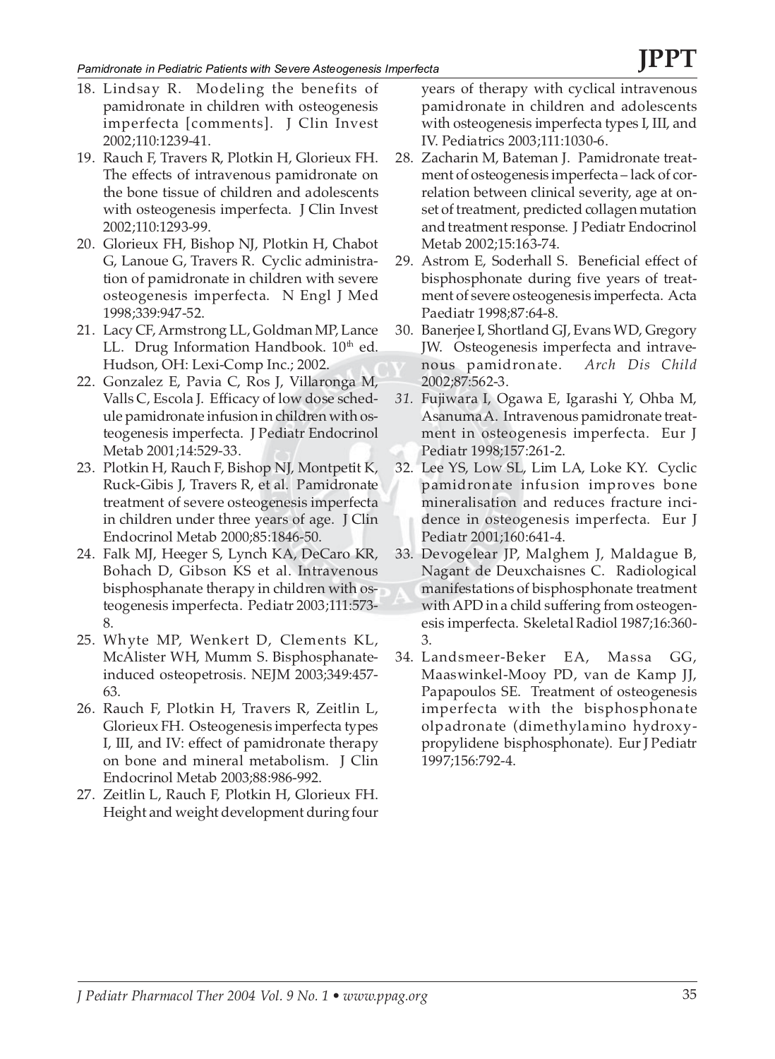18. Lindsay R. Modeling the benefits of pamidronate in children with osteogenesis imperfecta [comments]. J Clin Invest 2002;110:1239-41.
19. Rauch F, Travers R, Plotkin H, Glorieux FH. The effects of intravenous pamidronate on the bone tissue of children and adolescents with osteogenesis imperfecta. J Clin Invest 2002;110:1293-99.
20. Glorieux FH, Bishop NJ, Plotkin H, Chabot G, Lanoue G, Travers R. Cyclic administration of pamidronate in children with severe osteogenesis imperfecta. N Engl J Med 1998;339:947-52.
21. Lacy CF, Armstrong LL, Goldman MP, Lance LL. Drug Information Handbook. 10th ed. Hudson, OH: Lexi-Comp Inc.; 2002.
22. Gonzalez E, Pavia C, Ros J, Villaronga M, Valls C, Escola J. Efficacy of low dose schedule pamidronate infusion in children with osteogenesis imperfecta. J Pediatr Endocrinol Metab 2001;14:529-33.
23. Plotkin H, Rauch F, Bishop NJ, Montpetit K, Ruck-Gibis J, Travers R, et al. Pamidronate treatment of severe osteogenesis imperfecta in children under three years of age. J Clin Endocrinol Metab 2000;85:1846-50.
24. Falk MJ, Heeger S, Lynch KA, DeCaro KR, Bohach D, Gibson KS et al. Intravenous bisphosphanate therapy in children with osteogenesis imperfecta. Pediatr 2003;111:573-8.
25. Whyte MP, Wenkert D, Clements KL, McAlister WH, Mumm S. Bisphosphanate-induced osteopetrosis. NEJM 2003;349:457-63.
26. Rauch F, Plotkin H, Travers R, Zeitlin L, Glorieux FH. Osteogenesis imperfecta types I, III, and IV: effect of pamidronate therapy on bone and mineral metabolism. J Clin Endocrinol Metab 2003;88:986-992.
27. Zeitlin L, Rauch F, Plotkin H, Glorieux FH. Height and weight development during four years of therapy with cyclical intravenous pamidronate in children and adolescents with osteogenesis imperfecta types I, III, and IV. Pediatrics 2003;111:1030-6.
28. Zacharin M, Bateman J. Pamidronate treatment of osteogenesis imperfecta – lack of correlation between clinical severity, age at onset of treatment, predicted collagen mutation and treatment response. J Pediatr Endocrinol Metab 2002;15:163-74.
29. Astrom E, Soderhall S. Beneficial effect of bisphosphonate during five years of treatment of severe osteogenesis imperfecta. Acta Paediatr 1998;87:64-8.
30. Banerjee I, Shortland GJ, Evans WD, Gregory JW. Osteogenesis imperfecta and intravenous pamidronate. *Arch Dis Child* 2002;87:562-3.
31. Fujiwara I, Ogawa E, Igarashi Y, Ohba M, Asanuma A. Intravenous pamidronate treatment in osteogenesis imperfecta. Eur J Pediatr 1998;157:261-2.
32. Lee YS, Low SL, Lim LA, Loke KY. Cyclic pamidronate infusion improves bone mineralisation and reduces fracture incidence in osteogenesis imperfecta. Eur J Pediatr 2001;160:641-4.
33. Devogelear JP, Malghem J, Maldague B, Nagant de Deuxchaisnes C. Radiological manifestations of bisphosphonate treatment with APD in a child suffering from osteogenesis imperfecta. Skeletal Radiol 1987;16:360-3.
34. Landsmeer-Beker EA, Massa GG, Maaswinkel-Mooy PD, van de Kamp JJ, Papapoulos SE. Treatment of osteogenesis imperfecta with the bisphosphonate olpadronate (dimethylamino hydroxypropylidene bisphosphonate). Eur J Pediatr 1997;156:792-4.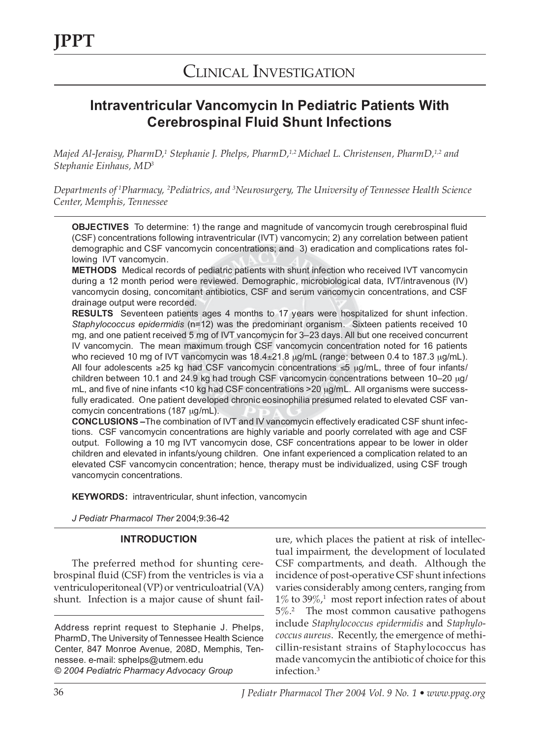# CLINICAL INVESTIGATION

## Intraventricular Vancomycin In Pediatric Patients With Cerebrospinal Fluid Shunt Infections

*Majed Al-Jeraisy, PharmD,[1] Stephanie J. Phelps, PharmD,[1,2] Michael L. Christensen, PharmD,[1,2] and Stephanie Einhaus, MD[3]*

*Departments of [1]Pharmacy, [2]Pediatrics, and [3]Neurosurgery, The University of Tennessee Health Science Center, Memphis, Tennessee*

**OBJECTIVES** To determine: 1) the range and magnitude of vancomycin trough cerebrospinal fluid (CSF) concentrations following intraventricular (IVT) vancomycin; 2) any correlation between patient demographic and CSF vancomycin concentrations; and 3) eradication and complications rates following IVT vancomycin.

**METHODS** Medical records of pediatric patients with shunt infection who received IVT vancomycin during a 12 month period were reviewed. Demographic, microbiological data, IVT/intravenous (IV) vancomycin dosing, concomitant antibiotics, CSF and serum vancomycin concentrations, and CSF drainage output were recorded.

**RESULTS** Seventeen patients ages 4 months to 17 years were hospitalized for shunt infection. *Staphylococcus epidermidis* (n=12) was the predominant organism. Sixteen patients received 10 mg, and one patient received 5 mg of IVT vancomycin for 3–23 days. All but one received concurrent IV vancomycin. The mean maximum trough CSF vancomycin concentration noted for 16 patients who recieved 10 mg of IVT vancomycin was 18.4±21.8 μg/mL (range: between 0.4 to 187.3 μg/mL). All four adolescents ≥25 kg had CSF vancomycin concentrations ≤5 μg/mL, three of four infants/children between 10.1 and 24.9 kg had trough CSF vancomycin concentrations between 10–20 μg/mL, and five of nine infants <10 kg had CSF concentrations >20 μg/mL. All organisms were successfully eradicated. One patient developed chronic eosinophilia presumed related to elevated CSF vancomycin concentrations (187 μg/mL).

**CONCLUSIONS** –The combination of IVT and IV vancomycin effectively eradicated CSF shunt infections. CSF vancomycin concentrations are highly variable and poorly correlated with age and CSF output. Following a 10 mg IVT vancomycin dose, CSF concentrations appear to be lower in older children and elevated in infants/young children. One infant experienced a complication related to an elevated CSF vancomycin concentration; hence, therapy must be individualized, using CSF trough vancomycin concentrations.

**KEYWORDS:** intraventricular, shunt infection, vancomycin

*J Pediatr Pharmacol Ther* 2004;9:36-42

### INTRODUCTION

The preferred method for shunting cerebrospinal fluid (CSF) from the ventricles is via a ventriculoperitoneal (VP) or ventriculoatrial (VA) shunt. Infection is a major cause of shunt failure, which places the patient at risk of intellectual impairment, the development of loculated CSF compartments, and death. Although the incidence of post-operative CSF shunt infections varies considerably among centers, ranging from 1% to 39%,[1] most report infection rates of about 5%.[2] The most common causative pathogens include *Staphylococcus epidermidis* and *Staphylococcus aureus*. Recently, the emergence of methicillin-resistant strains of Staphylococcus has made vancomycin the antibiotic of choice for this infection.[3]

Address reprint request to Stephanie J. Phelps, PharmD, The University of Tennessee Health Science Center, 847 Monroe Avenue, 208D, Memphis, Tennessee. e-mail: sphelps@utmem.edu
© 2004 Pediatric Pharmacy Advocacy Group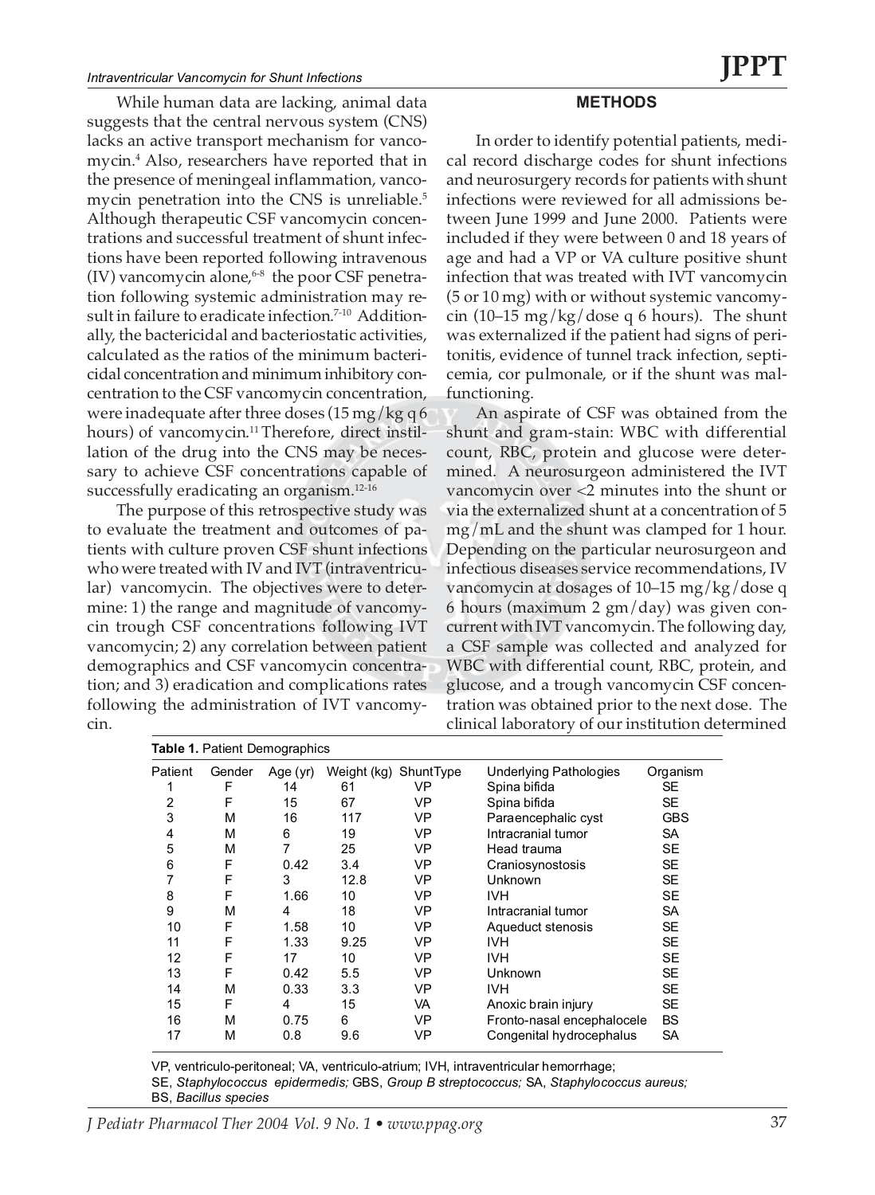While human data are lacking, animal data suggests that the central nervous system (CNS) lacks an active transport mechanism for vancomycin.[4] Also, researchers have reported that in the presence of meningeal inflammation, vancomycin penetration into the CNS is unreliable.[5] Although therapeutic CSF vancomycin concentrations and successful treatment of shunt infections have been reported following intravenous (IV) vancomycin alone,[6-8] the poor CSF penetration following systemic administration may result in failure to eradicate infection.[7-10] Additionally, the bactericidal and bacteriostatic activities, calculated as the ratios of the minimum bactericidal concentration and minimum inhibitory concentration to the CSF vancomycin concentration, were inadequate after three doses (15 mg/kg q 6 hours) of vancomycin.[11] Therefore, direct instillation of the drug into the CNS may be necessary to achieve CSF concentrations capable of successfully eradicating an organism.[12-16]

The purpose of this retrospective study was to evaluate the treatment and outcomes of patients with culture proven CSF shunt infections who were treated with IV and IVT (intraventricular) vancomycin. The objectives were to determine: 1) the range and magnitude of vancomycin trough CSF concentrations following IVT vancomycin; 2) any correlation between patient demographics and CSF vancomycin concentration; and 3) eradication and complications rates following the administration of IVT vancomycin.

## METHODS

In order to identify potential patients, medical record discharge codes for shunt infections and neurosurgery records for patients with shunt infections were reviewed for all admissions between June 1999 and June 2000. Patients were included if they were between 0 and 18 years of age and had a VP or VA culture positive shunt infection that was treated with IVT vancomycin (5 or 10 mg) with or without systemic vancomycin (10–15 mg/kg/dose q 6 hours). The shunt was externalized if the patient had signs of peritonitis, evidence of tunnel track infection, septicemia, cor pulmonale, or if the shunt was malfunctioning.

An aspirate of CSF was obtained from the shunt and gram-stain: WBC with differential count, RBC, protein and glucose were determined. A neurosurgeon administered the IVT vancomycin over <2 minutes into the shunt or via the externalized shunt at a concentration of 5 mg/mL and the shunt was clamped for 1 hour. Depending on the particular neurosurgeon and infectious diseases service recommendations, IV vancomycin at dosages of 10–15 mg/kg/dose q 6 hours (maximum 2 gm/day) was given concurrent with IVT vancomycin. The following day, a CSF sample was collected and analyzed for WBC with differential count, RBC, protein, and glucose, and a trough vancomycin CSF concentration was obtained prior to the next dose. The clinical laboratory of our institution determined

**Table 1.** Patient Demographics

| Patient | Gender | Age (yr) | Weight (kg) | ShuntType | Underlying Pathologies | Organism |
|---|---|---|---|---|---|---|
| 1 | F | 14 | 61 | VP | Spina bifida | SE |
| 2 | F | 15 | 67 | VP | Spina bifida | SE |
| 3 | M | 16 | 117 | VP | Paraencephalic cyst | GBS |
| 4 | M | 6 | 19 | VP | Intracranial tumor | SA |
| 5 | M | 7 | 25 | VP | Head trauma | SE |
| 6 | F | 0.42 | 3.4 | VP | Craniosynostosis | SE |
| 7 | F | 3 | 12.8 | VP | Unknown | SE |
| 8 | F | 1.66 | 10 | VP | IVH | SE |
| 9 | M | 4 | 18 | VP | Intracranial tumor | SA |
| 10 | F | 1.58 | 10 | VP | Aqueduct stenosis | SE |
| 11 | F | 1.33 | 9.25 | VP | IVH | SE |
| 12 | F | 17 | 10 | VP | IVH | SE |
| 13 | F | 0.42 | 5.5 | VP | Unknown | SE |
| 14 | M | 0.33 | 3.3 | VP | IVH | SE |
| 15 | F | 4 | 15 | VA | Anoxic brain injury | SE |
| 16 | M | 0.75 | 6 | VP | Fronto-nasal encephalocele | BS |
| 17 | M | 0.8 | 9.6 | VP | Congenital hydrocephalus | SA |

VP, ventriculo-peritoneal; VA, ventriculo-atrium; IVH, intraventricular hemorrhage;
SE, *Staphylococcus epidermedis;* GBS, *Group B streptococcus;* SA, *Staphylococcus aureus;*
BS, *Bacillus species*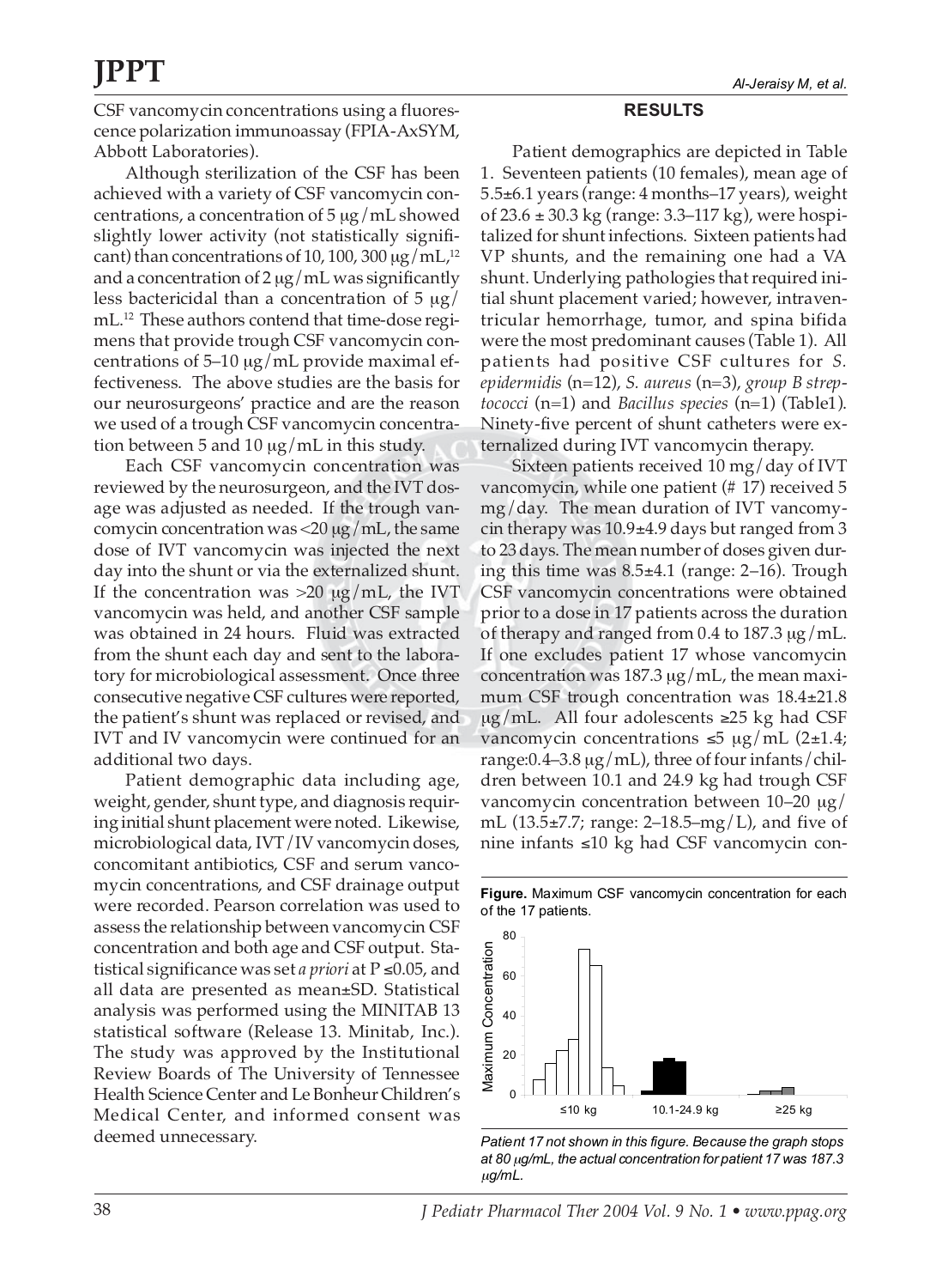CSF vancomycin concentrations using a fluorescence polarization immunoassay (FPIA-AxSYM, Abbott Laboratories).

Although sterilization of the CSF has been achieved with a variety of CSF vancomycin concentrations, a concentration of 5 μg/mL showed slightly lower activity (not statistically significant) than concentrations of 10, 100, 300 μg/mL,[12] and a concentration of 2 μg/mL was significantly less bactericidal than a concentration of 5 μg/mL.[12] These authors contend that time-dose regimens that provide trough CSF vancomycin concentrations of 5–10 μg/mL provide maximal effectiveness. The above studies are the basis for our neurosurgeons' practice and are the reason we used of a trough CSF vancomycin concentration between 5 and 10 μg/mL in this study.

Each CSF vancomycin concentration was reviewed by the neurosurgeon, and the IVT dosage was adjusted as needed. If the trough vancomycin concentration was <20 μg/mL, the same dose of IVT vancomycin was injected the next day into the shunt or via the externalized shunt. If the concentration was >20 μg/mL, the IVT vancomycin was held, and another CSF sample was obtained in 24 hours. Fluid was extracted from the shunt each day and sent to the laboratory for microbiological assessment. Once three consecutive negative CSF cultures were reported, the patient's shunt was replaced or revised, and IVT and IV vancomycin were continued for an additional two days.

Patient demographic data including age, weight, gender, shunt type, and diagnosis requiring initial shunt placement were noted. Likewise, microbiological data, IVT/IV vancomycin doses, concomitant antibiotics, CSF and serum vancomycin concentrations, and CSF drainage output were recorded. Pearson correlation was used to assess the relationship between vancomycin CSF concentration and both age and CSF output. Statistical significance was set *a priori* at $P \leq 0.05$, and all data are presented as mean±SD. Statistical analysis was performed using the MINITAB 13 statistical software (Release 13. Minitab, Inc.). The study was approved by the Institutional Review Boards of The University of Tennessee Health Science Center and Le Bonheur Children's Medical Center, and informed consent was deemed unnecessary.

## RESULTS

Patient demographics are depicted in Table 1. Seventeen patients (10 females), mean age of 5.5±6.1 years (range: 4 months–17 years), weight of 23.6 ± 30.3 kg (range: 3.3–117 kg), were hospitalized for shunt infections. Sixteen patients had VP shunts, and the remaining one had a VA shunt. Underlying pathologies that required initial shunt placement varied; however, intraventricular hemorrhage, tumor, and spina bifida were the most predominant causes (Table 1). All patients had positive CSF cultures for *S. epidermidis* (n=12), *S. aureus* (n=3), *group B streptococci* (n=1) and *Bacillus species* (n=1) (Table1). Ninety-five percent of shunt catheters were externalized during IVT vancomycin therapy.

Sixteen patients received 10 mg/day of IVT vancomycin, while one patient (# 17) received 5 mg/day. The mean duration of IVT vancomycin therapy was 10.9±4.9 days but ranged from 3 to 23 days. The mean number of doses given during this time was 8.5±4.1 (range: 2–16). Trough CSF vancomycin concentrations were obtained prior to a dose in 17 patients across the duration of therapy and ranged from 0.4 to 187.3 μg/mL. If one excludes patient 17 whose vancomycin concentration was 187.3 μg/mL, the mean maximum CSF trough concentration was 18.4±21.8 μg/mL. All four adolescents ≥25 kg had CSF vancomycin concentrations ≤5 μg/mL (2±1.4; range:0.4–3.8 μg/mL), three of four infants/children between 10.1 and 24.9 kg had trough CSF vancomycin concentration between 10–20 μg/mL (13.5±7.7; range: 2–18.5–mg/L), and five of nine infants ≤10 kg had CSF vancomycin con-

**Figure.** Maximum CSF vancomycin concentration for each of the 17 patients.

*Patient 17 not shown in this figure. Because the graph stops at 80 μg/mL, the actual concentration for patient 17 was 187.3 μg/mL.*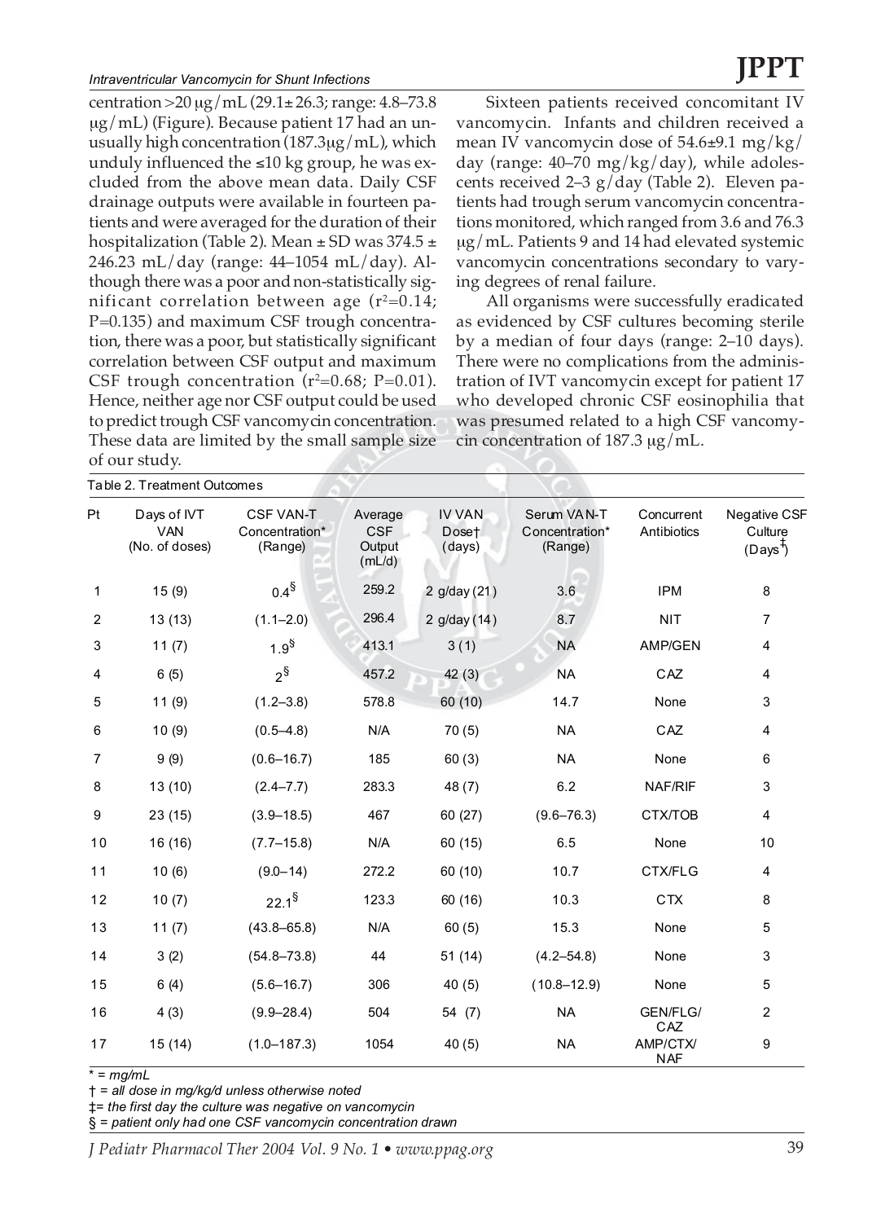centration >20 μg/mL (29.1± 26.3; range: 4.8–73.8 μg/mL) (Figure). Because patient 17 had an unusually high concentration (187.3μg/mL), which unduly influenced the ≤10 kg group, he was excluded from the above mean data. Daily CSF drainage outputs were available in fourteen patients and were averaged for the duration of their hospitalization (Table 2). Mean ± SD was 374.5 ± 246.23 mL/day (range: 44–1054 mL/day). Although there was a poor and non-statistically significant correlation between age ($r^2$=0.14; P=0.135) and maximum CSF trough concentration, there was a poor, but statistically significant correlation between CSF output and maximum CSF trough concentration ($r^2$=0.68; P=0.01). Hence, neither age nor CSF output could be used to predict trough CSF vancomycin concentration. These data are limited by the small sample size of our study.

Sixteen patients received concomitant IV vancomycin. Infants and children received a mean IV vancomycin dose of 54.6±9.1 mg/kg/day (range: 40–70 mg/kg/day), while adolescents received 2–3 g/day (Table 2). Eleven patients had trough serum vancomycin concentrations monitored, which ranged from 3.6 and 76.3 μg/mL. Patients 9 and 14 had elevated systemic vancomycin concentrations secondary to varying degrees of renal failure.

All organisms were successfully eradicated as evidenced by CSF cultures becoming sterile by a median of four days (range: 2–10 days). There were no complications from the administration of IVT vancomycin except for patient 17 who developed chronic CSF eosinophilia that was presumed related to a high CSF vancomycin concentration of 187.3 μg/mL.

Table 2. Treatment Outcomes

| Pt | Days of IVT VAN (No. of doses) | CSF VAN-T Concentration* (Range) | Average CSF Output (mL/d) | IV VAN Dose† (days) | Serum VAN-T Concentration* (Range) | Concurrent Antibiotics | Negative CSF Culture (Days‡) |
|---|---|---|---|---|---|---|---|
| 1 | 15 (9) | 0.4§ | 259.2 | 2 g/day (21) | 3.6 | IPM | 8 |
| 2 | 13 (13) | (1.1–2.0) | 296.4 | 2 g/day (14) | 8.7 | NIT | 7 |
| 3 | 11 (7) | 1.9§ | 413.1 | 3 (1) | NA | AMP/GEN | 4 |
| 4 | 6 (5) | 2§ | 457.2 | 42 (3) | NA | CAZ | 4 |
| 5 | 11 (9) | (1.2–3.8) | 578.8 | 60 (10) | 14.7 | None | 3 |
| 6 | 10 (9) | (0.5–4.8) | N/A | 70 (5) | NA | CAZ | 4 |
| 7 | 9 (9) | (0.6–16.7) | 185 | 60 (3) | NA | None | 6 |
| 8 | 13 (10) | (2.4–7.7) | 283.3 | 48 (7) | 6.2 | NAF/RIF | 3 |
| 9 | 23 (15) | (3.9–18.5) | 467 | 60 (27) | (9.6–76.3) | CTX/TOB | 4 |
| 10 | 16 (16) | (7.7–15.8) | N/A | 60 (15) | 6.5 | None | 10 |
| 11 | 10 (6) | (9.0–14) | 272.2 | 60 (10) | 10.7 | CTX/FLG | 4 |
| 12 | 10 (7) | 22.1§ | 123.3 | 60 (16) | 10.3 | CTX | 8 |
| 13 | 11 (7) | (43.8–65.8) | N/A | 60 (5) | 15.3 | None | 5 |
| 14 | 3 (2) | (54.8–73.8) | 44 | 51 (14) | (4.2–54.8) | None | 3 |
| 15 | 6 (4) | (5.6–16.7) | 306 | 40 (5) | (10.8–12.9) | None | 5 |
| 16 | 4 (3) | (9.9–28.4) | 504 | 54 (7) | NA | GEN/FLG/CAZ | 2 |
| 17 | 15 (14) | (1.0–187.3) | 1054 | 40 (5) | NA | AMP/CTX/NAF | 9 |

\* = mg/mL

† = all dose in mg/kg/d unless otherwise noted

‡= the first day the culture was negative on vancomycin

§ = patient only had one CSF vancomycin concentration drawn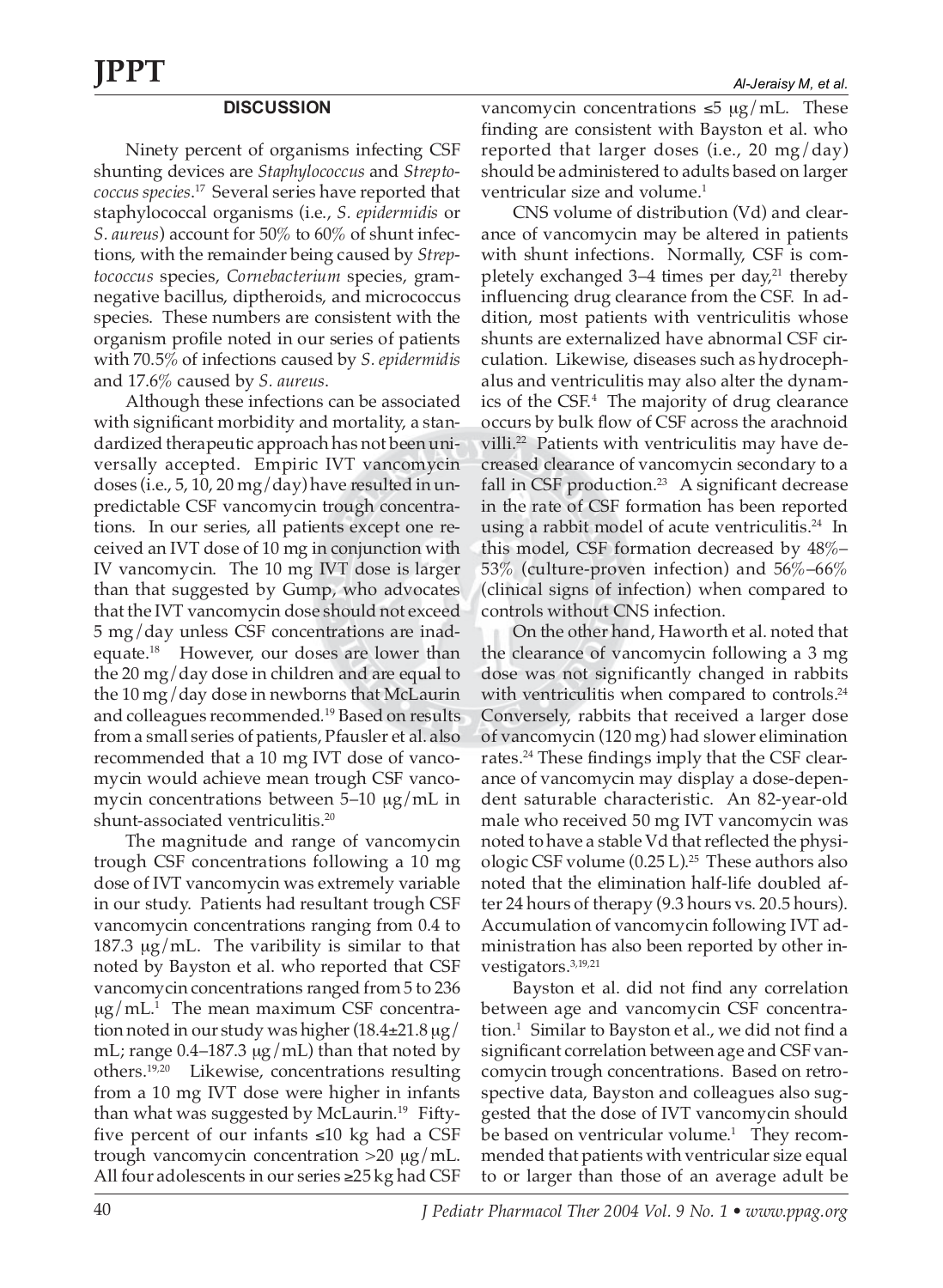## DISCUSSION

Ninety percent of organisms infecting CSF shunting devices are *Staphylococcus* and *Streptococcus species*.[17] Several series have reported that staphylococcal organisms (i.e., *S. epidermidis* or *S. aureus*) account for 50% to 60% of shunt infections, with the remainder being caused by *Streptococcus* species, *Cornebacterium* species, gram-negative bacillus, diptheroids, and micrococcus species. These numbers are consistent with the organism profile noted in our series of patients with 70.5% of infections caused by *S. epidermidis* and 17.6% caused by *S. aureus*.

Although these infections can be associated with significant morbidity and mortality, a standardized therapeutic approach has not been universally accepted. Empiric IVT vancomycin doses (i.e., 5, 10, 20 mg/day) have resulted in unpredictable CSF vancomycin trough concentrations. In our series, all patients except one received an IVT dose of 10 mg in conjunction with IV vancomycin. The 10 mg IVT dose is larger than that suggested by Gump, who advocates that the IVT vancomycin dose should not exceed 5 mg/day unless CSF concentrations are inadequate.[18] However, our doses are lower than the 20 mg/day dose in children and are equal to the 10 mg/day dose in newborns that McLaurin and colleagues recommended.[19] Based on results from a small series of patients, Pfausler et al. also recommended that a 10 mg IVT dose of vancomycin would achieve mean trough CSF vancomycin concentrations between 5–10 μg/mL in shunt-associated ventriculitis.[20]

The magnitude and range of vancomycin trough CSF concentrations following a 10 mg dose of IVT vancomycin was extremely variable in our study. Patients had resultant trough CSF vancomycin concentrations ranging from 0.4 to 187.3 μg/mL. The varibility is similar to that noted by Bayston et al. who reported that CSF vancomycin concentrations ranged from 5 to 236 μg/mL.[1] The mean maximum CSF concentration noted in our study was higher (18.4±21.8 μg/mL; range 0.4–187.3 μg/mL) than that noted by others.[19,20] Likewise, concentrations resulting from a 10 mg IVT dose were higher in infants than what was suggested by McLaurin.[19] Fifty-five percent of our infants ≤10 kg had a CSF trough vancomycin concentration >20 μg/mL. All four adolescents in our series ≥25 kg had CSF vancomycin concentrations ≤5 μg/mL. These finding are consistent with Bayston et al. who reported that larger doses (i.e., 20 mg/day) should be administered to adults based on larger ventricular size and volume.[1]

CNS volume of distribution (Vd) and clearance of vancomycin may be altered in patients with shunt infections. Normally, CSF is completely exchanged 3–4 times per day,[21] thereby influencing drug clearance from the CSF. In addition, most patients with ventriculitis whose shunts are externalized have abnormal CSF circulation. Likewise, diseases such as hydrocephalus and ventriculitis may also alter the dynamics of the CSF.[4] The majority of drug clearance occurs by bulk flow of CSF across the arachnoid villi.[22] Patients with ventriculitis may have decreased clearance of vancomycin secondary to a fall in CSF production.[23] A significant decrease in the rate of CSF formation has been reported using a rabbit model of acute ventriculitis.[24] In this model, CSF formation decreased by 48%–53% (culture-proven infection) and 56%–66% (clinical signs of infection) when compared to controls without CNS infection.

On the other hand, Haworth et al. noted that the clearance of vancomycin following a 3 mg dose was not significantly changed in rabbits with ventriculitis when compared to controls.[24] Conversely, rabbits that received a larger dose of vancomycin (120 mg) had slower elimination rates.[24] These findings imply that the CSF clearance of vancomycin may display a dose-dependent saturable characteristic. An 82-year-old male who received 50 mg IVT vancomycin was noted to have a stable Vd that reflected the physiologic CSF volume (0.25 L).[25] These authors also noted that the elimination half-life doubled after 24 hours of therapy (9.3 hours vs. 20.5 hours). Accumulation of vancomycin following IVT administration has also been reported by other investigators.[3,19,21]

Bayston et al. did not find any correlation between age and vancomycin CSF concentration.[1] Similar to Bayston et al., we did not find a significant correlation between age and CSF vancomycin trough concentrations. Based on retrospective data, Bayston and colleagues also suggested that the dose of IVT vancomycin should be based on ventricular volume.[1] They recommended that patients with ventricular size equal to or larger than those of an average adult be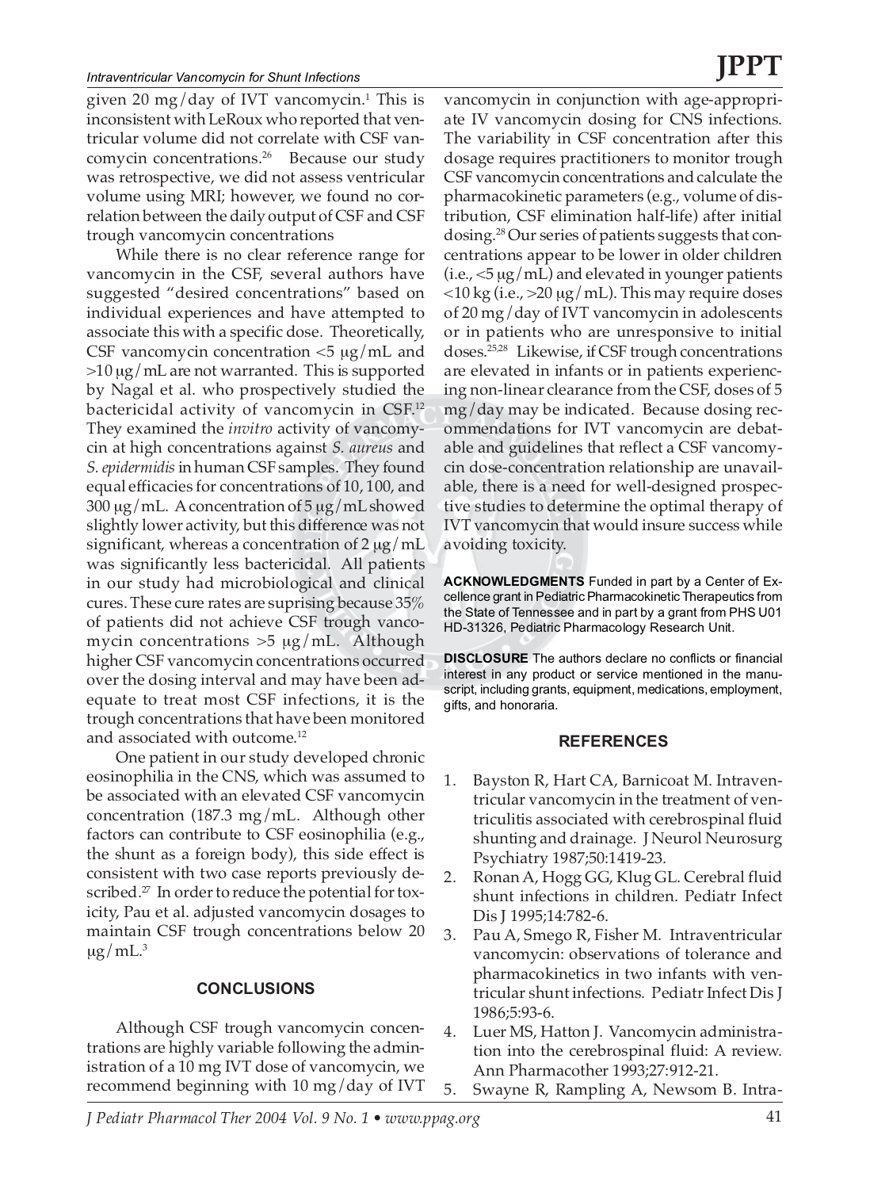given 20 mg/day of IVT vancomycin.[1] This is inconsistent with LeRoux who reported that ventricular volume did not correlate with CSF vancomycin concentrations.[26] Because our study was retrospective, we did not assess ventricular volume using MRI; however, we found no correlation between the daily output of CSF and CSF trough vancomycin concentrations

While there is no clear reference range for vancomycin in the CSF, several authors have suggested "desired concentrations" based on individual experiences and have attempted to associate this with a specific dose. Theoretically, CSF vancomycin concentration <5 μg/mL and >10 μg/mL are not warranted. This is supported by Nagal et al. who prospectively studied the bactericidal activity of vancomycin in CSF.[12] They examined the *invitro* activity of vancomycin at high concentrations against *S. aureus* and *S. epidermidis* in human CSF samples. They found equal efficacies for concentrations of 10, 100, and 300 μg/mL. A concentration of 5 μg/mL showed slightly lower activity, but this difference was not significant, whereas a concentration of 2 μg/mL was significantly less bactericidal. All patients in our study had microbiological and clinical cures. These cure rates are suprising because 35% of patients did not achieve CSF trough vancomycin concentrations >5 μg/mL. Although higher CSF vancomycin concentrations occurred over the dosing interval and may have been adequate to treat most CSF infections, it is the trough concentrations that have been monitored and associated with outcome.[12]

One patient in our study developed chronic eosinophilia in the CNS, which was assumed to be associated with an elevated CSF vancomycin concentration (187.3 mg/mL. Although other factors can contribute to CSF eosinophilia (e.g., the shunt as a foreign body), this side effect is consistent with two case reports previously described.[27] In order to reduce the potential for toxicity, Pau et al. adjusted vancomycin dosages to maintain CSF trough concentrations below 20 μg/mL.[3]

## CONCLUSIONS

Although CSF trough vancomycin concentrations are highly variable following the administration of a 10 mg IVT dose of vancomycin, we recommend beginning with 10 mg/day of IVT vancomycin in conjunction with age-appropriate IV vancomycin dosing for CNS infections. The variability in CSF concentration after this dosage requires practitioners to monitor trough CSF vancomycin concentrations and calculate the pharmacokinetic parameters (e.g., volume of distribution, CSF elimination half-life) after initial dosing.[28] Our series of patients suggests that concentrations appear to be lower in older children (i.e., <5 μg/mL) and elevated in younger patients <10 kg (i.e., >20 μg/mL). This may require doses of 20 mg/day of IVT vancomycin in adolescents or in patients who are unresponsive to initial doses.[25,28] Likewise, if CSF trough concentrations are elevated in infants or in patients experiencing non-linear clearance from the CSF, doses of 5 mg/day may be indicated. Because dosing recommendations for IVT vancomycin are debatable and guidelines that reflect a CSF vancomycin dose-concentration relationship are unavailable, there is a need for well-designed prospective studies to determine the optimal therapy of IVT vancomycin that would insure success while avoiding toxicity.

**ACKNOWLEDGMENTS** Funded in part by a Center of Excellence grant in Pediatric Pharmacokinetic Therapeutics from the State of Tennessee and in part by a grant from PHS U01 HD-31326, Pediatric Pharmacology Research Unit.

**DISCLOSURE** The authors declare no conflicts or financial interest in any product or service mentioned in the manuscript, including grants, equipment, medications, employment, gifts, and honoraria.

## REFERENCES

1. Bayston R, Hart CA, Barnicoat M. Intraventricular vancomycin in the treatment of ventriculitis associated with cerebrospinal fluid shunting and drainage. J Neurol Neurosurg Psychiatry 1987;50:1419-23.
2. Ronan A, Hogg GG, Klug GL. Cerebral fluid shunt infections in children. Pediatr Infect Dis J 1995;14:782-6.
3. Pau A, Smego R, Fisher M. Intraventricular vancomycin: observations of tolerance and pharmacokinetics in two infants with ventricular shunt infections. Pediatr Infect Dis J 1986;5:93-6.
4. Luer MS, Hatton J. Vancomycin administration into the cerebrospinal fluid: A review. Ann Pharmacother 1993;27:912-21.
5. Swayne R, Rampling A, Newsom B. Intra-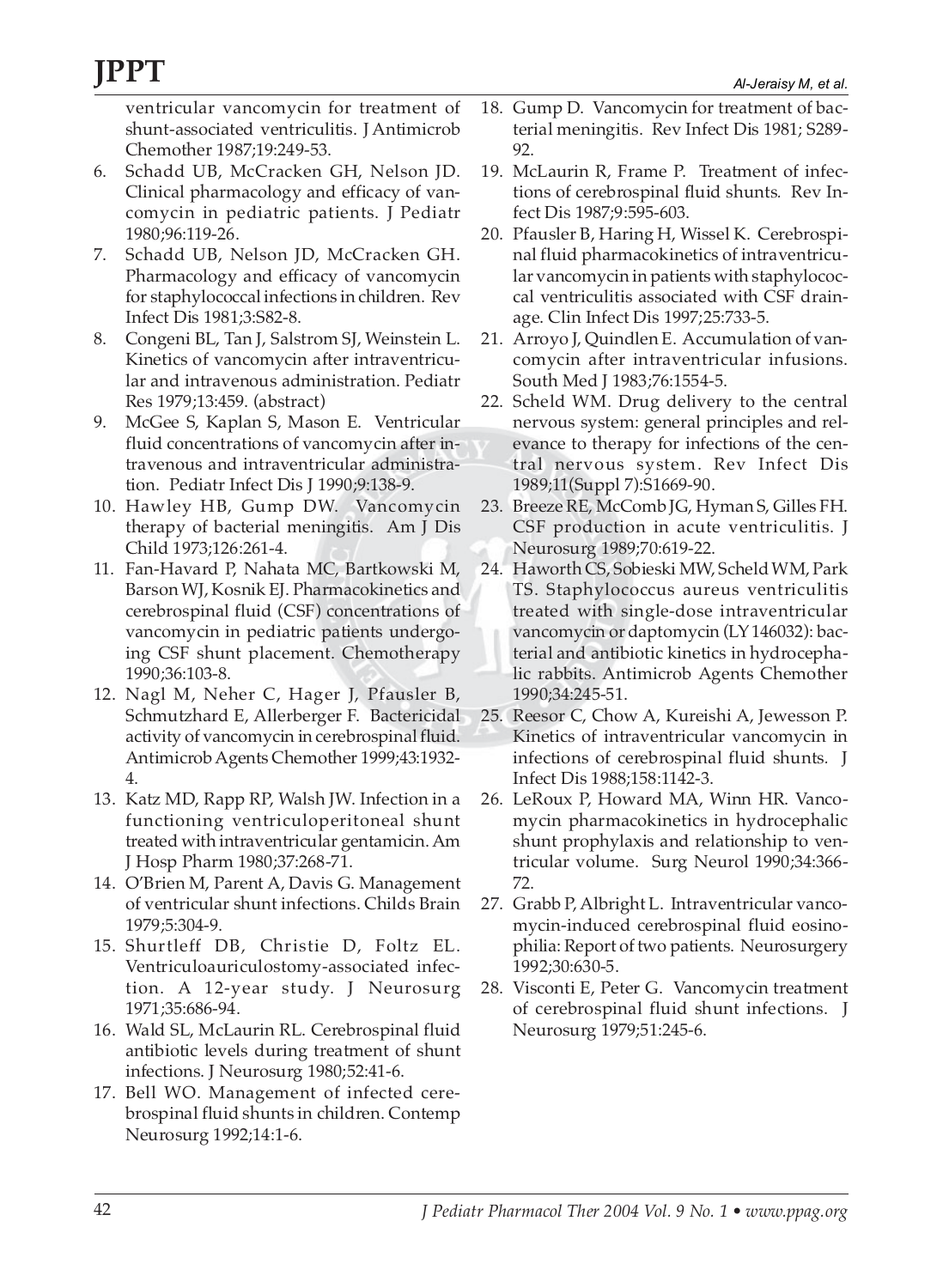ventricular vancomycin for treatment of shunt-associated ventriculitis. J Antimicrob Chemother 1987;19:249-53.

6. Schadd UB, McCracken GH, Nelson JD. Clinical pharmacology and efficacy of vancomycin in pediatric patients. J Pediatr 1980;96:119-26.
7. Schadd UB, Nelson JD, McCracken GH. Pharmacology and efficacy of vancomycin for staphylococcal infections in children. Rev Infect Dis 1981;3:S82-8.
8. Congeni BL, Tan J, Salstrom SJ, Weinstein L. Kinetics of vancomycin after intraventricular and intravenous administration. Pediatr Res 1979;13:459. (abstract)
9. McGee S, Kaplan S, Mason E. Ventricular fluid concentrations of vancomycin after intravenous and intraventricular administration. Pediatr Infect Dis J 1990;9:138-9.
10. Hawley HB, Gump DW. Vancomycin therapy of bacterial meningitis. Am J Dis Child 1973;126:261-4.
11. Fan-Havard P, Nahata MC, Bartkowski M, Barson WJ, Kosnik EJ. Pharmacokinetics and cerebrospinal fluid (CSF) concentrations of vancomycin in pediatric patients undergoing CSF shunt placement. Chemotherapy 1990;36:103-8.
12. Nagl M, Neher C, Hager J, Pfausler B, Schmutzhard E, Allerberger F. Bactericidal activity of vancomycin in cerebrospinal fluid. Antimicrob Agents Chemother 1999;43:1932-4.
13. Katz MD, Rapp RP, Walsh JW. Infection in a functioning ventriculoperitoneal shunt treated with intraventricular gentamicin. Am J Hosp Pharm 1980;37:268-71.
14. O'Brien M, Parent A, Davis G. Management of ventricular shunt infections. Childs Brain 1979;5:304-9.
15. Shurtleff DB, Christie D, Foltz EL. Ventriculoauriculostomy-associated infection. A 12-year study. J Neurosurg 1971;35:686-94.
16. Wald SL, McLaurin RL. Cerebrospinal fluid antibiotic levels during treatment of shunt infections. J Neurosurg 1980;52:41-6.
17. Bell WO. Management of infected cerebrospinal fluid shunts in children. Contemp Neurosurg 1992;14:1-6.
18. Gump D. Vancomycin for treatment of bacterial meningitis. Rev Infect Dis 1981; S289-92.
19. McLaurin R, Frame P. Treatment of infections of cerebrospinal fluid shunts. Rev Infect Dis 1987;9:595-603.
20. Pfausler B, Haring H, Wissel K. Cerebrospinal fluid pharmacokinetics of intraventricular vancomycin in patients with staphylococcal ventriculitis associated with CSF drainage. Clin Infect Dis 1997;25:733-5.
21. Arroyo J, Quindlen E. Accumulation of vancomycin after intraventricular infusions. South Med J 1983;76:1554-5.
22. Scheld WM. Drug delivery to the central nervous system: general principles and relevance to therapy for infections of the central nervous system. Rev Infect Dis 1989;11(Suppl 7):S1669-90.
23. Breeze RE, McComb JG, Hyman S, Gilles FH. CSF production in acute ventriculitis. J Neurosurg 1989;70:619-22.
24. Haworth CS, Sobieski MW, Scheld WM, Park TS. Staphylococcus aureus ventriculitis treated with single-dose intraventricular vancomycin or daptomycin (LY146032): bacterial and antibiotic kinetics in hydrocephalic rabbits. Antimicrob Agents Chemother 1990;34:245-51.
25. Reesor C, Chow A, Kureishi A, Jewesson P. Kinetics of intraventricular vancomycin in infections of cerebrospinal fluid shunts. J Infect Dis 1988;158:1142-3.
26. LeRoux P, Howard MA, Winn HR. Vancomycin pharmacokinetics in hydrocephalic shunt prophylaxis and relationship to ventricular volume. Surg Neurol 1990;34:366-72.
27. Grabb P, Albright L. Intraventricular vancomycin-induced cerebrospinal fluid eosinophilia: Report of two patients. Neurosurgery 1992;30:630-5.
28. Visconti E, Peter G. Vancomycin treatment of cerebrospinal fluid shunt infections. J Neurosurg 1979;51:245-6.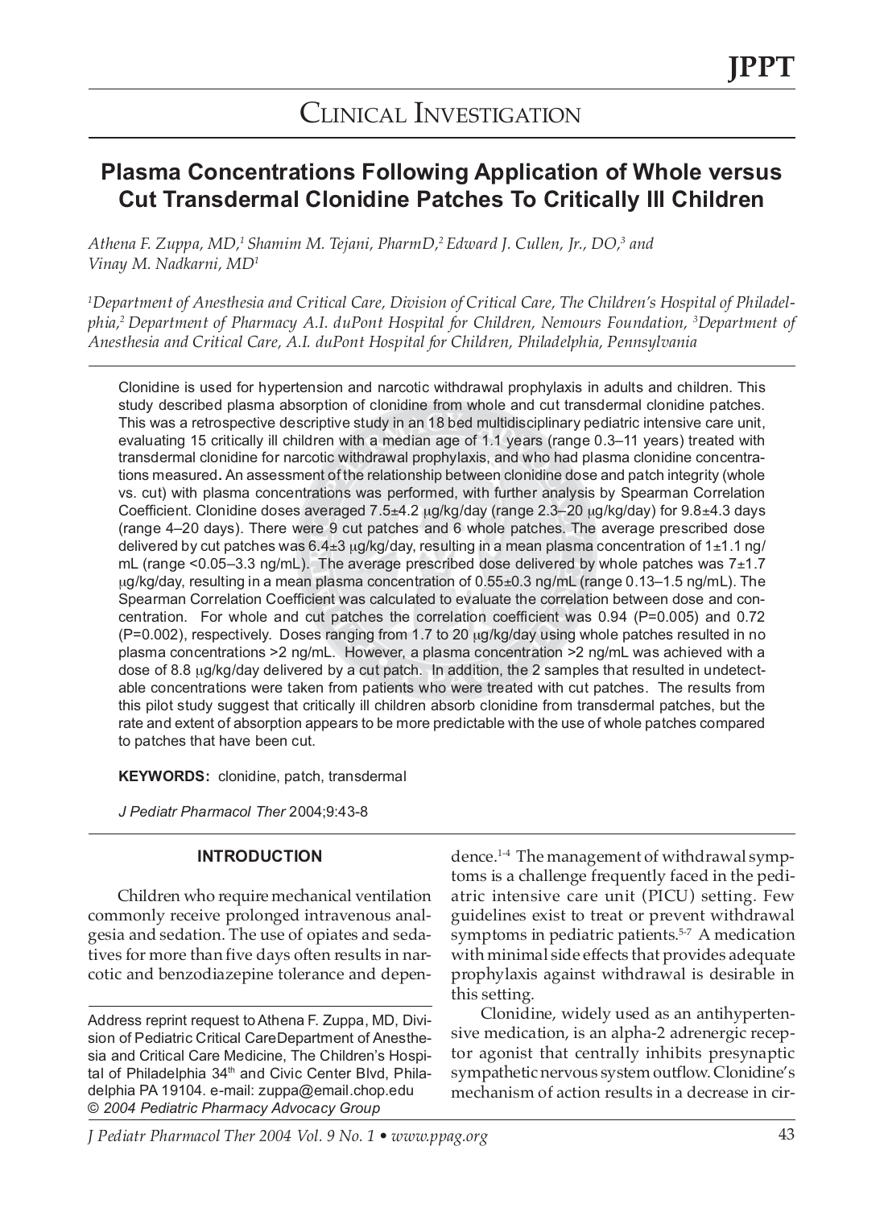# Clinical Investigation

## Plasma Concentrations Following Application of Whole versus Cut Transdermal Clonidine Patches To Critically Ill Children

*Athena F. Zuppa, MD,[1] Shamim M. Tejani, PharmD,[2] Edward J. Cullen, Jr., DO,[3] and Vinay M. Nadkarni, MD[1]*

*[1]Department of Anesthesia and Critical Care, Division of Critical Care, The Children's Hospital of Philadelphia,[2] Department of Pharmacy A.I. duPont Hospital for Children, Nemours Foundation, [3]Department of Anesthesia and Critical Care, A.I. duPont Hospital for Children, Philadelphia, Pennsylvania*

Clonidine is used for hypertension and narcotic withdrawal prophylaxis in adults and children. This study described plasma absorption of clonidine from whole and cut transdermal clonidine patches. This was a retrospective descriptive study in an 18 bed multidisciplinary pediatric intensive care unit, evaluating 15 critically ill children with a median age of 1.1 years (range 0.3–11 years) treated with transdermal clonidine for narcotic withdrawal prophylaxis, and who had plasma clonidine concentrations measured**.** An assessment of the relationship between clonidine dose and patch integrity (whole vs. cut) with plasma concentrations was performed, with further analysis by Spearman Correlation Coefficient. Clonidine doses averaged 7.5±4.2 μg/kg/day (range 2.3–20 μg/kg/day) for 9.8±4.3 days (range 4–20 days). There were 9 cut patches and 6 whole patches. The average prescribed dose delivered by cut patches was 6.4±3 μg/kg/day, resulting in a mean plasma concentration of 1±1.1 ng/mL (range <0.05–3.3 ng/mL). The average prescribed dose delivered by whole patches was 7±1.7 μg/kg/day, resulting in a mean plasma concentration of 0.55±0.3 ng/mL (range 0.13–1.5 ng/mL). The Spearman Correlation Coefficient was calculated to evaluate the correlation between dose and concentration. For whole and cut patches the correlation coefficient was 0.94 (P=0.005) and 0.72 (P=0.002), respectively. Doses ranging from 1.7 to 20 μg/kg/day using whole patches resulted in no plasma concentrations >2 ng/mL. However, a plasma concentration >2 ng/mL was achieved with a dose of 8.8 μg/kg/day delivered by a cut patch. In addition, the 2 samples that resulted in undetectable concentrations were taken from patients who were treated with cut patches. The results from this pilot study suggest that critically ill children absorb clonidine from transdermal patches, but the rate and extent of absorption appears to be more predictable with the use of whole patches compared to patches that have been cut.

**KEYWORDS:** clonidine, patch, transdermal

*J Pediatr Pharmacol Ther* 2004;9:43-8

### INTRODUCTION

Children who require mechanical ventilation commonly receive prolonged intravenous analgesia and sedation. The use of opiates and sedatives for more than five days often results in narcotic and benzodiazepine tolerance and dependence.[1-4] The management of withdrawal symptoms is a challenge frequently faced in the pediatric intensive care unit (PICU) setting. Few guidelines exist to treat or prevent withdrawal symptoms in pediatric patients.[5-7] A medication with minimal side effects that provides adequate prophylaxis against withdrawal is desirable in this setting.

Clonidine, widely used as an antihypertensive medication, is an alpha-2 adrenergic receptor agonist that centrally inhibits presynaptic sympathetic nervous system outflow. Clonidine's mechanism of action results in a decrease in cir-

Address reprint request to Athena F. Zuppa, MD, Division of Pediatric Critical CareDepartment of Anesthesia and Critical Care Medicine, The Children's Hospital of Philadelphia 34th and Civic Center Blvd, Philadelphia PA 19104. e-mail: zuppa@email.chop.edu
*© 2004 Pediatric Pharmacy Advocacy Group*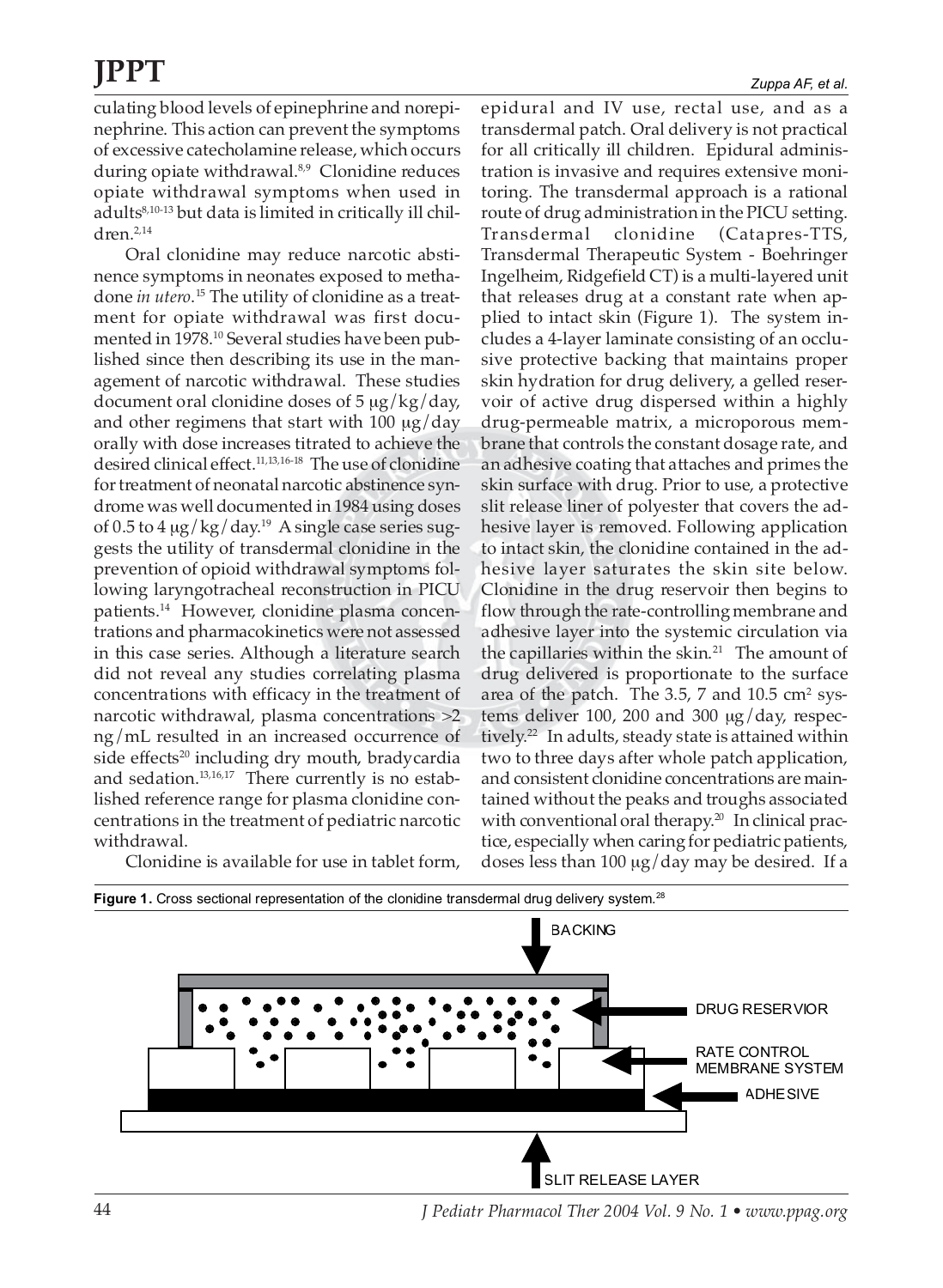culating blood levels of epinephrine and norepinephrine. This action can prevent the symptoms of excessive catecholamine release, which occurs during opiate withdrawal.[8,9] Clonidine reduces opiate withdrawal symptoms when used in adults[8,10-13] but data is limited in critically ill children.[2,14]

Oral clonidine may reduce narcotic abstinence symptoms in neonates exposed to methadone *in utero*.[15] The utility of clonidine as a treatment for opiate withdrawal was first documented in 1978.[10] Several studies have been published since then describing its use in the management of narcotic withdrawal. These studies document oral clonidine doses of 5 μg/kg/day, and other regimens that start with 100 μg/day orally with dose increases titrated to achieve the desired clinical effect.[11,13,16-18] The use of clonidine for treatment of neonatal narcotic abstinence syndrome was well documented in 1984 using doses of 0.5 to 4 μg/kg/day.[19] A single case series suggests the utility of transdermal clonidine in the prevention of opioid withdrawal symptoms following laryngotracheal reconstruction in PICU patients.[14] However, clonidine plasma concentrations and pharmacokinetics were not assessed in this case series. Although a literature search did not reveal any studies correlating plasma concentrations with efficacy in the treatment of narcotic withdrawal, plasma concentrations >2 ng/mL resulted in an increased occurrence of side effects[20] including dry mouth, bradycardia and sedation.[13,16,17] There currently is no established reference range for plasma clonidine concentrations in the treatment of pediatric narcotic withdrawal.

Clonidine is available for use in tablet form, epidural and IV use, rectal use, and as a transdermal patch. Oral delivery is not practical for all critically ill children. Epidural administration is invasive and requires extensive monitoring. The transdermal approach is a rational route of drug administration in the PICU setting. Transdermal clonidine (Catapres-TTS, Transdermal Therapeutic System - Boehringer Ingelheim, Ridgefield CT) is a multi-layered unit that releases drug at a constant rate when applied to intact skin (Figure 1). The system includes a 4-layer laminate consisting of an occlusive protective backing that maintains proper skin hydration for drug delivery, a gelled reservoir of active drug dispersed within a highly drug-permeable matrix, a microporous membrane that controls the constant dosage rate, and an adhesive coating that attaches and primes the skin surface with drug. Prior to use, a protective slit release liner of polyester that covers the adhesive layer is removed. Following application to intact skin, the clonidine contained in the adhesive layer saturates the skin site below. Clonidine in the drug reservoir then begins to flow through the rate-controlling membrane and adhesive layer into the systemic circulation via the capillaries within the skin.[21] The amount of drug delivered is proportionate to the surface area of the patch. The 3.5, 7 and 10.5 cm$^2$ systems deliver 100, 200 and 300 μg/day, respectively.[22] In adults, steady state is attained within two to three days after whole patch application, and consistent clonidine concentrations are maintained without the peaks and troughs associated with conventional oral therapy.[20] In clinical practice, especially when caring for pediatric patients, doses less than 100 μg/day may be desired. If a

**Figure 1.** Cross sectional representation of the clonidine transdermal drug delivery system.[28]

BACKING

DRUG RESERVIOR

RATE CONTROL MEMBRANE SYSTEM

ADHESIVE

SLIT RELEASE LAYER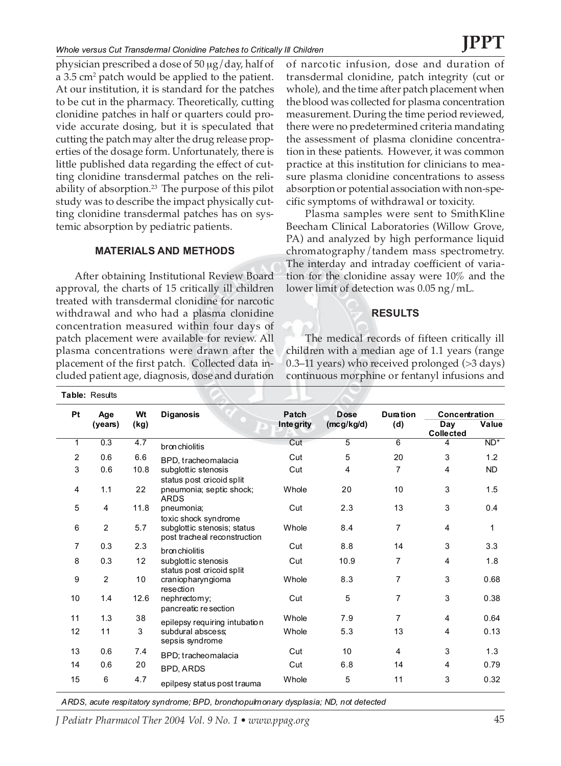physician prescribed a dose of 50 μg/day, half of a 3.5 cm[2] patch would be applied to the patient. At our institution, it is standard for the patches to be cut in the pharmacy. Theoretically, cutting clonidine patches in half or quarters could provide accurate dosing, but it is speculated that cutting the patch may alter the drug release properties of the dosage form. Unfortunately, there is little published data regarding the effect of cutting clonidine transdermal patches on the reliability of absorption.[23] The purpose of this pilot study was to describe the impact physically cutting clonidine transdermal patches has on systemic absorption by pediatric patients.

## MATERIALS AND METHODS

After obtaining Institutional Review Board approval, the charts of 15 critically ill children treated with transdermal clonidine for narcotic withdrawal and who had a plasma clonidine concentration measured within four days of patch placement were available for review. All plasma concentrations were drawn after the placement of the first patch. Collected data included patient age, diagnosis, dose and duration of narcotic infusion, dose and duration of transdermal clonidine, patch integrity (cut or whole), and the time after patch placement when the blood was collected for plasma concentration measurement. During the time period reviewed, there were no predetermined criteria mandating the assessment of plasma clonidine concentration in these patients. However, it was common practice at this institution for clinicians to measure plasma clonidine concentrations to assess absorption or potential association with non-specific symptoms of withdrawal or toxicity.

Plasma samples were sent to SmithKline Beecham Clinical Laboratories (Willow Grove, PA) and analyzed by high performance liquid chromatography/tandem mass spectrometry. The interday and intraday coefficient of variation for the clonidine assay were 10% and the lower limit of detection was 0.05 ng/mL.

## RESULTS

The medical records of fifteen critically ill children with a median age of 1.1 years (range 0.3–11 years) who received prolonged (>3 days) continuous morphine or fentanyl infusions and

**Table:** Results

| Pt | Age (years) | Wt (kg) | Diganosis | Patch Integrity | Dose (mcg/kg/d) | Duration (d) | Concentration | |
|---|---|---|---|---|---|---|---|---|
| | | | | | | | Day Collected | Value |
| 1 | 0.3 | 4.7 | bronchiolitis | Cut | 5 | 6 | 4 | ND* |
| 2 | 0.6 | 6.6 | BPD, tracheomalacia | Cut | 5 | 20 | 3 | 1.2 |
| 3 | 0.6 | 10.8 | subglottic stenosis status post cricoid split | Cut | 4 | 7 | 4 | ND |
| 4 | 1.1 | 22 | pneumonia; septic shock; ARDS | Whole | 20 | 10 | 3 | 1.5 |
| 5 | 4 | 11.8 | pneumonia; toxic shock syndrome | Cut | 2.3 | 13 | 3 | 0.4 |
| 6 | 2 | 5.7 | subglottic stenosis; status post tracheal reconstruction | Whole | 8.4 | 7 | 4 | 1 |
| 7 | 0.3 | 2.3 | bronchiolitis | Cut | 8.8 | 14 | 3 | 3.3 |
| 8 | 0.3 | 12 | subglottic stenosis status post cricoid split | Cut | 10.9 | 7 | 4 | 1.8 |
| 9 | 2 | 10 | craniopharyngioma resection | Whole | 8.3 | 7 | 3 | 0.68 |
| 10 | 1.4 | 12.6 | nephrectomy; pancreatic resection | Cut | 5 | 7 | 3 | 0.38 |
| 11 | 1.3 | 38 | epilepsy requiring intubation | Whole | 7.9 | 7 | 4 | 0.64 |
| 12 | 11 | 3 | subdural abscess; sepsis syndrome | Whole | 5.3 | 13 | 4 | 0.13 |
| 13 | 0.6 | 7.4 | BPD; tracheomalacia | Cut | 10 | 4 | 3 | 1.3 |
| 14 | 0.6 | 20 | BPD, ARDS | Cut | 6.8 | 14 | 4 | 0.79 |
| 15 | 6 | 4.7 | epilpesy status post trauma | Whole | 5 | 11 | 3 | 0.32 |

*ARDS, acute respiratory syndrome; BPD, bronchopulmonary dysplasia; ND, not detected*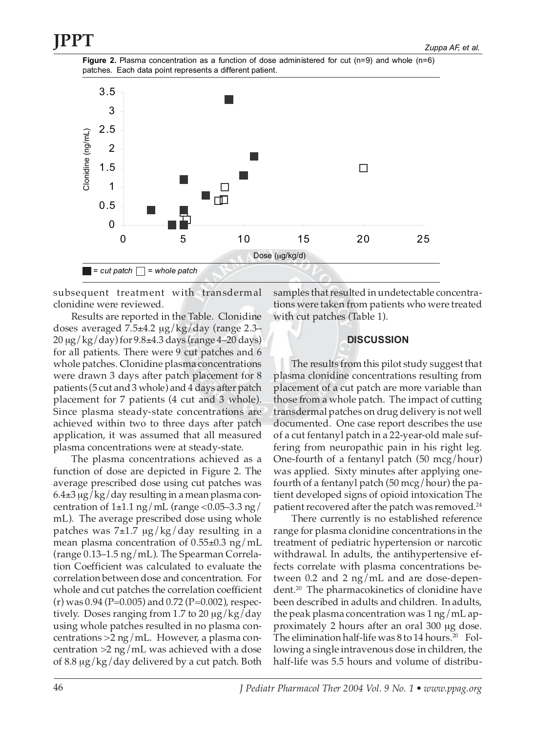**Figure 2.** Plasma concentration as a function of dose administered for cut (n=9) and whole (n=6) patches. Each data point represents a different patient.

■ = *cut patch* □ = *whole patch*

subsequent treatment with transdermal clonidine were reviewed.

Results are reported in the Table. Clonidine doses averaged 7.5±4.2 μg/kg/day (range 2.3–20 μg/kg/day) for 9.8±4.3 days (range 4–20 days) for all patients. There were 9 cut patches and 6 whole patches. Clonidine plasma concentrations were drawn 3 days after patch placement for 8 patients (5 cut and 3 whole) and 4 days after patch placement for 7 patients (4 cut and 3 whole). Since plasma steady-state concentrations are achieved within two to three days after patch application, it was assumed that all measured plasma concentrations were at steady-state.

The plasma concentrations achieved as a function of dose are depicted in Figure 2. The average prescribed dose using cut patches was 6.4±3 μg/kg/day resulting in a mean plasma concentration of 1±1.1 ng/mL (range <0.05–3.3 ng/mL). The average prescribed dose using whole patches was 7±1.7 μg/kg/day resulting in a mean plasma concentration of 0.55±0.3 ng/mL (range 0.13–1.5 ng/mL). The Spearman Correlation Coefficient was calculated to evaluate the correlation between dose and concentration. For whole and cut patches the correlation coefficient (r) was 0.94 (P=0.005) and 0.72 (P=0.002), respectively. Doses ranging from 1.7 to 20 μg/kg/day using whole patches resulted in no plasma concentrations >2 ng/mL. However, a plasma concentration >2 ng/mL was achieved with a dose of 8.8 μg/kg/day delivered by a cut patch. Both samples that resulted in undetectable concentrations were taken from patients who were treated with cut patches (Table 1).

## DISCUSSION

The results from this pilot study suggest that plasma clonidine concentrations resulting from placement of a cut patch are more variable than those from a whole patch. The impact of cutting transdermal patches on drug delivery is not well documented. One case report describes the use of a cut fentanyl patch in a 22-year-old male suffering from neuropathic pain in his right leg. One-fourth of a fentanyl patch (50 mcg/hour) was applied. Sixty minutes after applying one-fourth of a fentanyl patch (50 mcg/hour) the patient developed signs of opioid intoxication The patient recovered after the patch was removed.[24]

There currently is no established reference range for plasma clonidine concentrations in the treatment of pediatric hypertension or narcotic withdrawal. In adults, the antihypertensive effects correlate with plasma concentrations between 0.2 and 2 ng/mL and are dose-dependent.[20] The pharmacokinetics of clonidine have been described in adults and children. In adults, the peak plasma concentration was 1 ng/mL approximately 2 hours after an oral 300 μg dose. The elimination half-life was 8 to 14 hours.[20] Following a single intravenous dose in children, the half-life was 5.5 hours and volume of distribu-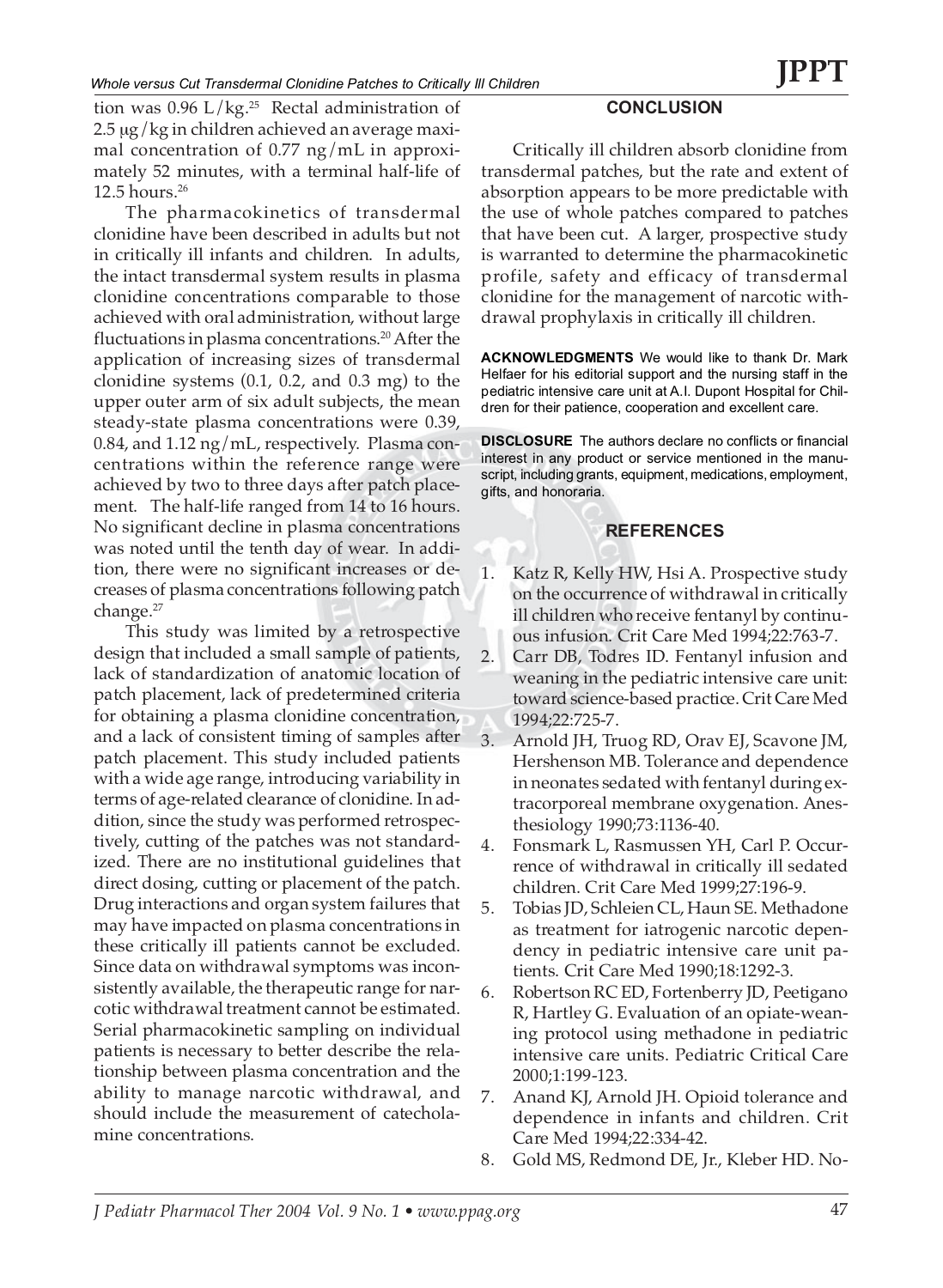tion was 0.96 L/kg.[25] Rectal administration of 2.5 μg/kg in children achieved an average maximal concentration of 0.77 ng/mL in approximately 52 minutes, with a terminal half-life of 12.5 hours.[26]

The pharmacokinetics of transdermal clonidine have been described in adults but not in critically ill infants and children. In adults, the intact transdermal system results in plasma clonidine concentrations comparable to those achieved with oral administration, without large fluctuations in plasma concentrations.[20] After the application of increasing sizes of transdermal clonidine systems (0.1, 0.2, and 0.3 mg) to the upper outer arm of six adult subjects, the mean steady-state plasma concentrations were 0.39, 0.84, and 1.12 ng/mL, respectively. Plasma concentrations within the reference range were achieved by two to three days after patch placement. The half-life ranged from 14 to 16 hours. No significant decline in plasma concentrations was noted until the tenth day of wear. In addition, there were no significant increases or decreases of plasma concentrations following patch change.[27]

This study was limited by a retrospective design that included a small sample of patients, lack of standardization of anatomic location of patch placement, lack of predetermined criteria for obtaining a plasma clonidine concentration, and a lack of consistent timing of samples after patch placement. This study included patients with a wide age range, introducing variability in terms of age-related clearance of clonidine. In addition, since the study was performed retrospectively, cutting of the patches was not standardized. There are no institutional guidelines that direct dosing, cutting or placement of the patch. Drug interactions and organ system failures that may have impacted on plasma concentrations in these critically ill patients cannot be excluded. Since data on withdrawal symptoms was inconsistently available, the therapeutic range for narcotic withdrawal treatment cannot be estimated. Serial pharmacokinetic sampling on individual patients is necessary to better describe the relationship between plasma concentration and the ability to manage narcotic withdrawal, and should include the measurement of catecholamine concentrations.

## CONCLUSION

Critically ill children absorb clonidine from transdermal patches, but the rate and extent of absorption appears to be more predictable with the use of whole patches compared to patches that have been cut. A larger, prospective study is warranted to determine the pharmacokinetic profile, safety and efficacy of transdermal clonidine for the management of narcotic withdrawal prophylaxis in critically ill children.

**ACKNOWLEDGMENTS** We would like to thank Dr. Mark Helfaer for his editorial support and the nursing staff in the pediatric intensive care unit at A.I. Dupont Hospital for Children for their patience, cooperation and excellent care.

**DISCLOSURE** The authors declare no conflicts or financial interest in any product or service mentioned in the manuscript, including grants, equipment, medications, employment, gifts, and honoraria.

## REFERENCES

1. Katz R, Kelly HW, Hsi A. Prospective study on the occurrence of withdrawal in critically ill children who receive fentanyl by continuous infusion. Crit Care Med 1994;22:763-7.
2. Carr DB, Todres ID. Fentanyl infusion and weaning in the pediatric intensive care unit: toward science-based practice. Crit Care Med 1994;22:725-7.
3. Arnold JH, Truog RD, Orav EJ, Scavone JM, Hershenson MB. Tolerance and dependence in neonates sedated with fentanyl during extracorporeal membrane oxygenation. Anesthesiology 1990;73:1136-40.
4. Fonsmark L, Rasmussen YH, Carl P. Occurrence of withdrawal in critically ill sedated children. Crit Care Med 1999;27:196-9.
5. Tobias JD, Schleien CL, Haun SE. Methadone as treatment for iatrogenic narcotic dependency in pediatric intensive care unit patients. Crit Care Med 1990;18:1292-3.
6. Robertson RC ED, Fortenberry JD, Peetigano R, Hartley G. Evaluation of an opiate-weaning protocol using methadone in pediatric intensive care units. Pediatric Critical Care 2000;1:199-123.
7. Anand KJ, Arnold JH. Opioid tolerance and dependence in infants and children. Crit Care Med 1994;22:334-42.
8. Gold MS, Redmond DE, Jr., Kleber HD. No-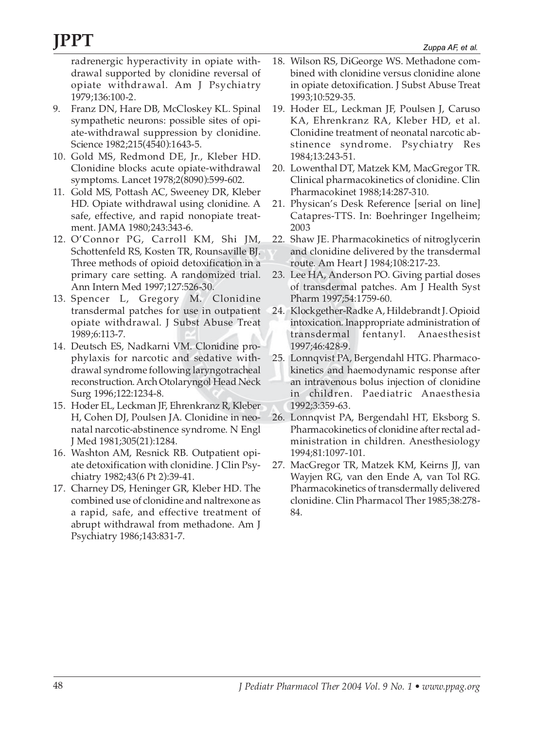radrenergic hyperactivity in opiate withdrawal supported by clonidine reversal of opiate withdrawal. Am J Psychiatry 1979;136:100-2.

9. Franz DN, Hare DB, McCloskey KL. Spinal sympathetic neurons: possible sites of opiate-withdrawal suppression by clonidine. Science 1982;215(4540):1643-5.
10. Gold MS, Redmond DE, Jr., Kleber HD. Clonidine blocks acute opiate-withdrawal symptoms. Lancet 1978;2(8090):599-602.
11. Gold MS, Pottash AC, Sweeney DR, Kleber HD. Opiate withdrawal using clonidine. A safe, effective, and rapid nonopiate treatment. JAMA 1980;243:343-6.
12. O'Connor PG, Carroll KM, Shi JM, Schottenfeld RS, Kosten TR, Rounsaville BJ. Three methods of opioid detoxification in a primary care setting. A randomized trial. Ann Intern Med 1997;127:526-30.
13. Spencer L, Gregory M. Clonidine transdermal patches for use in outpatient opiate withdrawal. J Subst Abuse Treat 1989;6:113-7.
14. Deutsch ES, Nadkarni VM. Clonidine prophylaxis for narcotic and sedative withdrawal syndrome following laryngotracheal reconstruction. Arch Otolaryngol Head Neck Surg 1996;122:1234-8.
15. Hoder EL, Leckman JF, Ehrenkranz R, Kleber H, Cohen DJ, Poulsen JA. Clonidine in neonatal narcotic-abstinence syndrome. N Engl J Med 1981;305(21):1284.
16. Washton AM, Resnick RB. Outpatient opiate detoxification with clonidine. J Clin Psychiatry 1982;43(6 Pt 2):39-41.
17. Charney DS, Heninger GR, Kleber HD. The combined use of clonidine and naltrexone as a rapid, safe, and effective treatment of abrupt withdrawal from methadone. Am J Psychiatry 1986;143:831-7.
18. Wilson RS, DiGeorge WS. Methadone combined with clonidine versus clonidine alone in opiate detoxification. J Subst Abuse Treat 1993;10:529-35.
19. Hoder EL, Leckman JF, Poulsen J, Caruso KA, Ehrenkranz RA, Kleber HD, et al. Clonidine treatment of neonatal narcotic abstinence syndrome. Psychiatry Res 1984;13:243-51.
20. Lowenthal DT, Matzek KM, MacGregor TR. Clinical pharmacokinetics of clonidine. Clin Pharmacokinet 1988;14:287-310.
21. Physican's Desk Reference [serial on line] Catapres-TTS. In: Boehringer Ingelheim; 2003
22. Shaw JE. Pharmacokinetics of nitroglycerin and clonidine delivered by the transdermal route. Am Heart J 1984;108:217-23.
23. Lee HA, Anderson PO. Giving partial doses of transdermal patches. Am J Health Syst Pharm 1997;54:1759-60.
24. Klockgether-Radke A, Hildebrandt J. Opioid intoxication. Inappropriate administration of transdermal fentanyl. Anaesthesist 1997;46:428-9.
25. Lonnqvist PA, Bergendahl HTG. Pharmacokinetics and haemodynamic response after an intravenous bolus injection of clonidine in children. Paediatric Anaesthesia 1992;3:359-63.
26. Lonnqvist PA, Bergendahl HT, Eksborg S. Pharmacokinetics of clonidine after rectal administration in children. Anesthesiology 1994;81:1097-101.
27. MacGregor TR, Matzek KM, Keirns JJ, van Wayjen RG, van den Ende A, van Tol RG. Pharmacokinetics of transdermally delivered clonidine. Clin Pharmacol Ther 1985;38:278-84.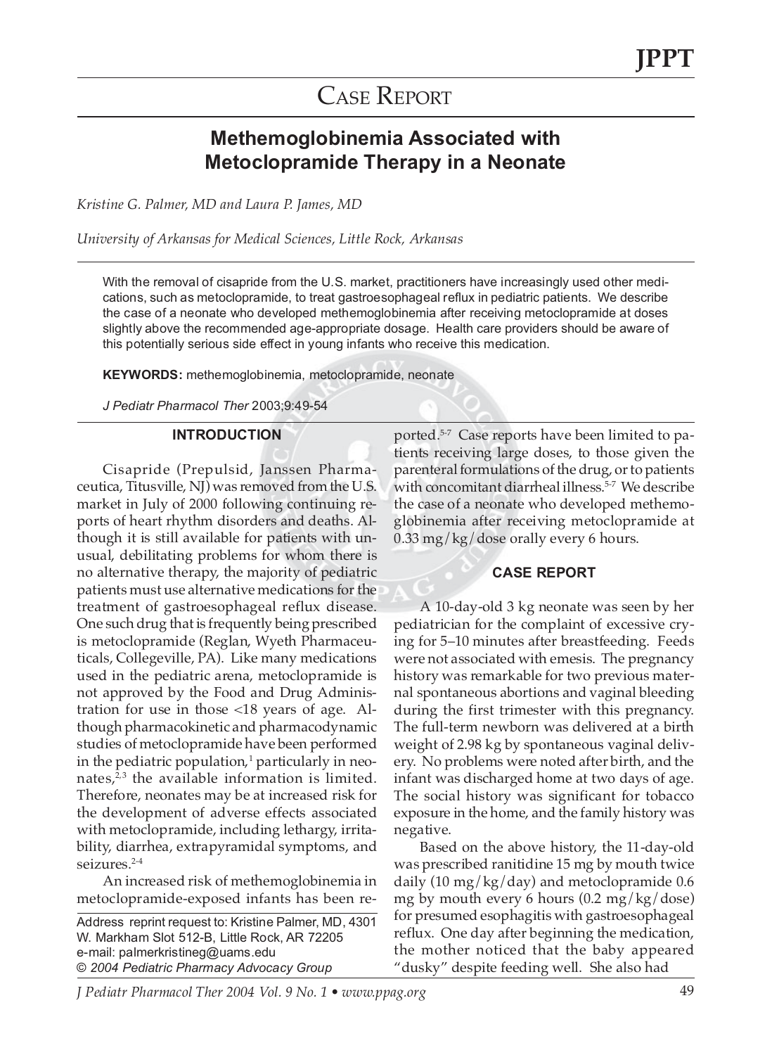# Case Report

## Methemoglobinemia Associated with Metoclopramide Therapy in a Neonate

*Kristine G. Palmer, MD and Laura P. James, MD*

*University of Arkansas for Medical Sciences, Little Rock, Arkansas*

With the removal of cisapride from the U.S. market, practitioners have increasingly used other medications, such as metoclopramide, to treat gastroesophageal reflux in pediatric patients. We describe the case of a neonate who developed methemoglobinemia after receiving metoclopramide at doses slightly above the recommended age-appropriate dosage. Health care providers should be aware of this potentially serious side effect in young infants who receive this medication.

**KEYWORDS:** methemoglobinemia, metoclopramide, neonate

*J Pediatr Pharmacol Ther* 2003;9:49-54

### INTRODUCTION

Cisapride (Prepulsid, Janssen Pharmaceutica, Titusville, NJ) was removed from the U.S. market in July of 2000 following continuing reports of heart rhythm disorders and deaths. Although it is still available for patients with unusual, debilitating problems for whom there is no alternative therapy, the majority of pediatric patients must use alternative medications for the treatment of gastroesophageal reflux disease. One such drug that is frequently being prescribed is metoclopramide (Reglan, Wyeth Pharmaceuticals, Collegeville, PA). Like many medications used in the pediatric arena, metoclopramide is not approved by the Food and Drug Administration for use in those <18 years of age. Although pharmacokinetic and pharmacodynamic studies of metoclopramide have been performed in the pediatric population,[1] particularly in neonates,[2,3] the available information is limited. Therefore, neonates may be at increased risk for the development of adverse effects associated with metoclopramide, including lethargy, irritability, diarrhea, extrapyramidal symptoms, and seizures.[2-4]

An increased risk of methemoglobinemia in metoclopramide-exposed infants has been reported.[5-7] Case reports have been limited to patients receiving large doses, to those given the parenteral formulations of the drug, or to patients with concomitant diarrheal illness.[5-7] We describe the case of a neonate who developed methemoglobinemia after receiving metoclopramide at 0.33 mg/kg/dose orally every 6 hours.

Address reprint request to: Kristine Palmer, MD, 4301 W. Markham Slot 512-B, Little Rock, AR 72205
e-mail: palmerkristineg@uams.edu
*© 2004 Pediatric Pharmacy Advocacy Group*

### CASE REPORT

A 10-day-old 3 kg neonate was seen by her pediatrician for the complaint of excessive crying for 5–10 minutes after breastfeeding. Feeds were not associated with emesis. The pregnancy history was remarkable for two previous maternal spontaneous abortions and vaginal bleeding during the first trimester with this pregnancy. The full-term newborn was delivered at a birth weight of 2.98 kg by spontaneous vaginal delivery. No problems were noted after birth, and the infant was discharged home at two days of age. The social history was significant for tobacco exposure in the home, and the family history was negative.

Based on the above history, the 11-day-old was prescribed ranitidine 15 mg by mouth twice daily (10 mg/kg/day) and metoclopramide 0.6 mg by mouth every 6 hours (0.2 mg/kg/dose) for presumed esophagitis with gastroesophageal reflux. One day after beginning the medication, the mother noticed that the baby appeared "dusky" despite feeding well. She also had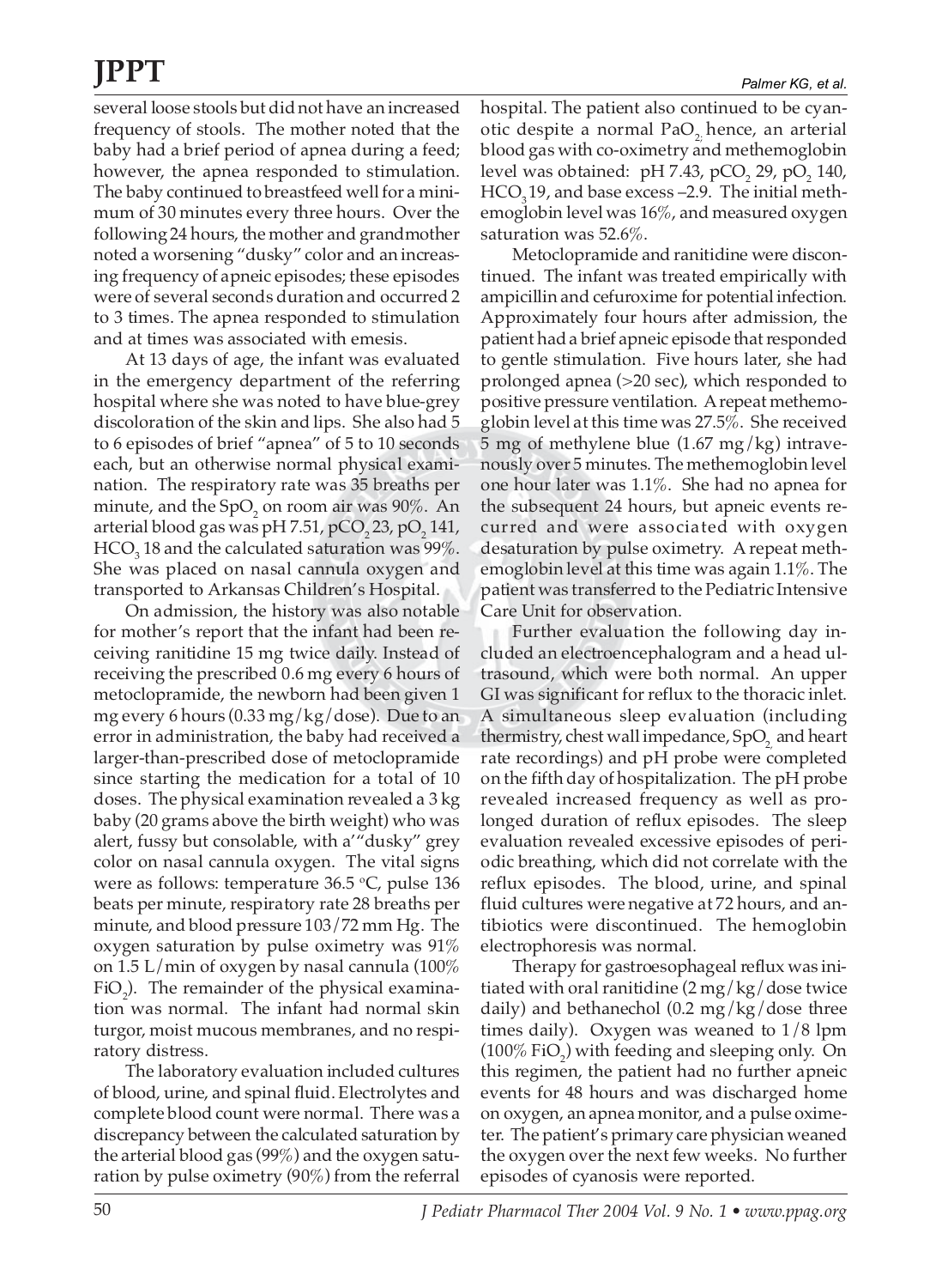several loose stools but did not have an increased frequency of stools. The mother noted that the baby had a brief period of apnea during a feed; however, the apnea responded to stimulation. The baby continued to breastfeed well for a minimum of 30 minutes every three hours. Over the following 24 hours, the mother and grandmother noted a worsening "dusky" color and an increasing frequency of apneic episodes; these episodes were of several seconds duration and occurred 2 to 3 times. The apnea responded to stimulation and at times was associated with emesis.

At 13 days of age, the infant was evaluated in the emergency department of the referring hospital where she was noted to have blue-grey discoloration of the skin and lips. She also had 5 to 6 episodes of brief "apnea" of 5 to 10 seconds each, but an otherwise normal physical examination. The respiratory rate was 35 breaths per minute, and the $SpO_2$ on room air was 90%. An arterial blood gas was pH 7.51, $pCO_2$ 23, $pO_2$ 141, $HCO_3$ 18 and the calculated saturation was 99%. She was placed on nasal cannula oxygen and transported to Arkansas Children's Hospital.

On admission, the history was also notable for mother's report that the infant had been receiving ranitidine 15 mg twice daily. Instead of receiving the prescribed 0.6 mg every 6 hours of metoclopramide, the newborn had been given 1 mg every 6 hours (0.33 mg/kg/dose). Due to an error in administration, the baby had received a larger-than-prescribed dose of metoclopramide since starting the medication for a total of 10 doses. The physical examination revealed a 3 kg baby (20 grams above the birth weight) who was alert, fussy but consolable, with a'"dusky" grey color on nasal cannula oxygen. The vital signs were as follows: temperature 36.5 °C, pulse 136 beats per minute, respiratory rate 28 breaths per minute, and blood pressure 103/72 mm Hg. The oxygen saturation by pulse oximetry was 91% on 1.5 L/min of oxygen by nasal cannula (100% $FiO_2$). The remainder of the physical examination was normal. The infant had normal skin turgor, moist mucous membranes, and no respiratory distress.

The laboratory evaluation included cultures of blood, urine, and spinal fluid. Electrolytes and complete blood count were normal. There was a discrepancy between the calculated saturation by the arterial blood gas (99%) and the oxygen saturation by pulse oximetry (90%) from the referral hospital. The patient also continued to be cyanotic despite a normal $PaO_2$, hence, an arterial blood gas with co-oximetry and methemoglobin level was obtained: pH 7.43, $pCO_2$ 29, $pO_2$ 140, $HCO_3$ 19, and base excess –2.9. The initial methemoglobin level was 16%, and measured oxygen saturation was 52.6%.

Metoclopramide and ranitidine were discontinued. The infant was treated empirically with ampicillin and cefuroxime for potential infection. Approximately four hours after admission, the patient had a brief apneic episode that responded to gentle stimulation. Five hours later, she had prolonged apnea (>20 sec), which responded to positive pressure ventilation. A repeat methemoglobin level at this time was 27.5%. She received 5 mg of methylene blue (1.67 mg/kg) intravenously over 5 minutes. The methemoglobin level one hour later was 1.1%. She had no apnea for the subsequent 24 hours, but apneic events recurred and were associated with oxygen desaturation by pulse oximetry. A repeat methemoglobin level at this time was again 1.1%. The patient was transferred to the Pediatric Intensive Care Unit for observation.

Further evaluation the following day included an electroencephalogram and a head ultrasound, which were both normal. An upper GI was significant for reflux to the thoracic inlet. A simultaneous sleep evaluation (including thermistry, chest wall impedance, $SpO_2$, and heart rate recordings) and pH probe were completed on the fifth day of hospitalization. The pH probe revealed increased frequency as well as prolonged duration of reflux episodes. The sleep evaluation revealed excessive episodes of periodic breathing, which did not correlate with the reflux episodes. The blood, urine, and spinal fluid cultures were negative at 72 hours, and antibiotics were discontinued. The hemoglobin electrophoresis was normal.

Therapy for gastroesophageal reflux was initiated with oral ranitidine (2 mg/kg/dose twice daily) and bethanechol (0.2 mg/kg/dose three times daily). Oxygen was weaned to 1/8 lpm (100% $FiO_2$) with feeding and sleeping only. On this regimen, the patient had no further apneic events for 48 hours and was discharged home on oxygen, an apnea monitor, and a pulse oximeter. The patient's primary care physician weaned the oxygen over the next few weeks. No further episodes of cyanosis were reported.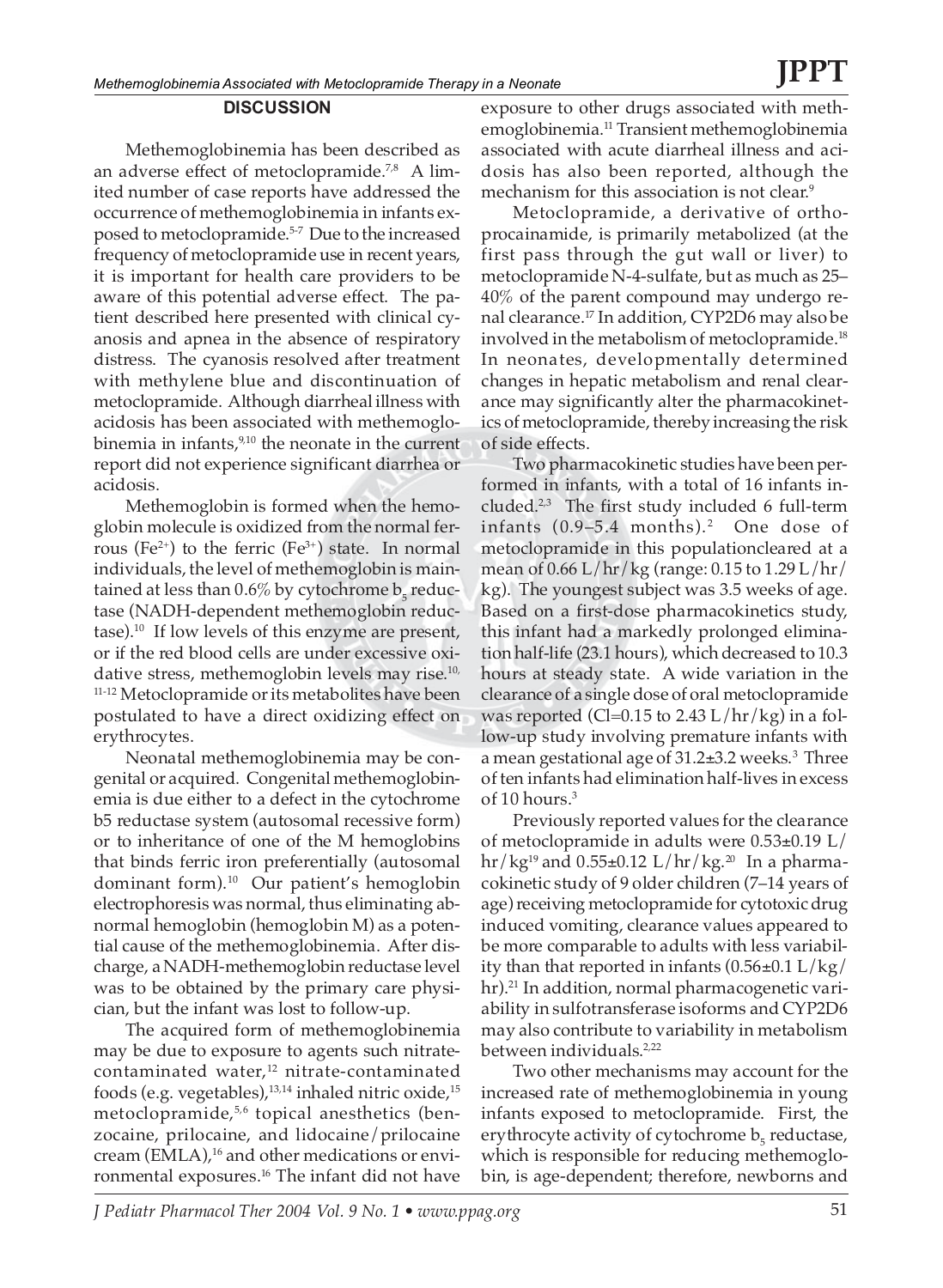## DISCUSSION

Methemoglobinemia has been described as an adverse effect of metoclopramide.[7,8] A limited number of case reports have addressed the occurrence of methemoglobinemia in infants exposed to metoclopramide.[5-7] Due to the increased frequency of metoclopramide use in recent years, it is important for health care providers to be aware of this potential adverse effect. The patient described here presented with clinical cyanosis and apnea in the absence of respiratory distress. The cyanosis resolved after treatment with methylene blue and discontinuation of metoclopramide. Although diarrheal illness with acidosis has been associated with methemoglobinemia in infants,[9,10] the neonate in the current report did not experience significant diarrhea or acidosis.

Methemoglobin is formed when the hemoglobin molecule is oxidized from the normal ferrous ($Fe^{2+}$) to the ferric ($Fe^{3+}$) state. In normal individuals, the level of methemoglobin is maintained at less than 0.6% by cytochrome $b_5$ reductase (NADH-dependent methemoglobin reductase).[10] If low levels of this enzyme are present, or if the red blood cells are under excessive oxidative stress, methemoglobin levels may rise.[10, 11-12] Metoclopramide or its metabolites have been postulated to have a direct oxidizing effect on erythrocytes.

Neonatal methemoglobinemia may be congenital or acquired. Congenital methemoglobinemia is due either to a defect in the cytochrome b5 reductase system (autosomal recessive form) or to inheritance of one of the M hemoglobins that binds ferric iron preferentially (autosomal dominant form).[10] Our patient's hemoglobin electrophoresis was normal, thus eliminating abnormal hemoglobin (hemoglobin M) as a potential cause of the methemoglobinemia. After discharge, a NADH-methemoglobin reductase level was to be obtained by the primary care physician, but the infant was lost to follow-up.

The acquired form of methemoglobinemia may be due to exposure to agents such nitrate-contaminated water,[12] nitrate-contaminated foods (e.g. vegetables),[13,14] inhaled nitric oxide,[15] metoclopramide,[5,6] topical anesthetics (benzocaine, prilocaine, and lidocaine/prilocaine cream (EMLA),[16] and other medications or environmental exposures.[16] The infant did not have exposure to other drugs associated with methemoglobinemia.[11] Transient methemoglobinemia associated with acute diarrheal illness and acidosis has also been reported, although the mechanism for this association is not clear.[9]

Metoclopramide, a derivative of ortho-procainamide, is primarily metabolized (at the first pass through the gut wall or liver) to metoclopramide N-4-sulfate, but as much as 25–40% of the parent compound may undergo renal clearance.[17] In addition, CYP2D6 may also be involved in the metabolism of metoclopramide.[18] In neonates, developmentally determined changes in hepatic metabolism and renal clearance may significantly alter the pharmacokinetics of metoclopramide, thereby increasing the risk of side effects.

Two pharmacokinetic studies have been performed in infants, with a total of 16 infants included.[2,3] The first study included 6 full-term infants (0.9–5.4 months).[2] One dose of metoclopramide in this populationcleared at a mean of 0.66 L/hr/kg (range: 0.15 to 1.29 L/hr/kg). The youngest subject was 3.5 weeks of age. Based on a first-dose pharmacokinetics study, this infant had a markedly prolonged elimination half-life (23.1 hours), which decreased to 10.3 hours at steady state. A wide variation in the clearance of a single dose of oral metoclopramide was reported (Cl=0.15 to 2.43 L/hr/kg) in a follow-up study involving premature infants with a mean gestational age of 31.2±3.2 weeks.[3] Three of ten infants had elimination half-lives in excess of 10 hours.[3]

Previously reported values for the clearance of metoclopramide in adults were 0.53±0.19 L/hr/kg[19] and 0.55±0.12 L/hr/kg.[20] In a pharmacokinetic study of 9 older children (7–14 years of age) receiving metoclopramide for cytotoxic drug induced vomiting, clearance values appeared to be more comparable to adults with less variability than that reported in infants (0.56±0.1 L/kg/hr).[21] In addition, normal pharmacogenetic variability in sulfotransferase isoforms and CYP2D6 may also contribute to variability in metabolism between individuals.[2,22]

Two other mechanisms may account for the increased rate of methemoglobinemia in young infants exposed to metoclopramide. First, the erythrocyte activity of cytochrome $b_5$ reductase, which is responsible for reducing methemoglobin, is age-dependent; therefore, newborns and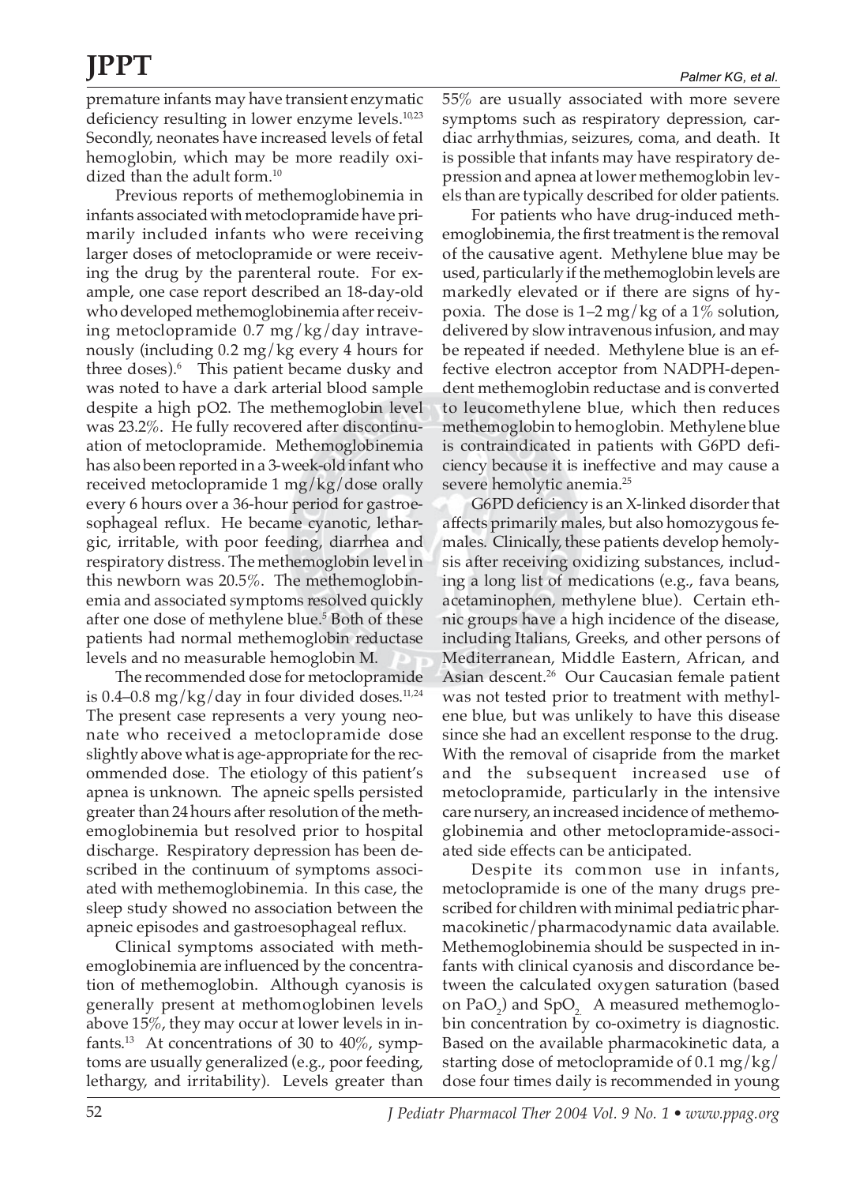premature infants may have transient enzymatic deficiency resulting in lower enzyme levels.[10,23] Secondly, neonates have increased levels of fetal hemoglobin, which may be more readily oxidized than the adult form.[10]

Previous reports of methemoglobinemia in infants associated with metoclopramide have primarily included infants who were receiving larger doses of metoclopramide or were receiving the drug by the parenteral route. For example, one case report described an 18-day-old who developed methemoglobinemia after receiving metoclopramide 0.7 mg/kg/day intravenously (including 0.2 mg/kg every 4 hours for three doses).[6] This patient became dusky and was noted to have a dark arterial blood sample despite a high pO2. The methemoglobin level was 23.2%. He fully recovered after discontinuation of metoclopramide. Methemoglobinemia has also been reported in a 3-week-old infant who received metoclopramide 1 mg/kg/dose orally every 6 hours over a 36-hour period for gastroesophageal reflux. He became cyanotic, lethargic, irritable, with poor feeding, diarrhea and respiratory distress. The methemoglobin level in this newborn was 20.5%. The methemoglobinemia and associated symptoms resolved quickly after one dose of methylene blue.[5] Both of these patients had normal methemoglobin reductase levels and no measurable hemoglobin M.

The recommended dose for metoclopramide is 0.4–0.8 mg/kg/day in four divided doses.[11,24] The present case represents a very young neonate who received a metoclopramide dose slightly above what is age-appropriate for the recommended dose. The etiology of this patient's apnea is unknown. The apneic spells persisted greater than 24 hours after resolution of the methemoglobinemia but resolved prior to hospital discharge. Respiratory depression has been described in the continuum of symptoms associated with methemoglobinemia. In this case, the sleep study showed no association between the apneic episodes and gastroesophageal reflux.

Clinical symptoms associated with methemoglobinemia are influenced by the concentration of methemoglobin. Although cyanosis is generally present at methomoglobinen levels above 15%, they may occur at lower levels in infants.[13] At concentrations of 30 to 40%, symptoms are usually generalized (e.g., poor feeding, lethargy, and irritability). Levels greater than 55% are usually associated with more severe symptoms such as respiratory depression, cardiac arrhythmias, seizures, coma, and death. It is possible that infants may have respiratory depression and apnea at lower methemoglobin levels than are typically described for older patients.

For patients who have drug-induced methemoglobinemia, the first treatment is the removal of the causative agent. Methylene blue may be used, particularly if the methemoglobin levels are markedly elevated or if there are signs of hypoxia. The dose is 1–2 mg/kg of a 1% solution, delivered by slow intravenous infusion, and may be repeated if needed. Methylene blue is an effective electron acceptor from NADPH-dependent methemoglobin reductase and is converted to leucomethylene blue, which then reduces methemoglobin to hemoglobin. Methylene blue is contraindicated in patients with G6PD deficiency because it is ineffective and may cause a severe hemolytic anemia.[25]

G6PD deficiency is an X-linked disorder that affects primarily males, but also homozygous females. Clinically, these patients develop hemolysis after receiving oxidizing substances, including a long list of medications (e.g., fava beans, acetaminophen, methylene blue). Certain ethnic groups have a high incidence of the disease, including Italians, Greeks, and other persons of Mediterranean, Middle Eastern, African, and Asian descent.[26] Our Caucasian female patient was not tested prior to treatment with methylene blue, but was unlikely to have this disease since she had an excellent response to the drug. With the removal of cisapride from the market and the subsequent increased use of metoclopramide, particularly in the intensive care nursery, an increased incidence of methemoglobinemia and other metoclopramide-associated side effects can be anticipated.

Despite its common use in infants, metoclopramide is one of the many drugs prescribed for children with minimal pediatric pharmacokinetic/pharmacodynamic data available. Methemoglobinemia should be suspected in infants with clinical cyanosis and discordance between the calculated oxygen saturation (based on $PaO_2$) and $SpO_2$. A measured methemoglobin concentration by co-oximetry is diagnostic. Based on the available pharmacokinetic data, a starting dose of metoclopramide of 0.1 mg/kg/dose four times daily is recommended in young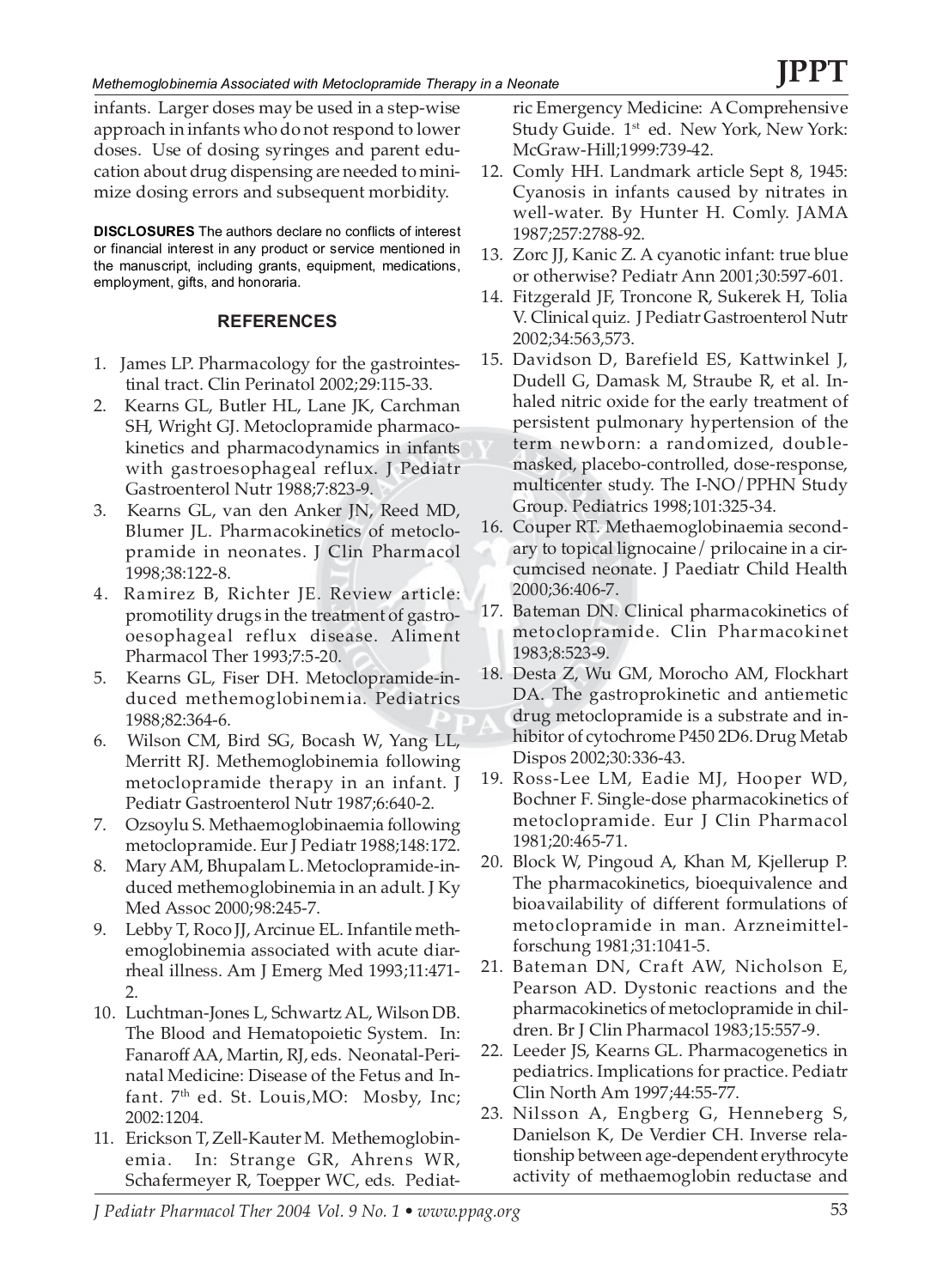infants. Larger doses may be used in a step-wise approach in infants who do not respond to lower doses. Use of dosing syringes and parent education about drug dispensing are needed to minimize dosing errors and subsequent morbidity.

**DISCLOSURES** The authors declare no conflicts of interest or financial interest in any product or service mentioned in the manuscript, including grants, equipment, medications, employment, gifts, and honoraria.

## REFERENCES

1. James LP. Pharmacology for the gastrointestinal tract. Clin Perinatol 2002;29:115-33.
2. Kearns GL, Butler HL, Lane JK, Carchman SH, Wright GJ. Metoclopramide pharmacokinetics and pharmacodynamics in infants with gastroesophageal reflux. J Pediatr Gastroenterol Nutr 1988;7:823-9.
3. Kearns GL, van den Anker JN, Reed MD, Blumer JL. Pharmacokinetics of metoclopramide in neonates. J Clin Pharmacol 1998;38:122-8.
4. Ramirez B, Richter JE. Review article: promotility drugs in the treatment of gastro-oesophageal reflux disease. Aliment Pharmacol Ther 1993;7:5-20.
5. Kearns GL, Fiser DH. Metoclopramide-induced methemoglobinemia. Pediatrics 1988;82:364-6.
6. Wilson CM, Bird SG, Bocash W, Yang LL, Merritt RJ. Methemoglobinemia following metoclopramide therapy in an infant. J Pediatr Gastroenterol Nutr 1987;6:640-2.
7. Ozsoylu S. Methaemoglobinaemia following metoclopramide. Eur J Pediatr 1988;148:172.
8. Mary AM, Bhupalam L. Metoclopramide-induced methemoglobinemia in an adult. J Ky Med Assoc 2000;98:245-7.
9. Lebby T, Roco JJ, Arcinue EL. Infantile methemoglobinemia associated with acute diarrheal illness. Am J Emerg Med 1993;11:471-2.
10. Luchtman-Jones L, Schwartz AL, Wilson DB. The Blood and Hematopoietic System. In: Fanaroff AA, Martin, RJ, eds. Neonatal-Perinatal Medicine: Disease of the Fetus and Infant. 7th ed. St. Louis,MO: Mosby, Inc; 2002:1204.
11. Erickson T, Zell-Kauter M. Methemoglobinemia. In: Strange GR, Ahrens WR, Schafermeyer R, Toepper WC, eds. Pediatric Emergency Medicine: A Comprehensive Study Guide. 1st ed. New York, New York: McGraw-Hill;1999:739-42.
12. Comly HH. Landmark article Sept 8, 1945: Cyanosis in infants caused by nitrates in well-water. By Hunter H. Comly. JAMA 1987;257:2788-92.
13. Zorc JJ, Kanic Z. A cyanotic infant: true blue or otherwise? Pediatr Ann 2001;30:597-601.
14. Fitzgerald JF, Troncone R, Sukerek H, Tolia V. Clinical quiz. J Pediatr Gastroenterol Nutr 2002;34:563,573.
15. Davidson D, Barefield ES, Kattwinkel J, Dudell G, Damask M, Straube R, et al. Inhaled nitric oxide for the early treatment of persistent pulmonary hypertension of the term newborn: a randomized, double-masked, placebo-controlled, dose-response, multicenter study. The I-NO/PPHN Study Group. Pediatrics 1998;101:325-34.
16. Couper RT. Methaemoglobinaemia secondary to topical lignocaine/prilocaine in a circumcised neonate. J Paediatr Child Health 2000;36:406-7.
17. Bateman DN. Clinical pharmacokinetics of metoclopramide. Clin Pharmacokinet 1983;8:523-9.
18. Desta Z, Wu GM, Morocho AM, Flockhart DA. The gastroprokinetic and antiemetic drug metoclopramide is a substrate and inhibitor of cytochrome P450 2D6. Drug Metab Dispos 2002;30:336-43.
19. Ross-Lee LM, Eadie MJ, Hooper WD, Bochner F. Single-dose pharmacokinetics of metoclopramide. Eur J Clin Pharmacol 1981;20:465-71.
20. Block W, Pingoud A, Khan M, Kjellerup P. The pharmacokinetics, bioequivalence and bioavailability of different formulations of metoclopramide in man. Arzneimittelforschung 1981;31:1041-5.
21. Bateman DN, Craft AW, Nicholson E, Pearson AD. Dystonic reactions and the pharmacokinetics of metoclopramide in children. Br J Clin Pharmacol 1983;15:557-9.
22. Leeder JS, Kearns GL. Pharmacogenetics in pediatrics. Implications for practice. Pediatr Clin North Am 1997;44:55-77.
23. Nilsson A, Engberg G, Henneberg S, Danielson K, De Verdier CH. Inverse relationship between age-dependent erythrocyte activity of methaemoglobin reductase and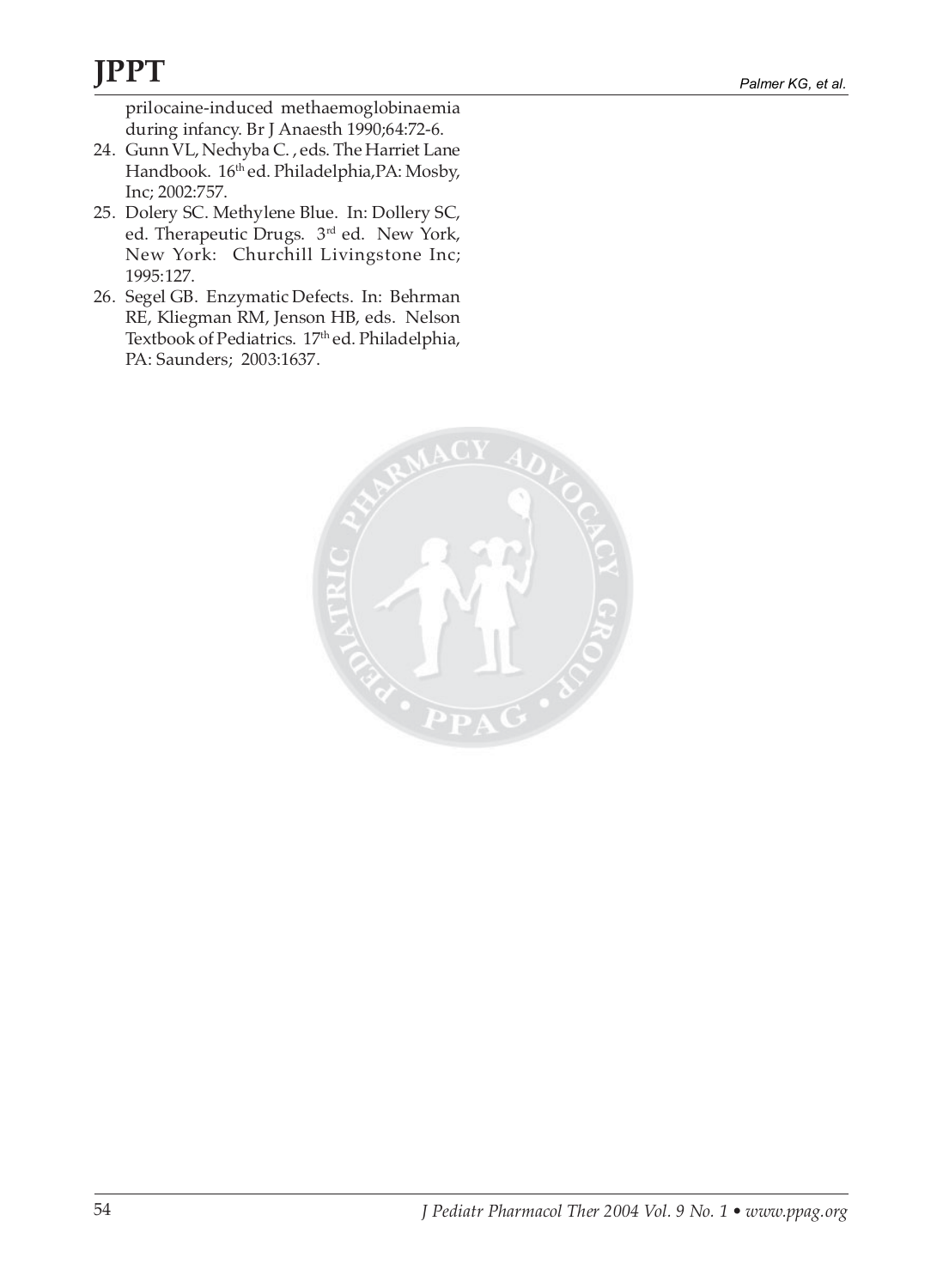prilocaine-induced methaemoglobinaemia during infancy. Br J Anaesth 1990;64:72-6.

24. Gunn VL, Nechyba C. , eds. The Harriet Lane Handbook. 16th ed. Philadelphia,PA: Mosby, Inc; 2002:757.
25. Dolery SC. Methylene Blue. In: Dollery SC, ed. Therapeutic Drugs. 3rd ed. New York, New York: Churchill Livingstone Inc; 1995:127.
26. Segel GB. Enzymatic Defects. In: Behrman RE, Kliegman RM, Jenson HB, eds. Nelson Textbook of Pediatrics. 17th ed. Philadelphia, PA: Saunders; 2003:1637.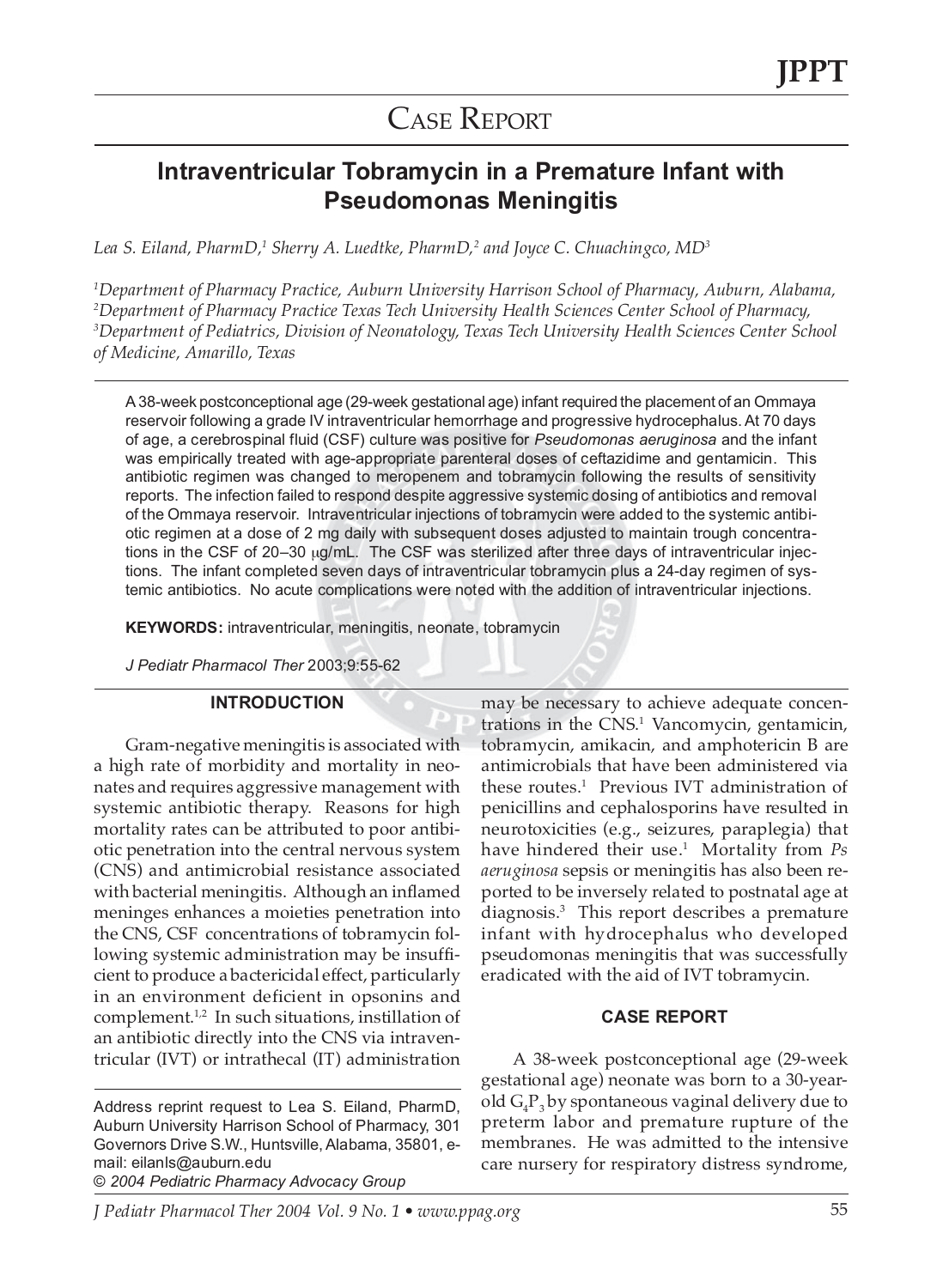# Case Report

## Intraventricular Tobramycin in a Premature Infant with Pseudomonas Meningitis

*Lea S. Eiland, PharmD,[1] Sherry A. Luedtke, PharmD,[2] and Joyce C. Chuachingco, MD[3]*

*[1]Department of Pharmacy Practice, Auburn University Harrison School of Pharmacy, Auburn, Alabama, [2]Department of Pharmacy Practice Texas Tech University Health Sciences Center School of Pharmacy, [3]Department of Pediatrics, Division of Neonatology, Texas Tech University Health Sciences Center School of Medicine, Amarillo, Texas*

A 38-week postconceptional age (29-week gestational age) infant required the placement of an Ommaya reservoir following a grade IV intraventricular hemorrhage and progressive hydrocephalus. At 70 days of age, a cerebrospinal fluid (CSF) culture was positive for *Pseudomonas aeruginosa* and the infant was empirically treated with age-appropriate parenteral doses of ceftazidime and gentamicin. This antibiotic regimen was changed to meropenem and tobramycin following the results of sensitivity reports. The infection failed to respond despite aggressive systemic dosing of antibiotics and removal of the Ommaya reservoir. Intraventricular injections of tobramycin were added to the systemic antibiotic regimen at a dose of 2 mg daily with subsequent doses adjusted to maintain trough concentrations in the CSF of 20–30 μg/mL. The CSF was sterilized after three days of intraventricular injections. The infant completed seven days of intraventricular tobramycin plus a 24-day regimen of systemic antibiotics. No acute complications were noted with the addition of intraventricular injections.

**KEYWORDS:** intraventricular, meningitis, neonate, tobramycin

*J Pediatr Pharmacol Ther* 2003;9:55-62

### INTRODUCTION

Gram-negative meningitis is associated with a high rate of morbidity and mortality in neonates and requires aggressive management with systemic antibiotic therapy. Reasons for high mortality rates can be attributed to poor antibiotic penetration into the central nervous system (CNS) and antimicrobial resistance associated with bacterial meningitis. Although an inflamed meninges enhances a moieties penetration into the CNS, CSF concentrations of tobramycin following systemic administration may be insufficient to produce a bactericidal effect, particularly in an environment deficient in opsonins and complement.[1,2] In such situations, instillation of an antibiotic directly into the CNS via intraventricular (IVT) or intrathecal (IT) administration may be necessary to achieve adequate concentrations in the CNS.[1] Vancomycin, gentamicin, tobramycin, amikacin, and amphotericin B are antimicrobials that have been administered via these routes.[1] Previous IVT administration of penicillins and cephalosporins have resulted in neurotoxicities (e.g., seizures, paraplegia) that have hindered their use.[1] Mortality from *Ps aeruginosa* sepsis or meningitis has also been reported to be inversely related to postnatal age at diagnosis.[3] This report describes a premature infant with hydrocephalus who developed pseudomonas meningitis that was successfully eradicated with the aid of IVT tobramycin.

### CASE REPORT

A 38-week postconceptional age (29-week gestational age) neonate was born to a 30-year-old $G_4P_3$ by spontaneous vaginal delivery due to preterm labor and premature rupture of the membranes. He was admitted to the intensive care nursery for respiratory distress syndrome,

Address reprint request to Lea S. Eiland, PharmD, Auburn University Harrison School of Pharmacy, 301 Governors Drive S.W., Huntsville, Alabama, 35801, e-mail: eilanls@auburn.edu
© 2004 Pediatric Pharmacy Advocacy Group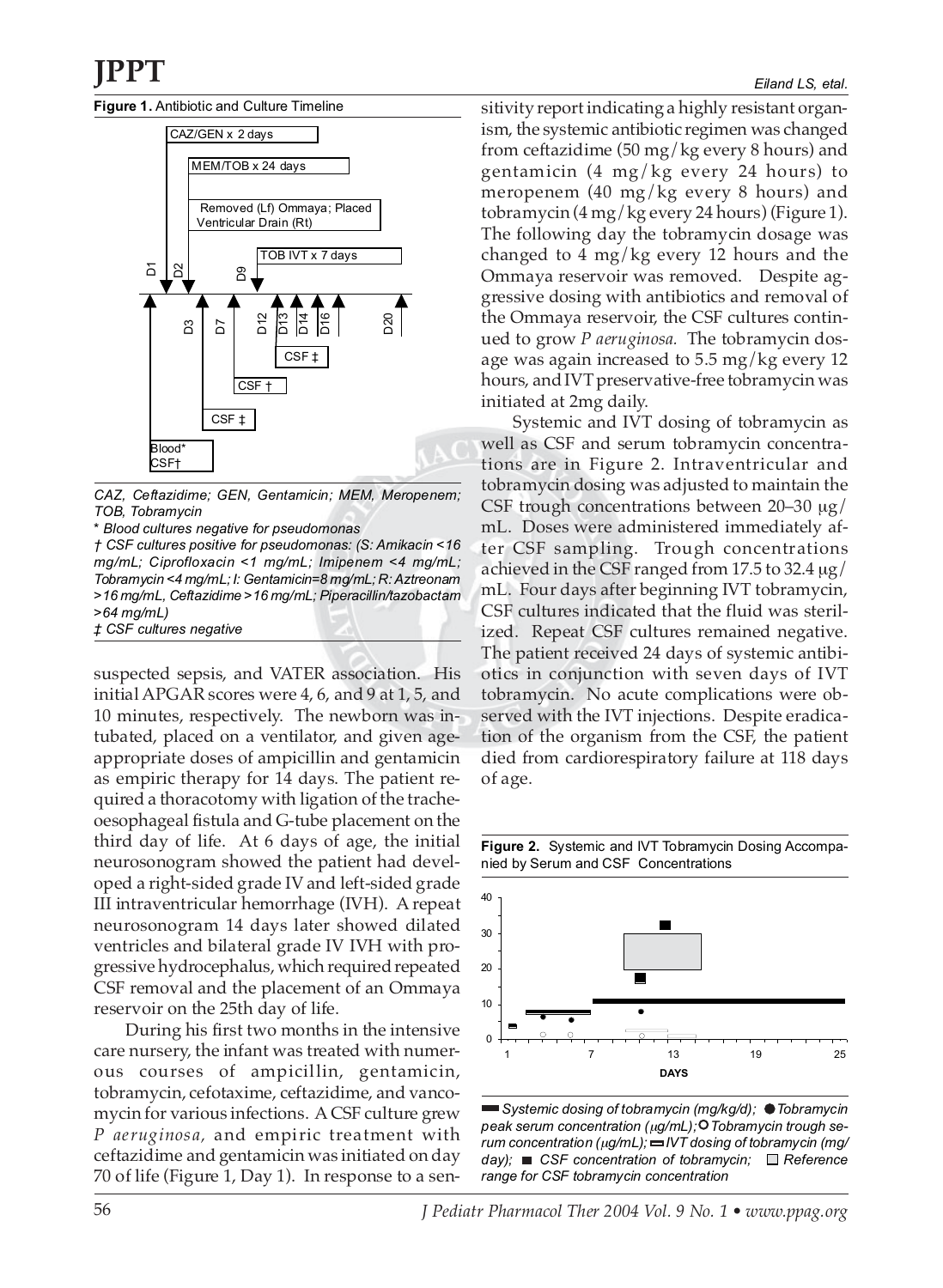**Figure 1.** Antibiotic and Culture Timeline

*CAZ, Ceftazidime; GEN, Gentamicin; MEM, Meropenem; TOB, Tobramycin*

*\* Blood cultures negative for pseudomonas*

*† CSF cultures positive for pseudomonas: (S: Amikacin <16 mg/mL; Ciprofloxacin <1 mg/mL; Imipenem <4 mg/mL; Tobramycin <4 mg/mL; I: Gentamicin=8 mg/mL; R: Aztreonam >16 mg/mL, Ceftazidime >16 mg/mL; Piperacillin/tazobactam >64 mg/mL)*

*‡ CSF cultures negative*

suspected sepsis, and VATER association. His initial APGAR scores were 4, 6, and 9 at 1, 5, and 10 minutes, respectively. The newborn was intubated, placed on a ventilator, and given age-appropriate doses of ampicillin and gentamicin as empiric therapy for 14 days. The patient required a thoracotomy with ligation of the tracheoesophageal fistula and G-tube placement on the third day of life. At 6 days of age, the initial neurosonogram showed the patient had developed a right-sided grade IV and left-sided grade III intraventricular hemorrhage (IVH). A repeat neurosonogram 14 days later showed dilated ventricles and bilateral grade IV IVH with progressive hydrocephalus, which required repeated CSF removal and the placement of an Ommaya reservoir on the 25th day of life.

During his first two months in the intensive care nursery, the infant was treated with numerous courses of ampicillin, gentamicin, tobramycin, cefotaxime, ceftazidime, and vancomycin for various infections. A CSF culture grew *P aeruginosa,* and empiric treatment with ceftazidime and gentamicin was initiated on day 70 of life (Figure 1, Day 1). In response to a sensitivity report indicating a highly resistant organism, the systemic antibiotic regimen was changed from ceftazidime (50 mg/kg every 8 hours) and gentamicin (4 mg/kg every 24 hours) to meropenem (40 mg/kg every 8 hours) and tobramycin (4 mg/kg every 24 hours) (Figure 1). The following day the tobramycin dosage was changed to 4 mg/kg every 12 hours and the Ommaya reservoir was removed. Despite aggressive dosing with antibiotics and removal of the Ommaya reservoir, the CSF cultures continued to grow *P aeruginosa.* The tobramycin dosage was again increased to 5.5 mg/kg every 12 hours, and IVT preservative-free tobramycin was initiated at 2mg daily.

Systemic and IVT dosing of tobramycin as well as CSF and serum tobramycin concentrations are in Figure 2. Intraventricular and tobramycin dosing was adjusted to maintain the CSF trough concentrations between 20–30 μg/mL. Doses were administered immediately after CSF sampling. Trough concentrations achieved in the CSF ranged from 17.5 to 32.4 μg/mL. Four days after beginning IVT tobramycin, CSF cultures indicated that the fluid was sterilized. Repeat CSF cultures remained negative. The patient received 24 days of systemic antibiotics in conjunction with seven days of IVT tobramycin. No acute complications were observed with the IVT injections. Despite eradication of the organism from the CSF, the patient died from cardiorespiratory failure at 118 days of age.

**Figure 2.** Systemic and IVT Tobramycin Dosing Accompanied by Serum and CSF Concentrations

*Systemic dosing of tobramycin (mg/kg/d); Tobramycin peak serum concentration (μg/mL); Tobramycin trough serum concentration (μg/mL); IVT dosing of tobramycin (mg/day); CSF concentration of tobramycin; Reference range for CSF tobramycin concentration*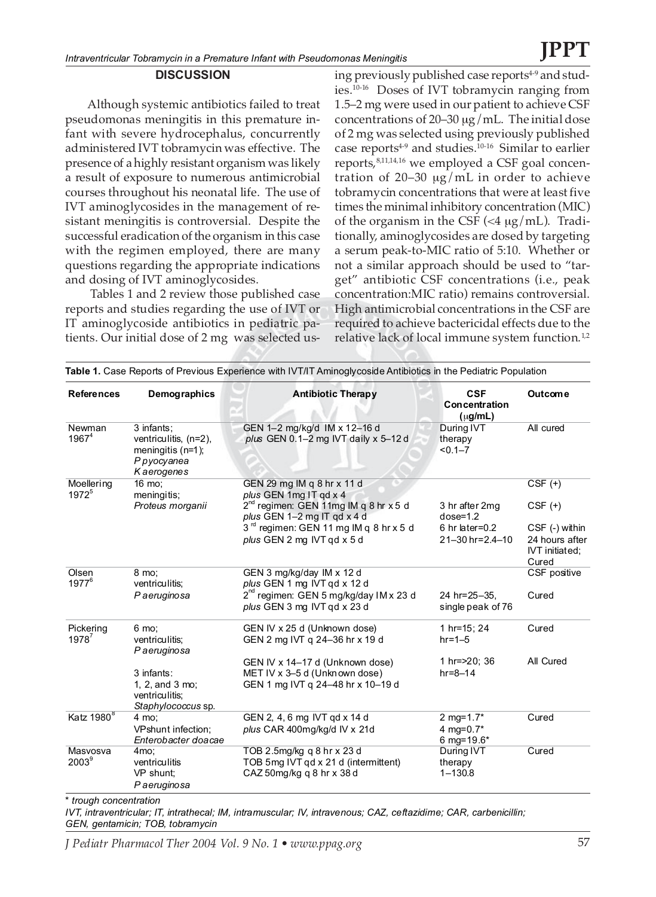## DISCUSSION

Although systemic antibiotics failed to treat pseudomonas meningitis in this premature infant with severe hydrocephalus, concurrently administered IVT tobramycin was effective. The presence of a highly resistant organism was likely a result of exposure to numerous antimicrobial courses throughout his neonatal life. The use of IVT aminoglycosides in the management of resistant meningitis is controversial. Despite the successful eradication of the organism in this case with the regimen employed, there are many questions regarding the appropriate indications and dosing of IVT aminoglycosides.

Tables 1 and 2 review those published case reports and studies regarding the use of IVT or IT aminoglycoside antibiotics in pediatric patients. Our initial dose of 2 mg was selected using previously published case reports[4-9] and studies.[10-16] Doses of IVT tobramycin ranging from 1.5–2 mg were used in our patient to achieve CSF concentrations of 20–30 μg/mL. The initial dose of 2 mg was selected using previously published case reports[4-9] and studies.[10-16] Similar to earlier reports,[8,11,14,16] we employed a CSF goal concentration of 20–30 μg/mL in order to achieve tobramycin concentrations that were at least five times the minimal inhibitory concentration (MIC) of the organism in the CSF (<4 μg/mL). Traditionally, aminoglycosides are dosed by targeting a serum peak-to-MIC ratio of 5:10. Whether or not a similar approach should be used to "target" antibiotic CSF concentrations (i.e., peak concentration:MIC ratio) remains controversial. High antimicrobial concentrations in the CSF are required to achieve bactericidal effects due to the relative lack of local immune system function.[1,2]

**Table 1.** Case Reports of Previous Experience with IVT/IT Aminoglycoside Antibiotics in the Pediatric Population

| References | Demographics | Antibiotic Therapy | CSF Concentration (μg/mL) | Outcome |
|---|---|---|---|---|
| Newman 1967[4] | 3 infants; ventriculitis, (n=2), meningitis (n=1); *P pyocyanea* *K aerogenes* | GEN 1–2 mg/kg/d IM x 12–16 d *plus* GEN 0.1–2 mg IVT daily x 5–12 d | During IVT therapy <0.1–7 | All cured |
| Moellering 1972[5] | 16 mo; meningitis; *Proteus morganii* | GEN 29 mg IM q 8 hr x 11 d *plus* GEN 1mg IT qd x 4 | | CSF (+) |
| | | 2nd regimen: GEN 11mg IM q 8 hr x 5 d *plus* GEN 1–2 mg IT qd x 4 d | 3 hr after 2mg dose=1.2 | CSF (+) |
| | | 3rd regimen: GEN 11 mg IM q 8 hr x 5 d *plus* GEN 2 mg IVT qd x 5 d | 6 hr later=0.2 21–30 hr=2.4–10 | CSF (-) within 24 hours after IVT initiated; Cured |
| Olsen 1977[6] | 8 mo; ventriculitis; *P aeruginosa* | GEN 3 mg/kg/day IM x 12 d *plus* GEN 1 mg IVT qd x 12 d | | CSF positive |
| | | 2nd regimen: GEN 5 mg/kg/day IM x 23 d *plus* GEN 3 mg IVT qd x 23 d | 24 hr=25–35, single peak of 76 | Cured |
| Pickering 1978[7] | 6 mo; ventriculitis; *P aeruginosa* | GEN IV x 25 d (Unknown dose) GEN 2 mg IVT q 24–36 hr x 19 d | 1 hr=15; 24 hr=1–5 | Cured |
| | 3 infants: 1, 2, and 3 mo; ventriculitis; *Staphylococcus* sp. | GEN IV x 14–17 d (Unknown dose) MET IV x 3–5 d (Unknown dose) GEN 1 mg IVT q 24–48 hr x 10–19 d | 1 hr=>20; 36 hr=8–14 | All Cured |
| Katz 1980[8] | 4 mo; VPshunt infection; *Enterobacter doacae* | GEN 2, 4, 6 mg IVT qd x 14 d *plus* CAR 400mg/kg/d IV x 21d | 2 mg=1.7* 4 mg=0.7* 6 mg=19.6* | Cured |
| Masvosva 2003[9] | 4mo; ventriculitis VP shunt; *P aeruginosa* | TOB 2.5mg/kg q 8 hr x 23 d TOB 5mg IVT qd x 21 d (intermittent) CAZ 50mg/kg q 8 hr x 38 d | During IVT therapy 1–130.8 | Cured |

\* *trough concentration*

*IVT, intraventricular; IT, intrathecal; IM, intramuscular; IV, intravenous; CAZ, ceftazidime; CAR, carbenicillin; GEN, gentamicin; TOB, tobramycin*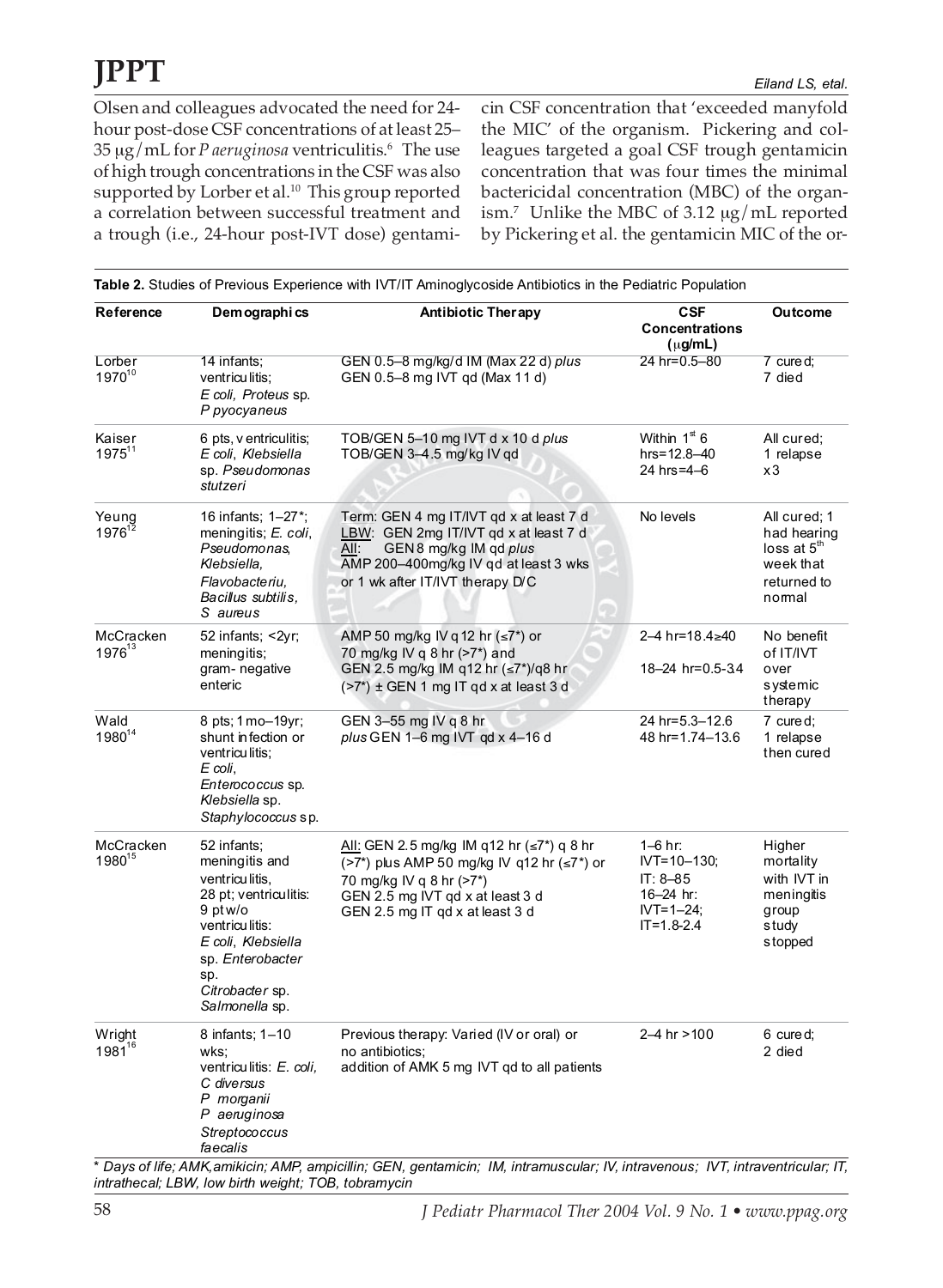Olsen and colleagues advocated the need for 24-hour post-dose CSF concentrations of at least 25–35 μg/mL for *P aeruginosa* ventriculitis.[6] The use of high trough concentrations in the CSF was also supported by Lorber et al.[10] This group reported a correlation between successful treatment and a trough (i.e., 24-hour post-IVT dose) gentamicin CSF concentration that 'exceeded manyfold the MIC' of the organism. Pickering and colleagues targeted a goal CSF trough gentamicin concentration that was four times the minimal bactericidal concentration (MBC) of the organism.[7] Unlike the MBC of 3.12 μg/mL reported by Pickering et al. the gentamicin MIC of the or-

**Table 2.** Studies of Previous Experience with IVT/IT Aminoglycoside Antibiotics in the Pediatric Population

| Reference | Demographics | Antibiotic Therapy | CSF Concentrations (μg/mL) | Outcome |
|---|---|---|---|---|
| Lorber 1970[10] | 14 infants; ventriculitis; *E coli, Proteus* sp. *P pyocyaneus* | GEN 0.5–8 mg/kg/d IM (Max 22 d) *plus* GEN 0.5–8 mg IVT qd (Max 11 d) | 24 hr=0.5–80 | 7 cured; 7 died |
| Kaiser 1975[11] | 6 pts, ventriculitis; *E coli, Klebsiella* sp. *Pseudomonas stutzeri* | TOB/GEN 5–10 mg IVT d x 10 d *plus* TOB/GEN 3–4.5 mg/kg IV qd | Within 1st 6 hrs=12.8–40 24 hrs=4–6 | All cured; 1 relapse x3 |
| Yeung 1976[12] | 16 infants; 1–27*; meningitis; *E. coli, Pseudomonas, Klebsiella, Flavobacteriu, Bacillus subtilis, S aureus* | Term: GEN 4 mg IT/IVT qd x at least 7 d LBW: GEN 2mg IT/IVT qd x at least 7 d All: GEN 8 mg/kg IM qd *plus* AMP 200–400mg/kg IV qd at least 3 wks or 1 wk after IT/IVT therapy D/C | No levels | All cured; 1 had hearing loss at 5th week that returned to normal |
| McCracken 1976[13] | 52 infants; <2yr; meningitis; gram- negative enteric | AMP 50 mg/kg IV q 12 hr (≤7*) or 70 mg/kg IV q 8 hr (>7*) and GEN 2.5 mg/kg IM q12 hr (≤7*)/q8 hr (>7*) ± GEN 1 mg IT qd x at least 3 d | 2–4 hr=18.4≥40 18–24 hr=0.5-3.4 | No benefit of IT/IVT over systemic therapy |
| Wald 1980[14] | 8 pts; 1 mo–19yr; shunt infection or ventriculitis; *E coli, Enterococcus* sp. *Klebsiella* sp. *Staphylococcus* sp. | GEN 3–55 mg IV q 8 hr *plus* GEN 1–6 mg IVT qd x 4–16 d | 24 hr=5.3–12.6 48 hr=1.74–13.6 | 7 cured; 1 relapse then cured |
| McCracken 1980[15] | 52 infants; meningitis and ventriculitis, 28 pt; ventriculitis: 9 pt w/o ventriculitis: *E coli, Klebsiella* sp. *Enterobacter* sp. *Citrobacter* sp. *Salmonella* sp. | All: GEN 2.5 mg/kg IM q12 hr (≤7*) q 8 hr (>7*) plus AMP 50 mg/kg IV q12 hr (≤7*) or 70 mg/kg IV q 8 hr (>7*) GEN 2.5 mg IVT qd x at least 3 d GEN 2.5 mg IT qd x at least 3 d | 1–6 hr: IVT=10–130; IT: 8–85 16–24 hr: IVT=1–24; IT=1.8-2.4 | Higher mortality with IVT in meningitis group study stopped |
| Wright 1981[16] | 8 infants; 1–10 wks; ventriculitis: *E. coli, C diversus P morganii P aeruginosa Streptococcus faecalis* | Previous therapy: Varied (IV or oral) or no antibiotics; addition of AMK 5 mg IVT qd to all patients | 2–4 hr >100 | 6 cured; 2 died |

\* *Days of life; AMK, amikicin; AMP, ampicillin; GEN, gentamicin; IM, intramuscular; IV, intravenous; IVT, intraventricular; IT, intrathecal; LBW, low birth weight; TOB, tobramycin*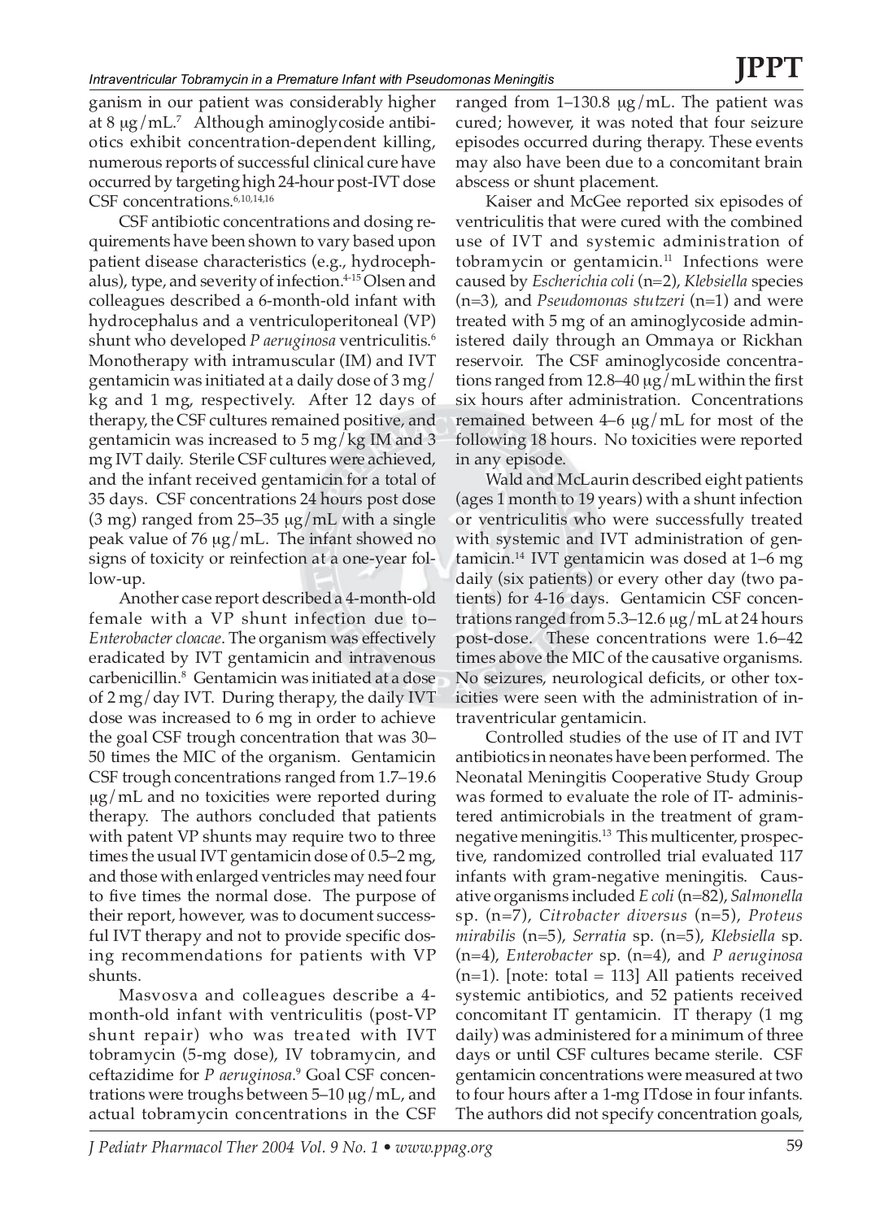ganism in our patient was considerably higher at 8 μg/mL.[7] Although aminoglycoside antibiotics exhibit concentration-dependent killing, numerous reports of successful clinical cure have occurred by targeting high 24-hour post-IVT dose CSF concentrations.[6,10,14,16]

CSF antibiotic concentrations and dosing requirements have been shown to vary based upon patient disease characteristics (e.g., hydrocephalus), type, and severity of infection.[4-15] Olsen and colleagues described a 6-month-old infant with hydrocephalus and a ventriculoperitoneal (VP) shunt who developed *P aeruginosa* ventriculitis.[6] Monotherapy with intramuscular (IM) and IVT gentamicin was initiated at a daily dose of 3 mg/kg and 1 mg, respectively. After 12 days of therapy, the CSF cultures remained positive, and gentamicin was increased to 5 mg/kg IM and 3 mg IVT daily. Sterile CSF cultures were achieved, and the infant received gentamicin for a total of 35 days. CSF concentrations 24 hours post dose (3 mg) ranged from 25–35 μg/mL with a single peak value of 76 μg/mL. The infant showed no signs of toxicity or reinfection at a one-year follow-up.

Another case report described a 4-month-old female with a VP shunt infection due to– *Enterobacter cloacae*. The organism was effectively eradicated by IVT gentamicin and intravenous carbenicillin.[8] Gentamicin was initiated at a dose of 2 mg/day IVT. During therapy, the daily IVT dose was increased to 6 mg in order to achieve the goal CSF trough concentration that was 30–50 times the MIC of the organism. Gentamicin CSF trough concentrations ranged from 1.7–19.6 μg/mL and no toxicities were reported during therapy. The authors concluded that patients with patent VP shunts may require two to three times the usual IVT gentamicin dose of 0.5–2 mg, and those with enlarged ventricles may need four to five times the normal dose. The purpose of their report, however, was to document successful IVT therapy and not to provide specific dosing recommendations for patients with VP shunts.

Masvosva and colleagues describe a 4-month-old infant with ventriculitis (post-VP shunt repair) who was treated with IVT tobramycin (5-mg dose), IV tobramycin, and ceftazidime for *P aeruginosa*.[9] Goal CSF concentrations were troughs between 5–10 μg/mL, and actual tobramycin concentrations in the CSF ranged from 1–130.8 μg/mL. The patient was cured; however, it was noted that four seizure episodes occurred during therapy. These events may also have been due to a concomitant brain abscess or shunt placement.

Kaiser and McGee reported six episodes of ventriculitis that were cured with the combined use of IVT and systemic administration of tobramycin or gentamicin.[11] Infections were caused by *Escherichia coli* (n=2), *Klebsiella* species (n=3), and *Pseudomonas stutzeri* (n=1) and were treated with 5 mg of an aminoglycoside administered daily through an Ommaya or Rickhan reservoir. The CSF aminoglycoside concentrations ranged from 12.8–40 μg/mL within the first six hours after administration. Concentrations remained between 4–6 μg/mL for most of the following 18 hours. No toxicities were reported in any episode.

Wald and McLaurin described eight patients (ages 1 month to 19 years) with a shunt infection or ventriculitis who were successfully treated with systemic and IVT administration of gentamicin.[14] IVT gentamicin was dosed at 1–6 mg daily (six patients) or every other day (two patients) for 4-16 days. Gentamicin CSF concentrations ranged from 5.3–12.6 μg/mL at 24 hours post-dose. These concentrations were 1.6–42 times above the MIC of the causative organisms. No seizures, neurological deficits, or other toxicities were seen with the administration of intraventricular gentamicin.

Controlled studies of the use of IT and IVT antibiotics in neonates have been performed. The Neonatal Meningitis Cooperative Study Group was formed to evaluate the role of IT- administered antimicrobials in the treatment of gram-negative meningitis.[13] This multicenter, prospective, randomized controlled trial evaluated 117 infants with gram-negative meningitis. Causative organisms included *E coli* (n=82), *Salmonella* sp. (n=7), *Citrobacter diversus* (n=5), *Proteus mirabilis* (n=5), *Serratia* sp. (n=5), *Klebsiella* sp. (n=4), *Enterobacter* sp. (n=4), and *P aeruginosa* (n=1). [note: total = 113] All patients received systemic antibiotics, and 52 patients received concomitant IT gentamicin. IT therapy (1 mg daily) was administered for a minimum of three days or until CSF cultures became sterile. CSF gentamicin concentrations were measured at two to four hours after a 1-mg ITdose in four infants. The authors did not specify concentration goals,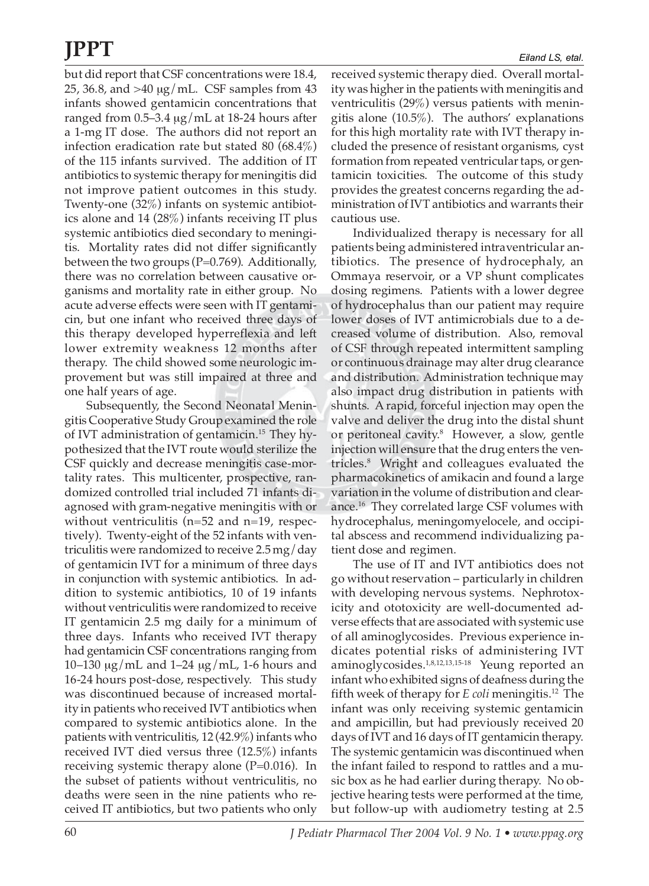but did report that CSF concentrations were 18.4, 25, 36.8, and >40 μg/mL. CSF samples from 43 infants showed gentamicin concentrations that ranged from 0.5–3.4 μg/mL at 18-24 hours after a 1-mg IT dose. The authors did not report an infection eradication rate but stated 80 (68.4%) of the 115 infants survived. The addition of IT antibiotics to systemic therapy for meningitis did not improve patient outcomes in this study. Twenty-one (32%) infants on systemic antibiotics alone and 14 (28%) infants receiving IT plus systemic antibiotics died secondary to meningitis. Mortality rates did not differ significantly between the two groups (P=0.769). Additionally, there was no correlation between causative organisms and mortality rate in either group. No acute adverse effects were seen with IT gentamicin, but one infant who received three days of this therapy developed hyperreflexia and left lower extremity weakness 12 months after therapy. The child showed some neurologic improvement but was still impaired at three and one half years of age.

Subsequently, the Second Neonatal Meningitis Cooperative Study Group examined the role of IVT administration of gentamicin.[15] They hypothesized that the IVT route would sterilize the CSF quickly and decrease meningitis case-mortality rates. This multicenter, prospective, randomized controlled trial included 71 infants diagnosed with gram-negative meningitis with or without ventriculitis (n=52 and n=19, respectively). Twenty-eight of the 52 infants with ventriculitis were randomized to receive 2.5 mg/day of gentamicin IVT for a minimum of three days in conjunction with systemic antibiotics. In addition to systemic antibiotics, 10 of 19 infants without ventriculitis were randomized to receive IT gentamicin 2.5 mg daily for a minimum of three days. Infants who received IVT therapy had gentamicin CSF concentrations ranging from 10–130 μg/mL and 1–24 μg/mL, 1-6 hours and 16-24 hours post-dose, respectively. This study was discontinued because of increased mortality in patients who received IVT antibiotics when compared to systemic antibiotics alone. In the patients with ventriculitis, 12 (42.9%) infants who received IVT died versus three (12.5%) infants receiving systemic therapy alone (P=0.016). In the subset of patients without ventriculitis, no deaths were seen in the nine patients who received IT antibiotics, but two patients who only received systemic therapy died. Overall mortality was higher in the patients with meningitis and ventriculitis (29%) versus patients with meningitis alone (10.5%). The authors' explanations for this high mortality rate with IVT therapy included the presence of resistant organisms, cyst formation from repeated ventricular taps, or gentamicin toxicities. The outcome of this study provides the greatest concerns regarding the administration of IVT antibiotics and warrants their cautious use.

Individualized therapy is necessary for all patients being administered intraventricular antibiotics. The presence of hydrocephaly, an Ommaya reservoir, or a VP shunt complicates dosing regimens. Patients with a lower degree of hydrocephalus than our patient may require lower doses of IVT antimicrobials due to a decreased volume of distribution. Also, removal of CSF through repeated intermittent sampling or continuous drainage may alter drug clearance and distribution. Administration technique may also impact drug distribution in patients with shunts. A rapid, forceful injection may open the valve and deliver the drug into the distal shunt or peritoneal cavity.[8] However, a slow, gentle injection will ensure that the drug enters the ventricles.[8] Wright and colleagues evaluated the pharmacokinetics of amikacin and found a large variation in the volume of distribution and clearance.[16] They correlated large CSF volumes with hydrocephalus, meningomyelocele, and occipital abscess and recommend individualizing patient dose and regimen.

The use of IT and IVT antibiotics does not go without reservation – particularly in children with developing nervous systems. Nephrotoxicity and ototoxicity are well-documented adverse effects that are associated with systemic use of all aminoglycosides. Previous experience indicates potential risks of administering IVT aminoglycosides.[1,8,12,13,15-18] Yeung reported an infant who exhibited signs of deafness during the fifth week of therapy for *E coli* meningitis.[12] The infant was only receiving systemic gentamicin and ampicillin, but had previously received 20 days of IVT and 16 days of IT gentamicin therapy. The systemic gentamicin was discontinued when the infant failed to respond to rattles and a music box as he had earlier during therapy. No objective hearing tests were performed at the time, but follow-up with audiometry testing at 2.5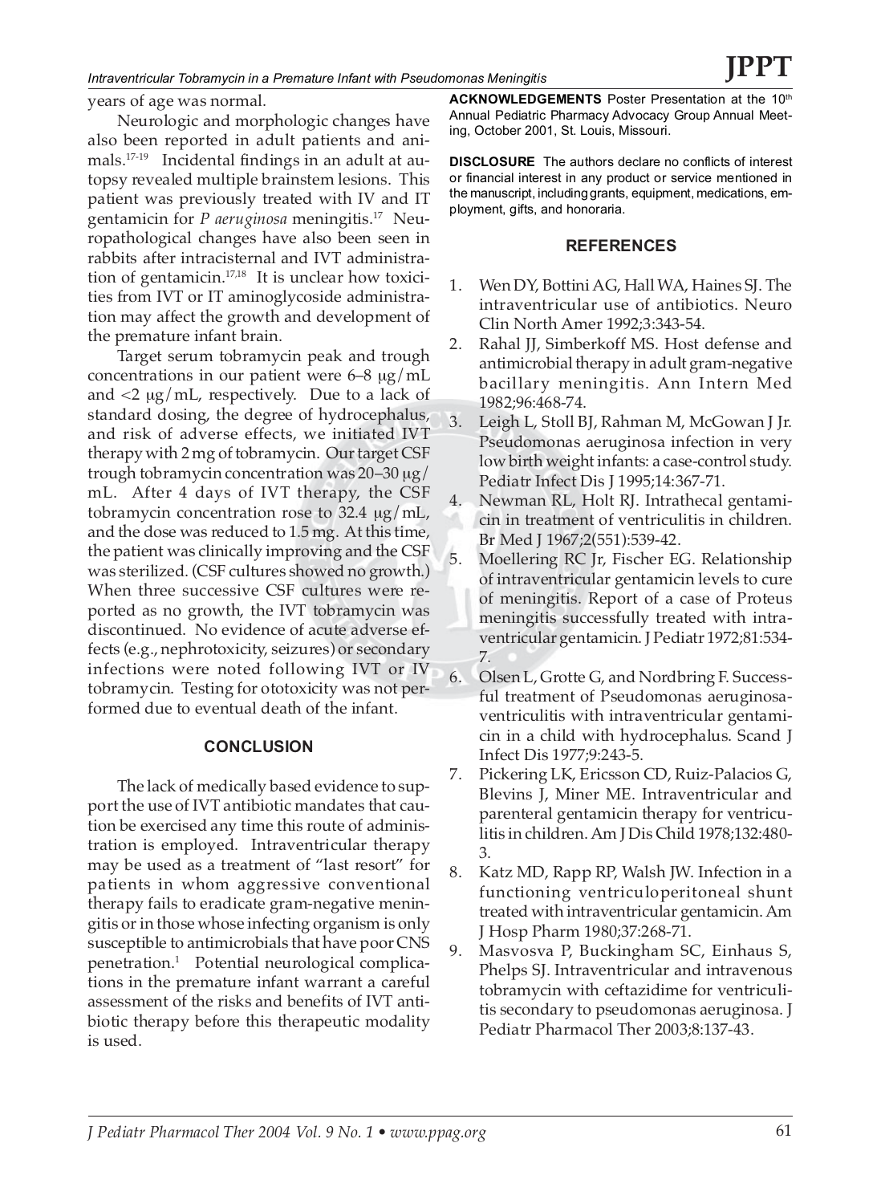years of age was normal.

Neurologic and morphologic changes have also been reported in adult patients and animals.[17-19] Incidental findings in an adult at autopsy revealed multiple brainstem lesions. This patient was previously treated with IV and IT gentamicin for *P aeruginosa* meningitis.[17] Neuropathological changes have also been seen in rabbits after intracisternal and IVT administration of gentamicin.[17,18] It is unclear how toxicities from IVT or IT aminoglycoside administration may affect the growth and development of the premature infant brain.

Target serum tobramycin peak and trough concentrations in our patient were 6–8 μg/mL and <2 μg/mL, respectively. Due to a lack of standard dosing, the degree of hydrocephalus, and risk of adverse effects, we initiated IVT therapy with 2 mg of tobramycin. Our target CSF trough tobramycin concentration was 20–30 μg/mL. After 4 days of IVT therapy, the CSF tobramycin concentration rose to 32.4 μg/mL, and the dose was reduced to 1.5 mg. At this time, the patient was clinically improving and the CSF was sterilized. (CSF cultures showed no growth.) When three successive CSF cultures were reported as no growth, the IVT tobramycin was discontinued. No evidence of acute adverse effects (e.g., nephrotoxicity, seizures) or secondary infections were noted following IVT or IV tobramycin. Testing for ototoxicity was not performed due to eventual death of the infant.

## CONCLUSION

The lack of medically based evidence to support the use of IVT antibiotic mandates that caution be exercised any time this route of administration is employed. Intraventricular therapy may be used as a treatment of "last resort" for patients in whom aggressive conventional therapy fails to eradicate gram-negative meningitis or in those whose infecting organism is only susceptible to antimicrobials that have poor CNS penetration.[1] Potential neurological complications in the premature infant warrant a careful assessment of the risks and benefits of IVT antibiotic therapy before this therapeutic modality is used.

**ACKNOWLEDGEMENTS** Poster Presentation at the 10th Annual Pediatric Pharmacy Advocacy Group Annual Meeting, October 2001, St. Louis, Missouri.

**DISCLOSURE** The authors declare no conflicts of interest or financial interest in any product or service mentioned in the manuscript, including grants, equipment, medications, employment, gifts, and honoraria.

## REFERENCES

1. Wen DY, Bottini AG, Hall WA, Haines SJ. The intraventricular use of antibiotics. Neuro Clin North Amer 1992;3:343-54.
2. Rahal JJ, Simberkoff MS. Host defense and antimicrobial therapy in adult gram-negative bacillary meningitis. Ann Intern Med 1982;96:468-74.
3. Leigh L, Stoll BJ, Rahman M, McGowan J Jr. Pseudomonas aeruginosa infection in very low birth weight infants: a case-control study. Pediatr Infect Dis J 1995;14:367-71.
4. Newman RL, Holt RJ. Intrathecal gentamicin in treatment of ventriculitis in children. Br Med J 1967;2(551):539-42.
5. Moellering RC Jr, Fischer EG. Relationship of intraventricular gentamicin levels to cure of meningitis. Report of a case of Proteus meningitis successfully treated with intraventricular gentamicin. J Pediatr 1972;81:534-7.
6. Olsen L, Grotte G, and Nordbring F. Successful treatment of Pseudomonas aeruginosa-ventriculitis with intraventricular gentamicin in a child with hydrocephalus. Scand J Infect Dis 1977;9:243-5.
7. Pickering LK, Ericsson CD, Ruiz-Palacios G, Blevins J, Miner ME. Intraventricular and parenteral gentamicin therapy for ventriculitis in children. Am J Dis Child 1978;132:480-3.
8. Katz MD, Rapp RP, Walsh JW. Infection in a functioning ventriculoperitoneal shunt treated with intraventricular gentamicin. Am J Hosp Pharm 1980;37:268-71.
9. Masvosva P, Buckingham SC, Einhaus S, Phelps SJ. Intraventricular and intravenous tobramycin with ceftazidime for ventriculitis secondary to pseudomonas aeruginosa. J Pediatr Pharmacol Ther 2003;8:137-43.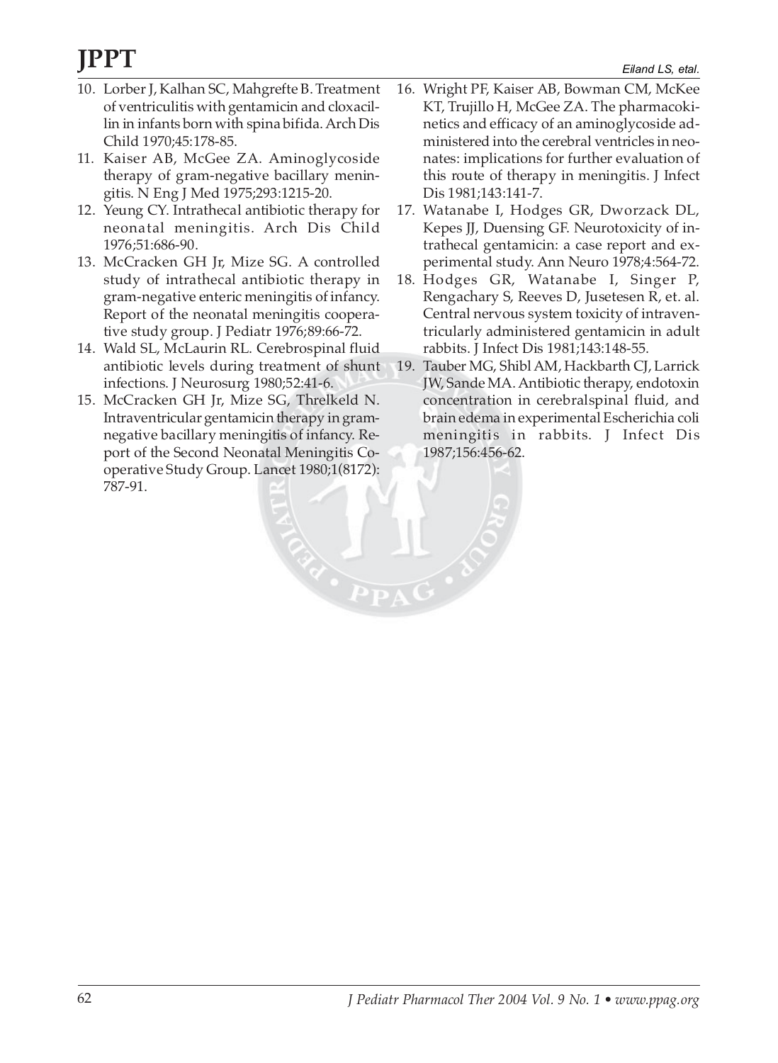10. Lorber J, Kalhan SC, Mahgrefte B. Treatment of ventriculitis with gentamicin and cloxacillin in infants born with spina bifida. Arch Dis Child 1970;45:178-85.
11. Kaiser AB, McGee ZA. Aminoglycoside therapy of gram-negative bacillary meningitis. N Eng J Med 1975;293:1215-20.
12. Yeung CY. Intrathecal antibiotic therapy for neonatal meningitis. Arch Dis Child 1976;51:686-90.
13. McCracken GH Jr, Mize SG. A controlled study of intrathecal antibiotic therapy in gram-negative enteric meningitis of infancy. Report of the neonatal meningitis cooperative study group. J Pediatr 1976;89:66-72.
14. Wald SL, McLaurin RL. Cerebrospinal fluid antibiotic levels during treatment of shunt infections. J Neurosurg 1980;52:41-6.
15. McCracken GH Jr, Mize SG, Threlkeld N. Intraventricular gentamicin therapy in gram-negative bacillary meningitis of infancy. Report of the Second Neonatal Meningitis Cooperative Study Group. Lancet 1980;1(8172): 787-91.
16. Wright PF, Kaiser AB, Bowman CM, McKee KT, Trujillo H, McGee ZA. The pharmacokinetics and efficacy of an aminoglycoside administered into the cerebral ventricles in neonates: implications for further evaluation of this route of therapy in meningitis. J Infect Dis 1981;143:141-7.
17. Watanabe I, Hodges GR, Dworzack DL, Kepes JJ, Duensing GF. Neurotoxicity of intrathecal gentamicin: a case report and experimental study. Ann Neuro 1978;4:564-72.
18. Hodges GR, Watanabe I, Singer P, Rengachary S, Reeves D, Jusetesen R, et. al. Central nervous system toxicity of intraventricularly administered gentamicin in adult rabbits. J Infect Dis 1981;143:148-55.
19. Tauber MG, Shibl AM, Hackbarth CJ, Larrick JW, Sande MA. Antibiotic therapy, endotoxin concentration in cerebralspinal fluid, and brain edema in experimental Escherichia coli meningitis in rabbits. J Infect Dis 1987;156:456-62.